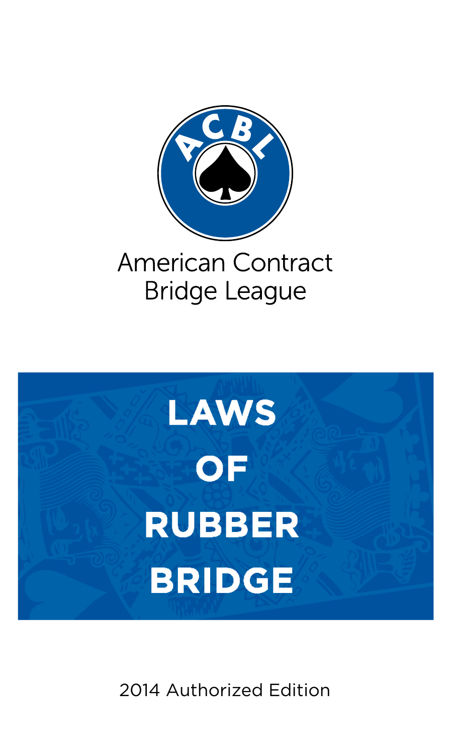ACBL

American Contract Bridge League

# LAWS OF RUBBER BRIDGE

2014 Authorized Edition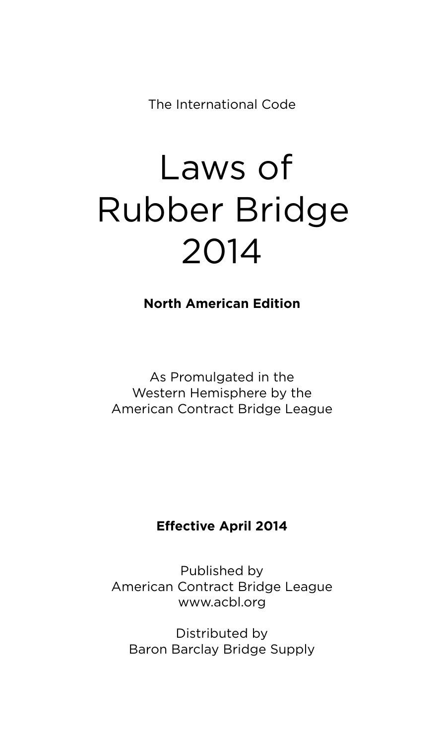The International Code

# Laws of Rubber Bridge 2014

**North American Edition**

As Promulgated in the
Western Hemisphere by the
American Contract Bridge League

**Effective April 2014**

Published by
American Contract Bridge League
www.acbl.org

Distributed by
Baron Barclay Bridge Supply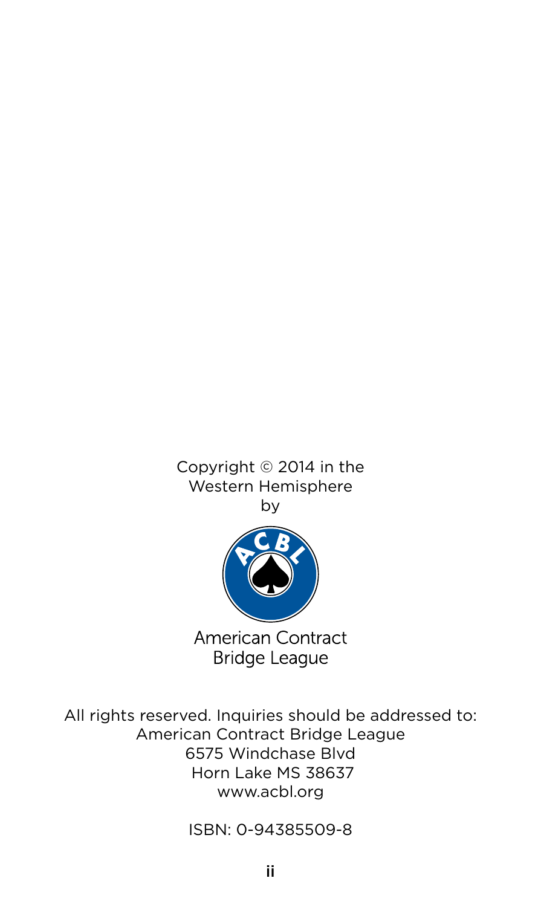Copyright © 2014 in the
Western Hemisphere
by

American Contract
Bridge League

All rights reserved. Inquiries should be addressed to:
American Contract Bridge League
6575 Windchase Blvd
Horn Lake MS 38637
www.acbl.org

ISBN: 0-94385509-8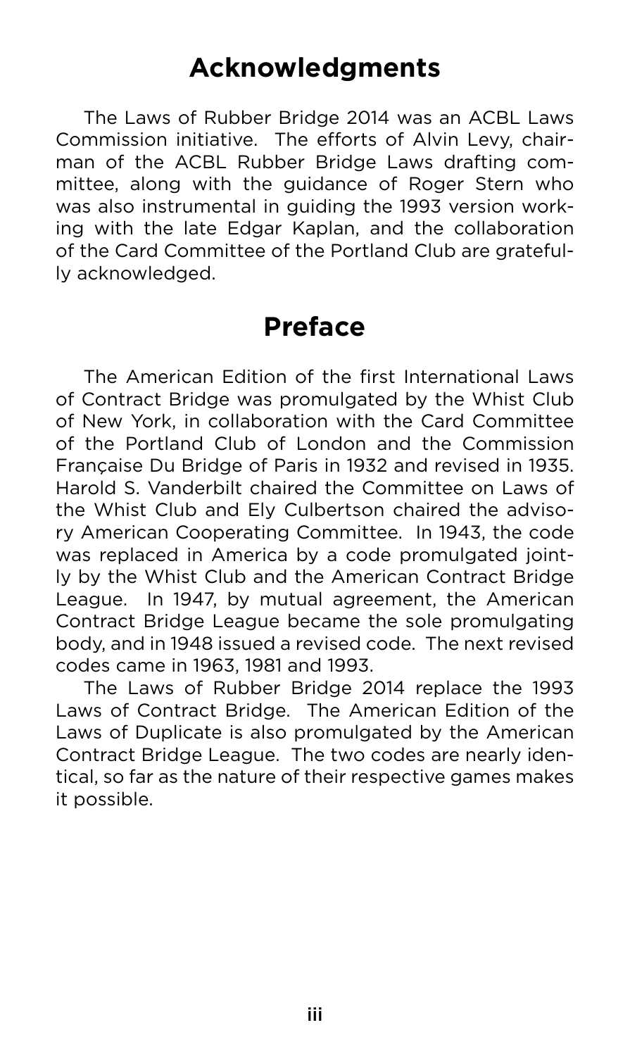## Acknowledgments

The Laws of Rubber Bridge 2014 was an ACBL Laws Commission initiative. The efforts of Alvin Levy, chairman of the ACBL Rubber Bridge Laws drafting committee, along with the guidance of Roger Stern who was also instrumental in guiding the 1993 version working with the late Edgar Kaplan, and the collaboration of the Card Committee of the Portland Club are gratefully acknowledged.

## Preface

The American Edition of the first International Laws of Contract Bridge was promulgated by the Whist Club of New York, in collaboration with the Card Committee of the Portland Club of London and the Commission Française Du Bridge of Paris in 1932 and revised in 1935. Harold S. Vanderbilt chaired the Committee on Laws of the Whist Club and Ely Culbertson chaired the advisory American Cooperating Committee. In 1943, the code was replaced in America by a code promulgated jointly by the Whist Club and the American Contract Bridge League. In 1947, by mutual agreement, the American Contract Bridge League became the sole promulgating body, and in 1948 issued a revised code. The next revised codes came in 1963, 1981 and 1993.

The Laws of Rubber Bridge 2014 replace the 1993 Laws of Contract Bridge. The American Edition of the Laws of Duplicate is also promulgated by the American Contract Bridge League. The two codes are nearly identical, so far as the nature of their respective games makes it possible.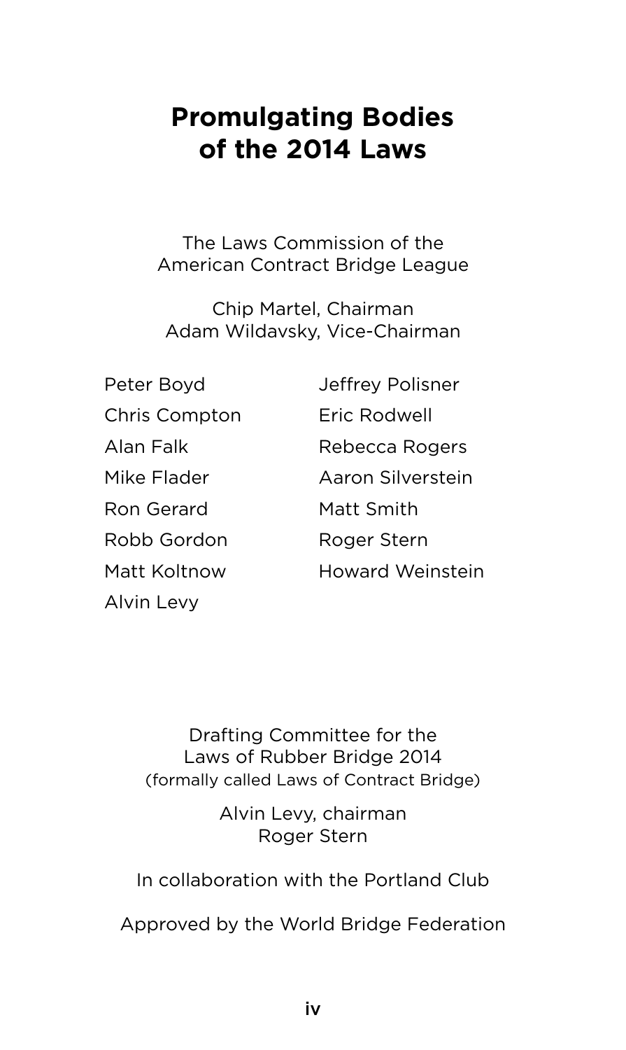# Promulgating Bodies of the 2014 Laws

The Laws Commission of the
American Contract Bridge League

Chip Martel, Chairman
Adam Wildavsky, Vice-Chairman

Peter Boyd
Chris Compton
Alan Falk
Mike Flader
Ron Gerard
Robb Gordon
Matt Koltnow
Alvin Levy
Jeffrey Polisner
Eric Rodwell
Rebecca Rogers
Aaron Silverstein
Matt Smith
Roger Stern
Howard Weinstein

Drafting Committee for the
Laws of Rubber Bridge 2014
(formally called Laws of Contract Bridge)

Alvin Levy, chairman
Roger Stern

In collaboration with the Portland Club

Approved by the World Bridge Federation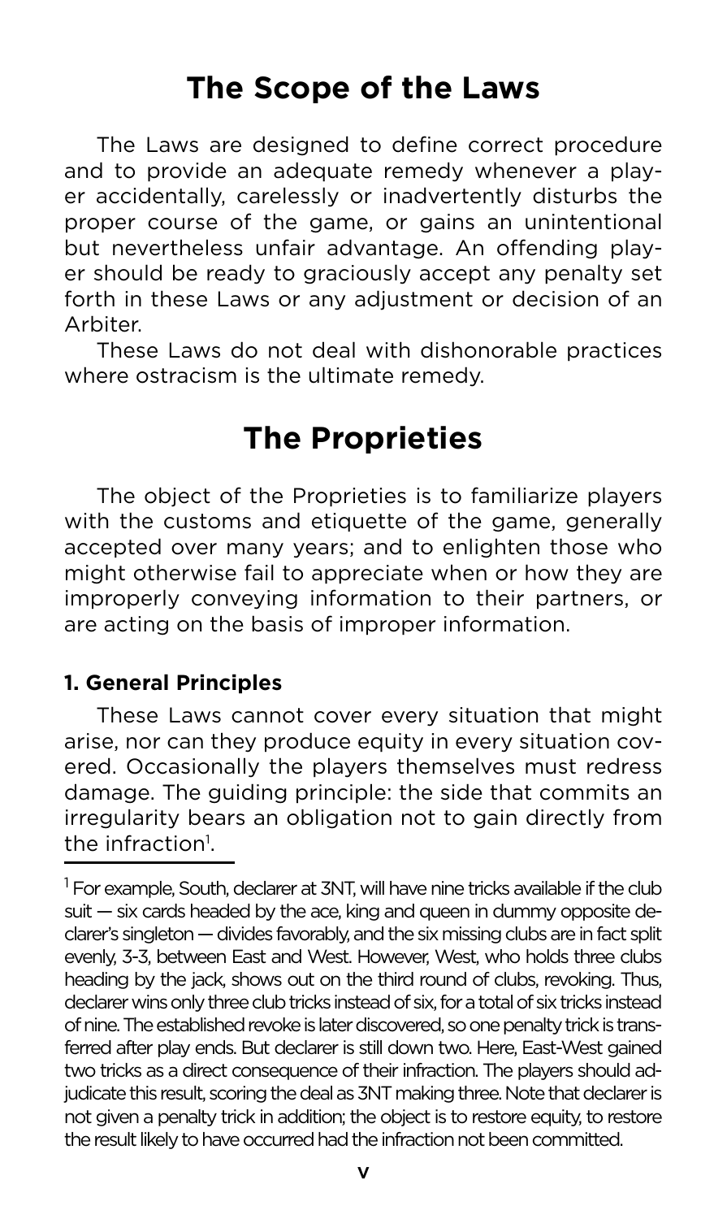# The Scope of the Laws

The Laws are designed to define correct procedure and to provide an adequate remedy whenever a player accidentally, carelessly or inadvertently disturbs the proper course of the game, or gains an unintentional but nevertheless unfair advantage. An offending player should be ready to graciously accept any penalty set forth in these Laws or any adjustment or decision of an Arbiter.

These Laws do not deal with dishonorable practices where ostracism is the ultimate remedy.

# The Proprieties

The object of the Proprieties is to familiarize players with the customs and etiquette of the game, generally accepted over many years; and to enlighten those who might otherwise fail to appreciate when or how they are improperly conveying information to their partners, or are acting on the basis of improper information.

### 1. General Principles

These Laws cannot cover every situation that might arise, nor can they produce equity in every situation covered. Occasionally the players themselves must redress damage. The guiding principle: the side that commits an irregularity bears an obligation not to gain directly from the infraction[1].

---

[1] For example, South, declarer at 3NT, will have nine tricks available if the club suit — six cards headed by the ace, king and queen in dummy opposite declarer's singleton — divides favorably, and the six missing clubs are in fact split evenly, 3-3, between East and West. However, West, who holds three clubs heading by the jack, shows out on the third round of clubs, revoking. Thus, declarer wins only three club tricks instead of six, for a total of six tricks instead of nine. The established revoke is later discovered, so one penalty trick is transferred after play ends. But declarer is still down two. Here, East-West gained two tricks as a direct consequence of their infraction. The players should adjudicate this result, scoring the deal as 3NT making three. Note that declarer is not given a penalty trick in addition; the object is to restore equity, to restore the result likely to have occurred had the infraction not been committed.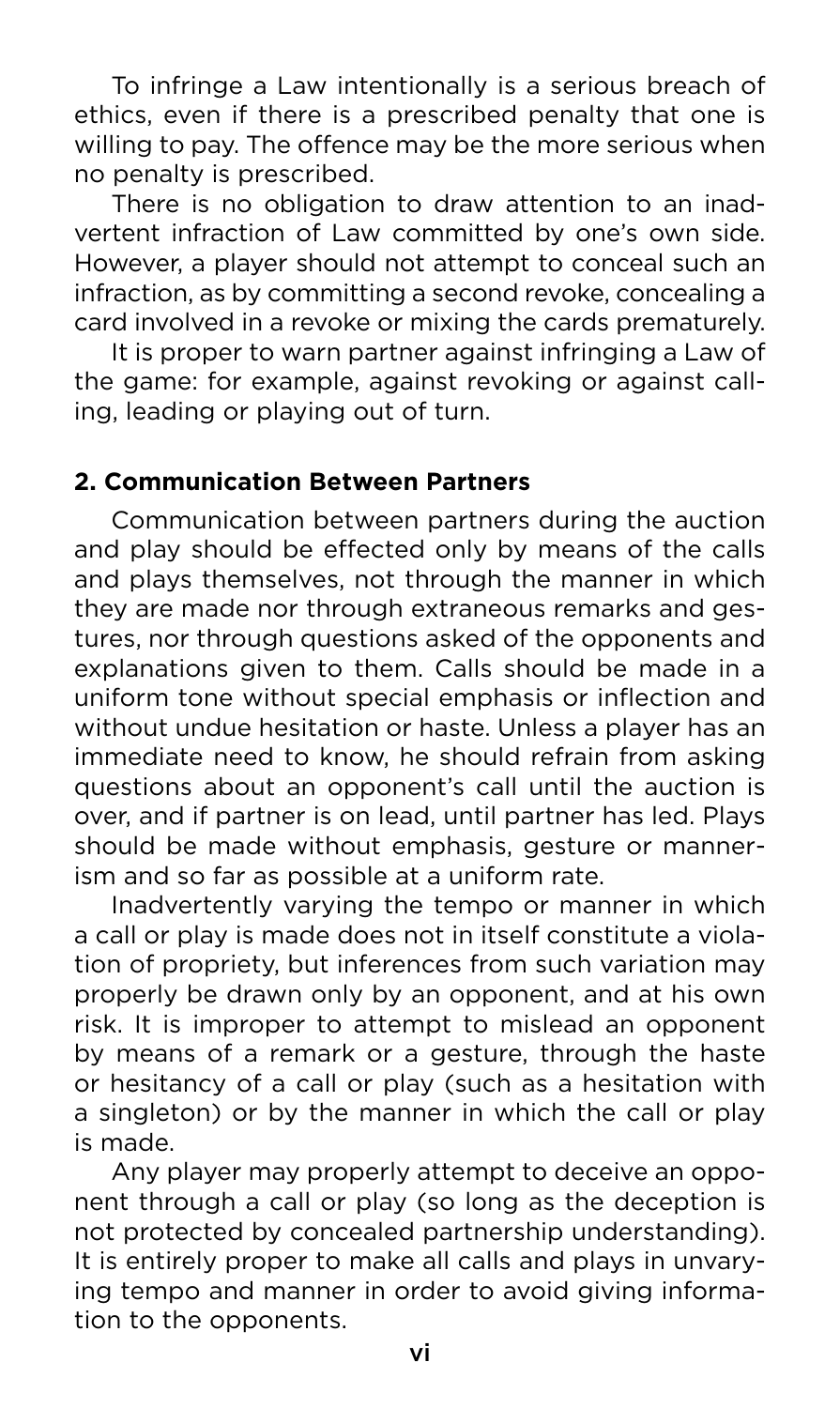To infringe a Law intentionally is a serious breach of ethics, even if there is a prescribed penalty that one is willing to pay. The offence may be the more serious when no penalty is prescribed.

There is no obligation to draw attention to an inadvertent infraction of Law committed by one's own side. However, a player should not attempt to conceal such an infraction, as by committing a second revoke, concealing a card involved in a revoke or mixing the cards prematurely.

It is proper to warn partner against infringing a Law of the game: for example, against revoking or against calling, leading or playing out of turn.

## 2. Communication Between Partners

Communication between partners during the auction and play should be effected only by means of the calls and plays themselves, not through the manner in which they are made nor through extraneous remarks and gestures, nor through questions asked of the opponents and explanations given to them. Calls should be made in a uniform tone without special emphasis or inflection and without undue hesitation or haste. Unless a player has an immediate need to know, he should refrain from asking questions about an opponent's call until the auction is over, and if partner is on lead, until partner has led. Plays should be made without emphasis, gesture or mannerism and so far as possible at a uniform rate.

Inadvertently varying the tempo or manner in which a call or play is made does not in itself constitute a violation of propriety, but inferences from such variation may properly be drawn only by an opponent, and at his own risk. It is improper to attempt to mislead an opponent by means of a remark or a gesture, through the haste or hesitancy of a call or play (such as a hesitation with a singleton) or by the manner in which the call or play is made.

Any player may properly attempt to deceive an opponent through a call or play (so long as the deception is not protected by concealed partnership understanding). It is entirely proper to make all calls and plays in unvarying tempo and manner in order to avoid giving information to the opponents.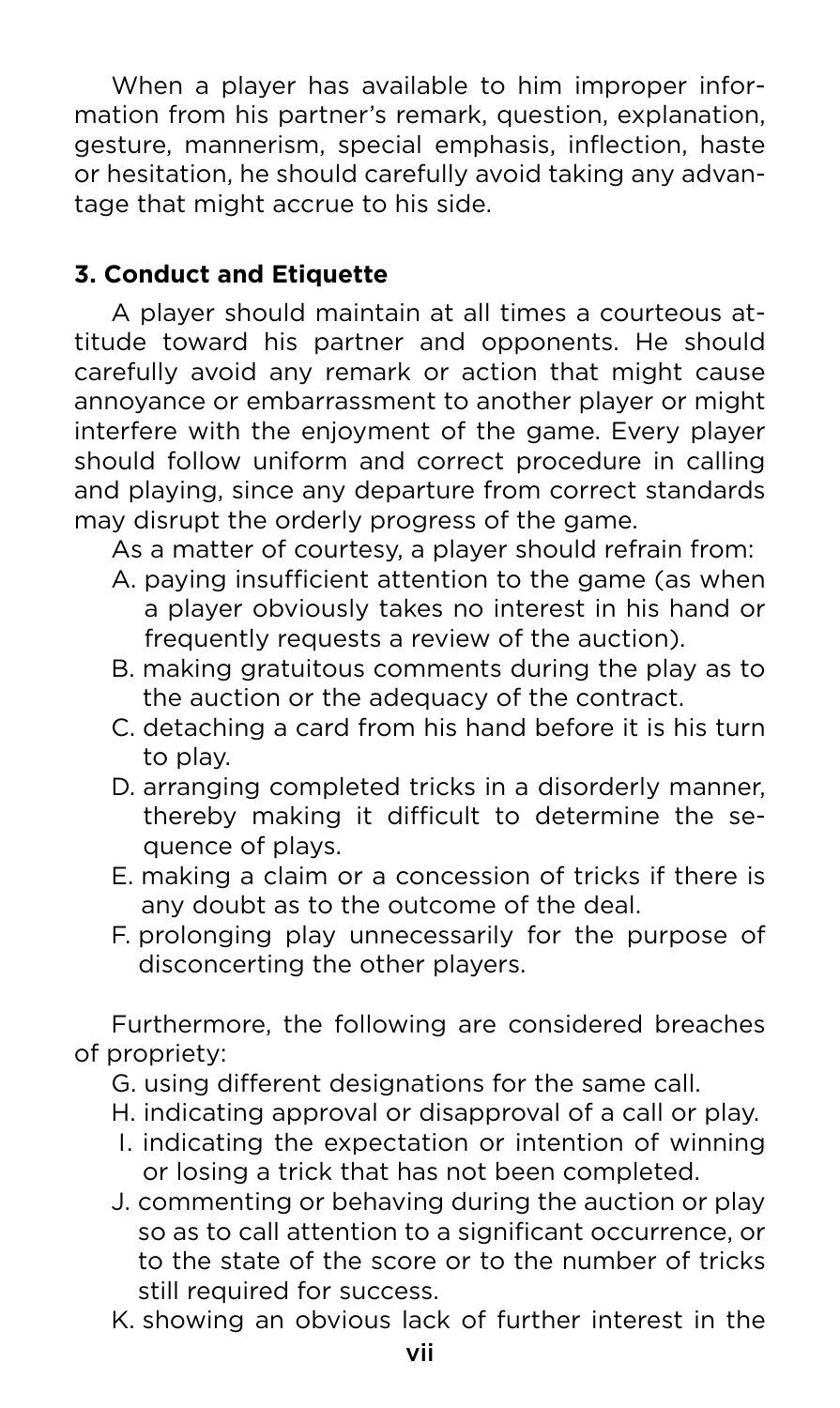When a player has available to him improper information from his partner's remark, question, explanation, gesture, mannerism, special emphasis, inflection, haste or hesitation, he should carefully avoid taking any advantage that might accrue to his side.

### 3. Conduct and Etiquette

A player should maintain at all times a courteous attitude toward his partner and opponents. He should carefully avoid any remark or action that might cause annoyance or embarrassment to another player or might interfere with the enjoyment of the game. Every player should follow uniform and correct procedure in calling and playing, since any departure from correct standards may disrupt the orderly progress of the game.

As a matter of courtesy, a player should refrain from:

A. paying insufficient attention to the game (as when a player obviously takes no interest in his hand or frequently requests a review of the auction).

B. making gratuitous comments during the play as to the auction or the adequacy of the contract.

C. detaching a card from his hand before it is his turn to play.

D. arranging completed tricks in a disorderly manner, thereby making it difficult to determine the sequence of plays.

E. making a claim or a concession of tricks if there is any doubt as to the outcome of the deal.

F. prolonging play unnecessarily for the purpose of disconcerting the other players.

Furthermore, the following are considered breaches of propriety:

G. using different designations for the same call.

H. indicating approval or disapproval of a call or play.

I. indicating the expectation or intention of winning or losing a trick that has not been completed.

J. commenting or behaving during the auction or play so as to call attention to a significant occurrence, or to the state of the score or to the number of tricks still required for success.

K. showing an obvious lack of further interest in the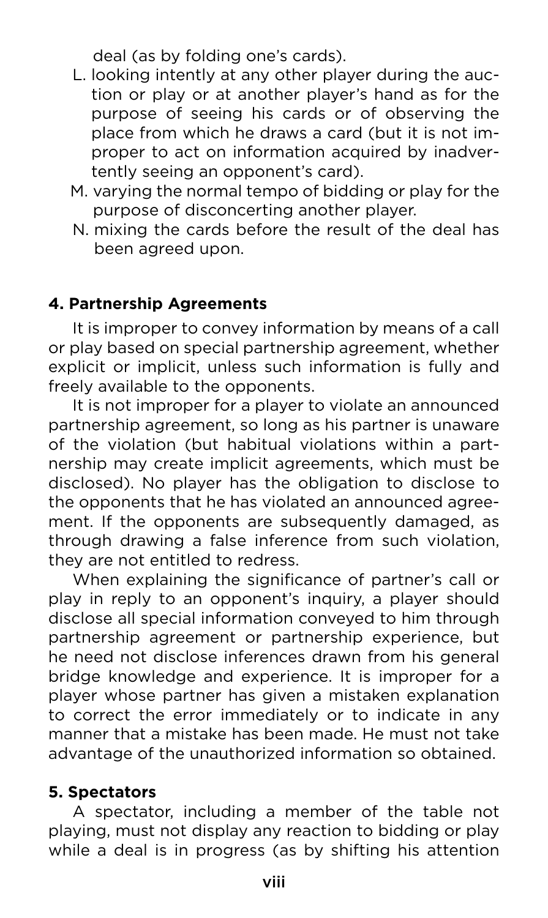deal (as by folding one's cards).

L. looking intently at any other player during the auction or play or at another player's hand as for the purpose of seeing his cards or of observing the place from which he draws a card (but it is not improper to act on information acquired by inadvertently seeing an opponent's card).
M. varying the normal tempo of bidding or play for the purpose of disconcerting another player.
N. mixing the cards before the result of the deal has been agreed upon.

### 4. Partnership Agreements

It is improper to convey information by means of a call or play based on special partnership agreement, whether explicit or implicit, unless such information is fully and freely available to the opponents.

It is not improper for a player to violate an announced partnership agreement, so long as his partner is unaware of the violation (but habitual violations within a partnership may create implicit agreements, which must be disclosed). No player has the obligation to disclose to the opponents that he has violated an announced agreement. If the opponents are subsequently damaged, as through drawing a false inference from such violation, they are not entitled to redress.

When explaining the significance of partner's call or play in reply to an opponent's inquiry, a player should disclose all special information conveyed to him through partnership agreement or partnership experience, but he need not disclose inferences drawn from his general bridge knowledge and experience. It is improper for a player whose partner has given a mistaken explanation to correct the error immediately or to indicate in any manner that a mistake has been made. He must not take advantage of the unauthorized information so obtained.

### 5. Spectators

A spectator, including a member of the table not playing, must not display any reaction to bidding or play while a deal is in progress (as by shifting his attention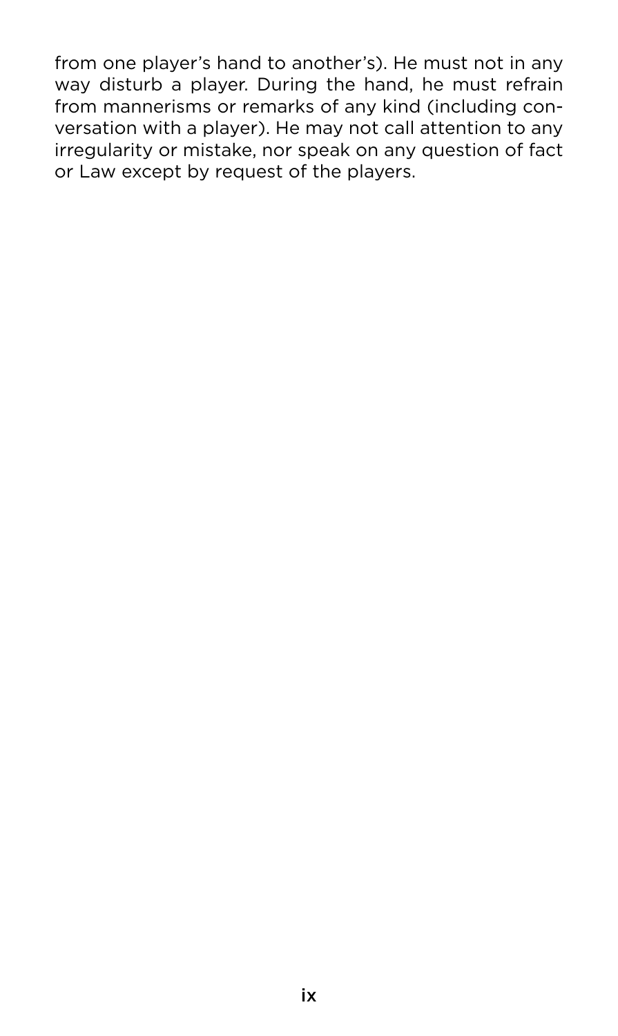from one player's hand to another's). He must not in any way disturb a player. During the hand, he must refrain from mannerisms or remarks of any kind (including conversation with a player). He may not call attention to any irregularity or mistake, nor speak on any question of fact or Law except by request of the players.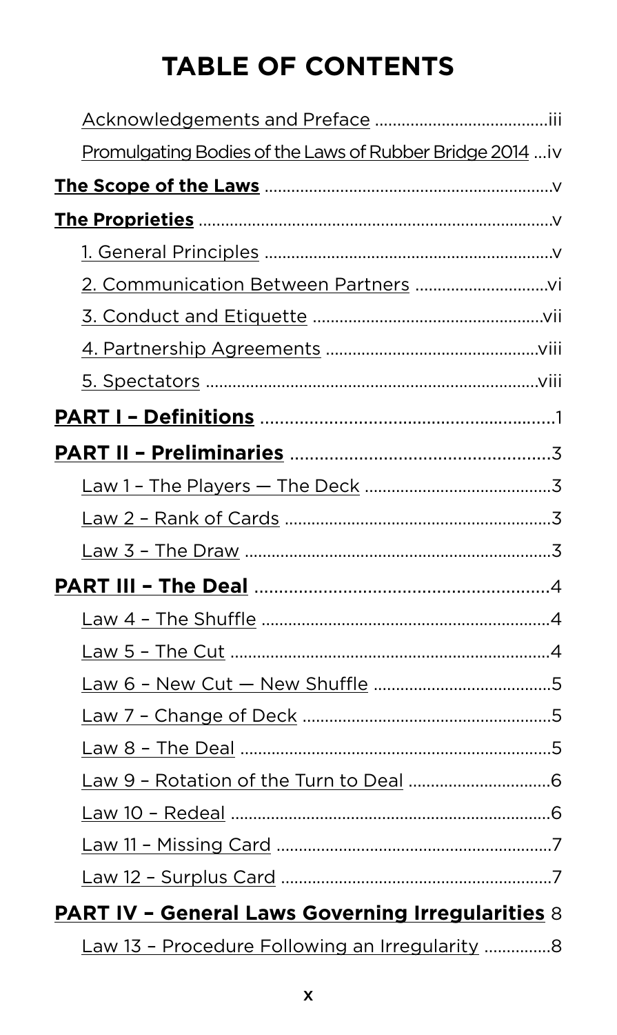# TABLE OF CONTENTS

Acknowledgements and Preface ....................................iii

Promulgating Bodies of the Laws of Rubber Bridge 2014 ...iv

**The Scope of the Laws** .............................................................v

**The Proprieties** .............................................................................v

1. General Principles .............................................................v
2. Communication Between Partners ...........................vi
3. Conduct and Etiquette ..................................................vii
4. Partnership Agreements .............................................viii
5. Spectators .........................................................................viii

**PART I – Definitions** ...........................................................1

**PART II – Preliminaries** ....................................................3

Law 1 – The Players — The Deck .......................................3

Law 2 – Rank of Cards ..........................................................3

Law 3 – The Draw ...................................................................3

**PART III – The Deal** ..........................................................4

Law 4 – The Shuffle ...............................................................4

Law 5 – The Cut .......................................................................4

Law 6 – New Cut — New Shuffle .......................................5

Law 7 – Change of Deck .......................................................5

Law 8 – The Deal .....................................................................5

Law 9 – Rotation of the Turn to Deal ................................6

Law 10 – Redeal .......................................................................6

Law 11 – Missing Card ............................................................7

Law 12 – Surplus Card ............................................................7

**PART IV – General Laws Governing Irregularities** 8

Law 13 – Procedure Following an Irregularity ..............8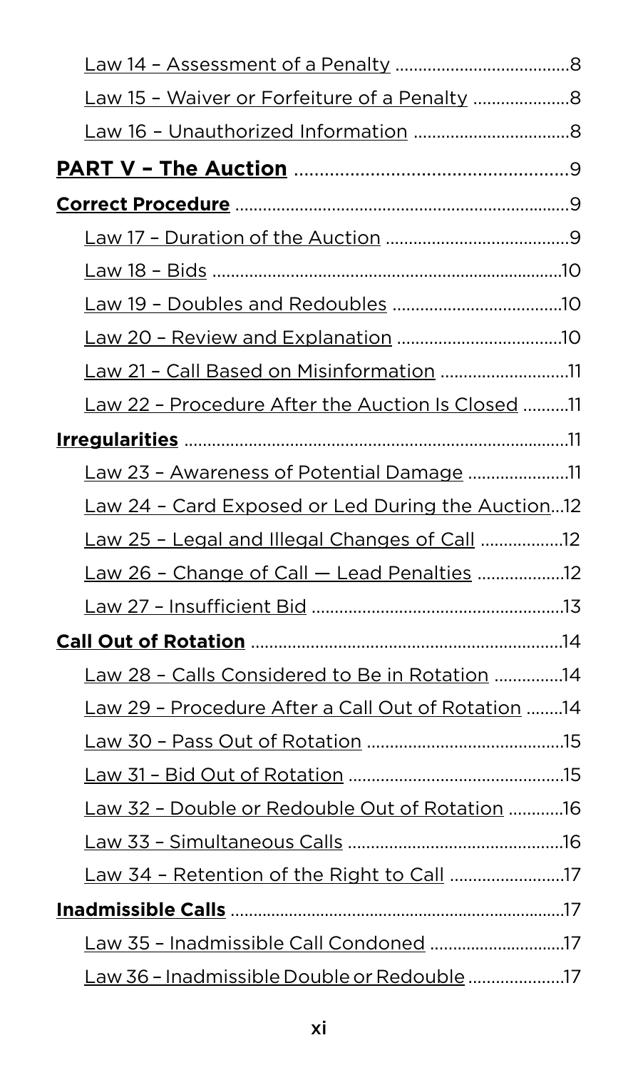Law 14 – Assessment of a Penalty ....................................8

Law 15 – Waiver or Forfeiture of a Penalty ....................8

Law 16 – Unauthorized Information ................................8

**PART V – The Auction** ....................................................9

**Correct Procedure** ........................................................................9

Law 17 – Duration of the Auction .......................................9

Law 18 – Bids ...........................................................................10

Law 19 – Doubles and Redoubles ....................................10

Law 20 – Review and Explanation ...................................10

Law 21 – Call Based on Misinformation ...........................11

Law 22 – Procedure After the Auction Is Closed ..........11

**Irregularities** ..................................................................................11

Law 23 – Awareness of Potential Damage ......................11

Law 24 – Card Exposed or Led During the Auction...12

Law 25 – Legal and Illegal Changes of Call .................12

Law 26 – Change of Call — Lead Penalties ..................12

Law 27 – Insufficient Bid .....................................................13

**Call Out of Rotation** ...................................................................14

Law 28 – Calls Considered to Be in Rotation ..............14

Law 29 – Procedure After a Call Out of Rotation ........14

Law 30 – Pass Out of Rotation ..........................................15

Law 31 – Bid Out of Rotation ..............................................15

Law 32 – Double or Redouble Out of Rotation ............16

Law 33 – Simultaneous Calls ..............................................16

Law 34 – Retention of the Right to Call .........................17

**Inadmissible Calls** .........................................................................17

Law 35 – Inadmissible Call Condoned .............................17

Law 36 – Inadmissible Double or Redouble ....................17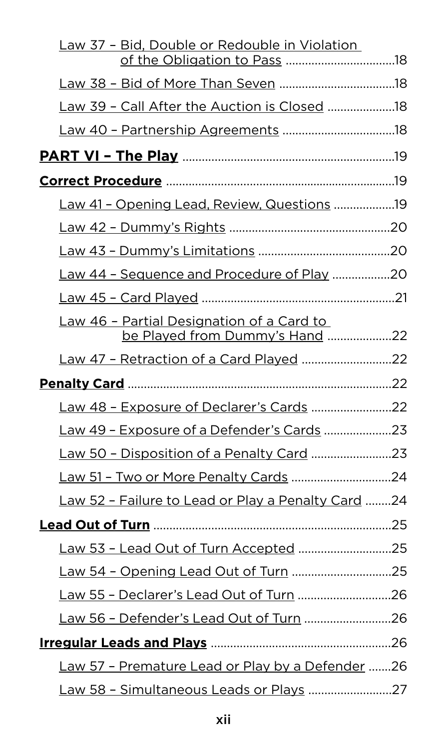Law 37 – Bid, Double or Redouble in Violation of the Obligation to Pass ....................18

Law 38 – Bid of More Than Seven ....................18

Law 39 – Call After the Auction is Closed ....................18

Law 40 – Partnership Agreements ....................18

**PART VI – The Play** ....................19

**Correct Procedure** ....................19

Law 41 – Opening Lead, Review, Questions ....................19

Law 42 – Dummy's Rights ....................20

Law 43 – Dummy's Limitations ....................20

Law 44 – Sequence and Procedure of Play ....................20

Law 45 – Card Played ....................21

Law 46 – Partial Designation of a Card to be Played from Dummy's Hand ....................22

Law 47 – Retraction of a Card Played ....................22

**Penalty Card** ....................22

Law 48 – Exposure of Declarer's Cards ....................22

Law 49 – Exposure of a Defender's Cards ....................23

Law 50 – Disposition of a Penalty Card ....................23

Law 51 – Two or More Penalty Cards ....................24

Law 52 – Failure to Lead or Play a Penalty Card ....................24

**Lead Out of Turn** ....................25

Law 53 – Lead Out of Turn Accepted ....................25

Law 54 – Opening Lead Out of Turn ....................25

Law 55 – Declarer's Lead Out of Turn ....................26

Law 56 – Defender's Lead Out of Turn ....................26

**Irregular Leads and Plays** ....................26

Law 57 – Premature Lead or Play by a Defender ....................26

Law 58 – Simultaneous Leads or Plays ....................27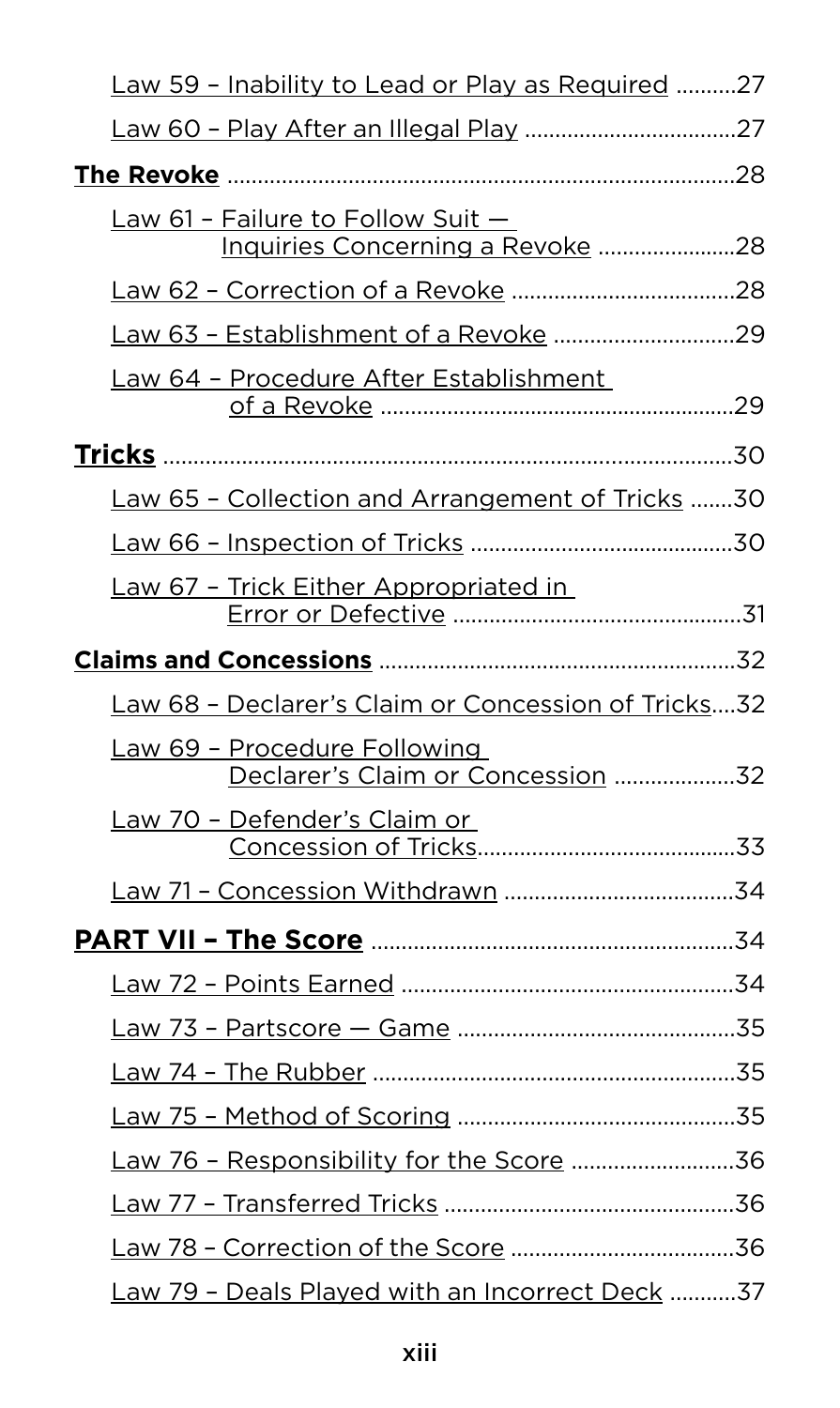Law 59 – Inability to Lead or Play as Required ..........27

Law 60 – Play After an Illegal Play ..................................27

**The Revoke** ...................................................................................28

Law 61 – Failure to Follow Suit — Inquiries Concerning a Revoke ......................28

Law 62 – Correction of a Revoke ....................................28

Law 63 – Establishment of a Revoke .............................29

Law 64 – Procedure After Establishment of a Revoke .........................................................29

**Tricks** .............................................................................................30

Law 65 – Collection and Arrangement of Tricks .......30

Law 66 – Inspection of Tricks ...........................................30

Law 67 – Trick Either Appropriated in Error or Defective ...............................................31

**Claims and Concessions** ..........................................................32

Law 68 – Declarer's Claim or Concession of Tricks....32

Law 69 – Procedure Following Declarer's Claim or Concession ...................32

Law 70 – Defender's Claim or Concession of Tricks..........................................33

Law 71 – Concession Withdrawn ......................................34

**PART VII – The Score** ...........................................................34

Law 72 – Points Earned ......................................................34

Law 73 – Partscore — Game .............................................35

Law 74 – The Rubber ...........................................................35

Law 75 – Method of Scoring .............................................35

Law 76 – Responsibility for the Score ..........................36

Law 77 – Transferred Tricks ...............................................36

Law 78 – Correction of the Score ....................................36

Law 79 – Deals Played with an Incorrect Deck ...........37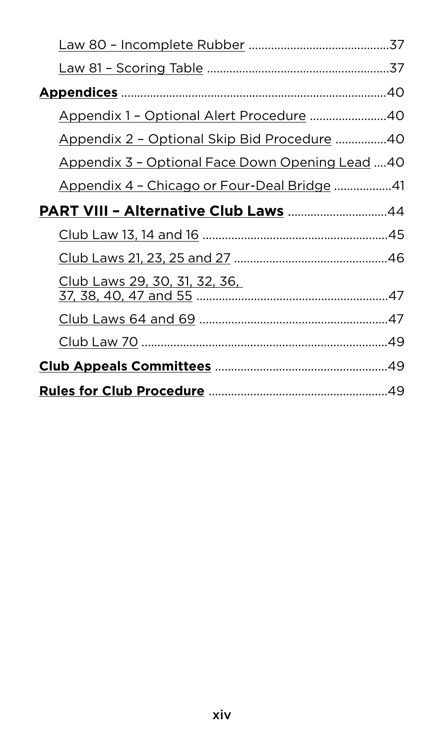Law 80 – Incomplete Rubber ....................................37

Law 81 – Scoring Table ..........................................37

**Appendices** ..............................................................40

Appendix 1 – Optional Alert Procedure ......................40

Appendix 2 – Optional Skip Bid Procedure ................40

Appendix 3 – Optional Face Down Opening Lead ....40

Appendix 4 – Chicago or Four-Deal Bridge .................41

**PART VIII – Alternative Club Laws** ..............................44

Club Law 13, 14 and 16 ..........................................45

Club Laws 21, 23, 25 and 27 ...................................46

Club Laws 29, 30, 31, 32, 36, 37, 38, 40, 47 and 55 ...........................................47

Club Laws 64 and 69 ..............................................47

Club Law 70 ............................................................49

**Club Appeals Committees** .........................................49

**Rules for Club Procedure** ..........................................49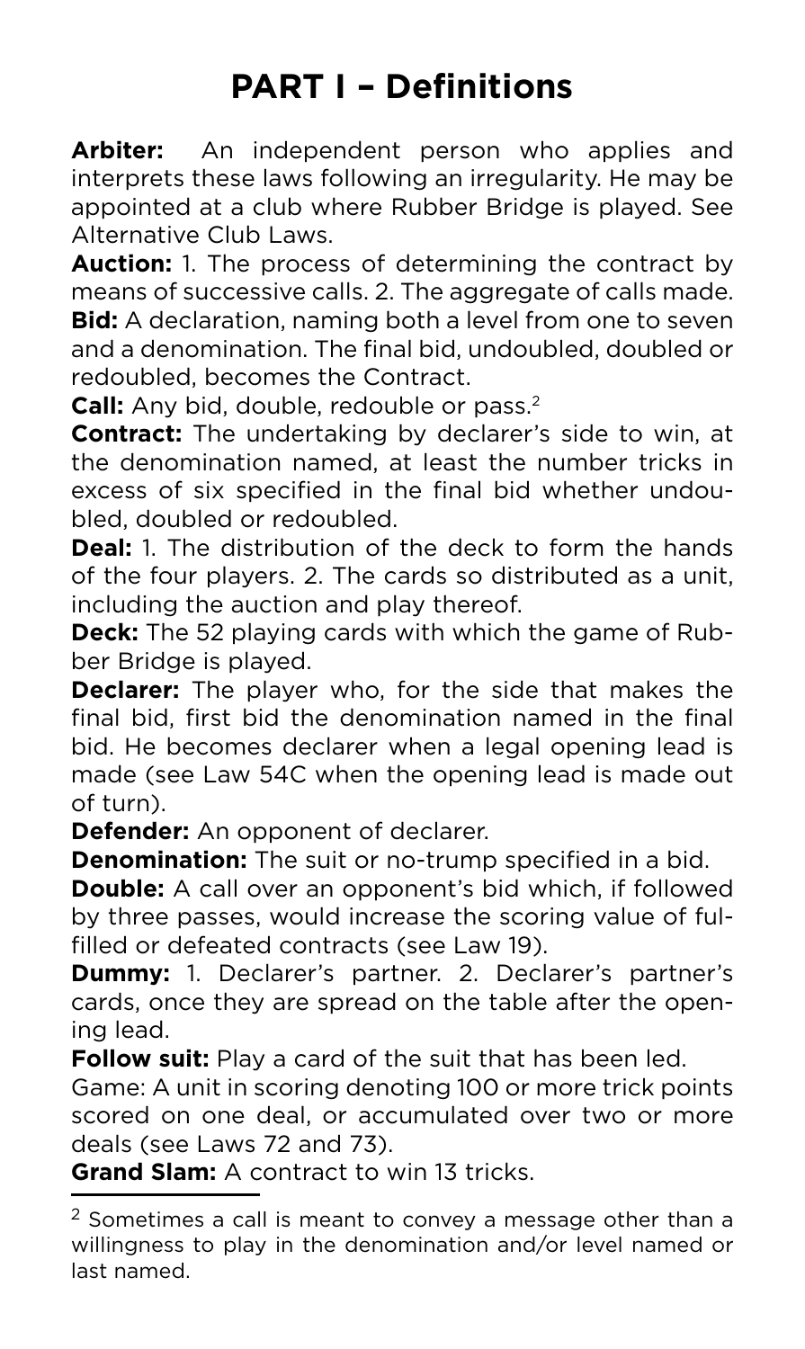# PART I – Definitions

**Arbiter:** An independent person who applies and interprets these laws following an irregularity. He may be appointed at a club where Rubber Bridge is played. See Alternative Club Laws.

**Auction:** 1. The process of determining the contract by means of successive calls. 2. The aggregate of calls made.

**Bid:** A declaration, naming both a level from one to seven and a denomination. The final bid, undoubled, doubled or redoubled, becomes the Contract.

**Call:** Any bid, double, redouble or pass.[2]

**Contract:** The undertaking by declarer's side to win, at the denomination named, at least the number tricks in excess of six specified in the final bid whether undoubled, doubled or redoubled.

**Deal:** 1. The distribution of the deck to form the hands of the four players. 2. The cards so distributed as a unit, including the auction and play thereof.

**Deck:** The 52 playing cards with which the game of Rubber Bridge is played.

**Declarer:** The player who, for the side that makes the final bid, first bid the denomination named in the final bid. He becomes declarer when a legal opening lead is made (see Law 54C when the opening lead is made out of turn).

**Defender:** An opponent of declarer.

**Denomination:** The suit or no-trump specified in a bid.

**Double:** A call over an opponent's bid which, if followed by three passes, would increase the scoring value of fulfilled or defeated contracts (see Law 19).

**Dummy:** 1. Declarer's partner. 2. Declarer's partner's cards, once they are spread on the table after the opening lead.

**Follow suit:** Play a card of the suit that has been led.

Game: A unit in scoring denoting 100 or more trick points scored on one deal, or accumulated over two or more deals (see Laws 72 and 73).

**Grand Slam:** A contract to win 13 tricks.

---

[2] Sometimes a call is meant to convey a message other than a willingness to play in the denomination and/or level named or last named.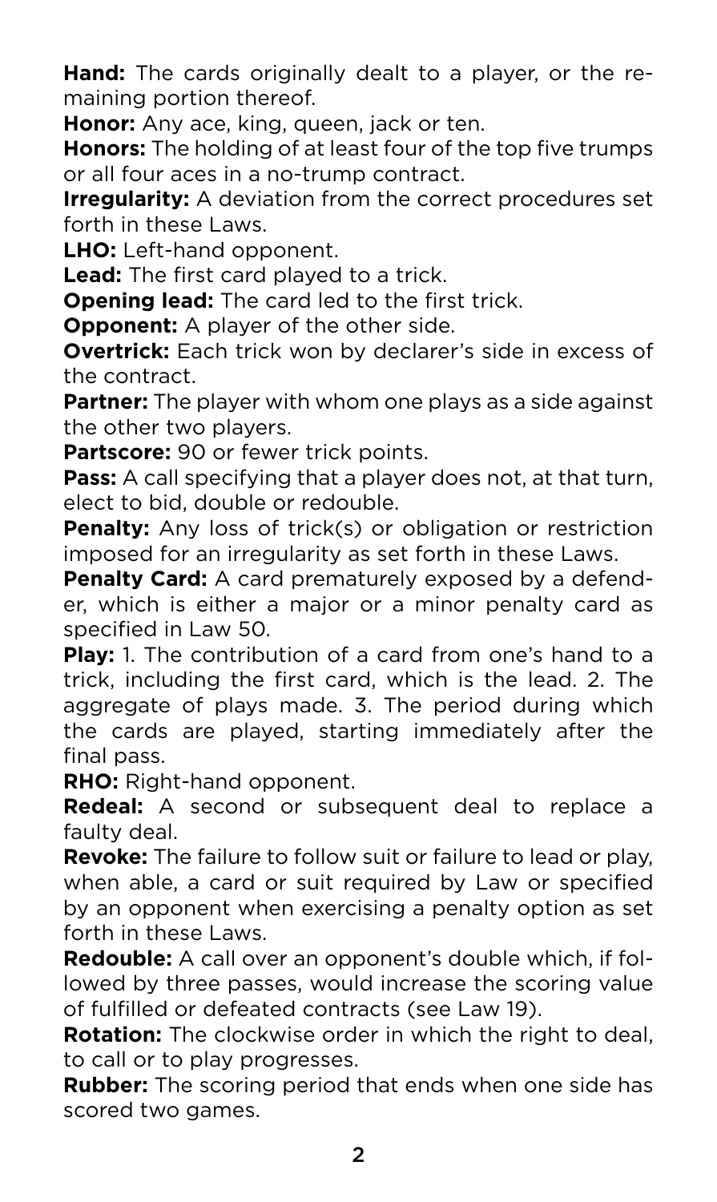**Hand:** The cards originally dealt to a player, or the remaining portion thereof.

**Honor:** Any ace, king, queen, jack or ten.

**Honors:** The holding of at least four of the top five trumps or all four aces in a no-trump contract.

**Irregularity:** A deviation from the correct procedures set forth in these Laws.

**LHO:** Left-hand opponent.

**Lead:** The first card played to a trick.

**Opening lead:** The card led to the first trick.

**Opponent:** A player of the other side.

**Overtrick:** Each trick won by declarer's side in excess of the contract.

**Partner:** The player with whom one plays as a side against the other two players.

**Partscore:** 90 or fewer trick points.

**Pass:** A call specifying that a player does not, at that turn, elect to bid, double or redouble.

**Penalty:** Any loss of trick(s) or obligation or restriction imposed for an irregularity as set forth in these Laws.

**Penalty Card:** A card prematurely exposed by a defender, which is either a major or a minor penalty card as specified in Law 50.

**Play:** 1. The contribution of a card from one's hand to a trick, including the first card, which is the lead. 2. The aggregate of plays made. 3. The period during which the cards are played, starting immediately after the final pass.

**RHO:** Right-hand opponent.

**Redeal:** A second or subsequent deal to replace a faulty deal.

**Revoke:** The failure to follow suit or failure to lead or play, when able, a card or suit required by Law or specified by an opponent when exercising a penalty option as set forth in these Laws.

**Redouble:** A call over an opponent's double which, if followed by three passes, would increase the scoring value of fulfilled or defeated contracts (see Law 19).

**Rotation:** The clockwise order in which the right to deal, to call or to play progresses.

**Rubber:** The scoring period that ends when one side has scored two games.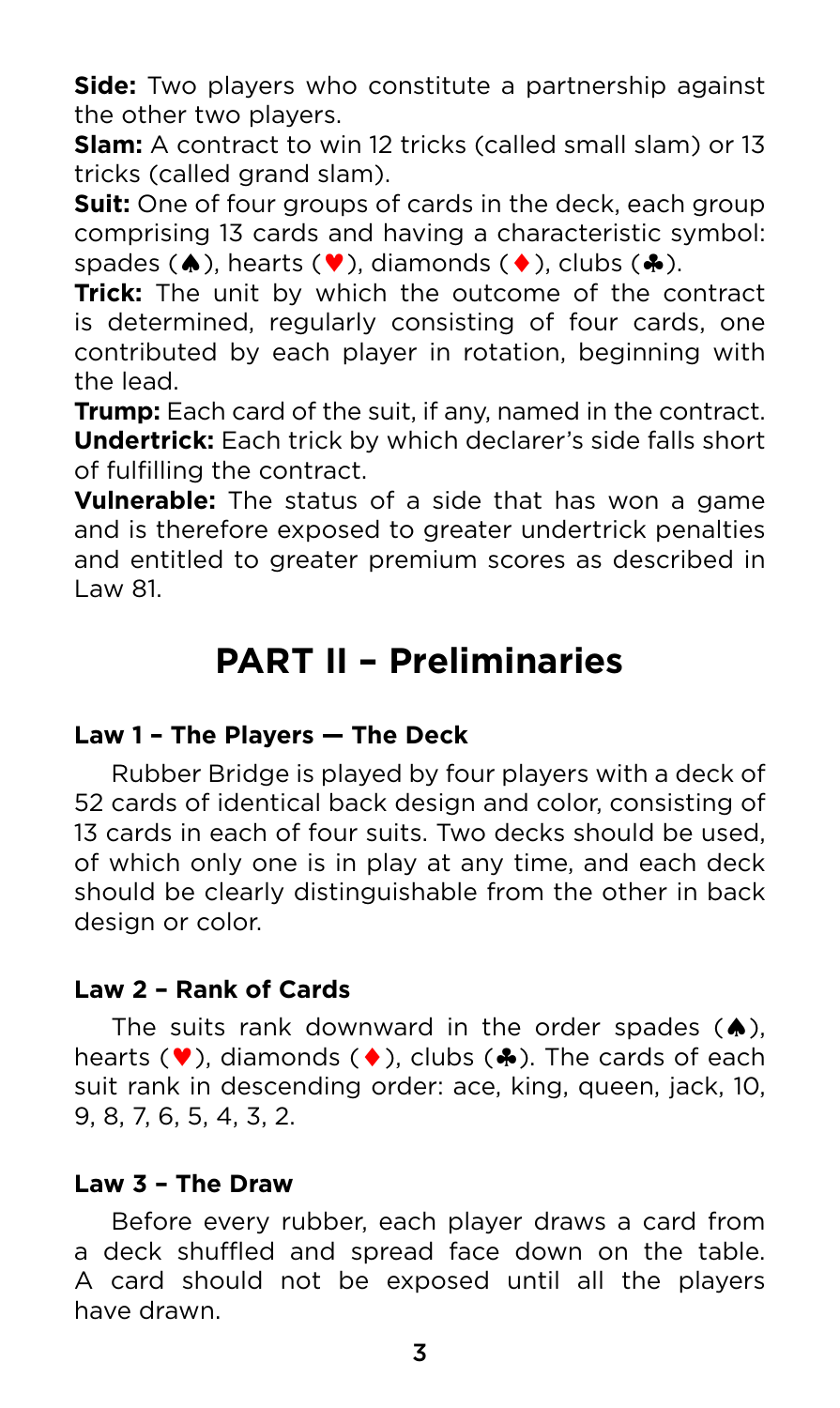**Side:** Two players who constitute a partnership against the other two players.

**Slam:** A contract to win 12 tricks (called small slam) or 13 tricks (called grand slam).

**Suit:** One of four groups of cards in the deck, each group comprising 13 cards and having a characteristic symbol: spades (♠), hearts (♥), diamonds (♦), clubs (♣).

**Trick:** The unit by which the outcome of the contract is determined, regularly consisting of four cards, one contributed by each player in rotation, beginning with the lead.

**Trump:** Each card of the suit, if any, named in the contract.

**Undertrick:** Each trick by which declarer's side falls short of fulfilling the contract.

**Vulnerable:** The status of a side that has won a game and is therefore exposed to greater undertrick penalties and entitled to greater premium scores as described in Law 81.

# PART II – Preliminaries

### Law 1 – The Players — The Deck

Rubber Bridge is played by four players with a deck of 52 cards of identical back design and color, consisting of 13 cards in each of four suits. Two decks should be used, of which only one is in play at any time, and each deck should be clearly distinguishable from the other in back design or color.

### Law 2 – Rank of Cards

The suits rank downward in the order spades (♠), hearts (♥), diamonds (♦), clubs (♣). The cards of each suit rank in descending order: ace, king, queen, jack, 10, 9, 8, 7, 6, 5, 4, 3, 2.

### Law 3 – The Draw

Before every rubber, each player draws a card from a deck shuffled and spread face down on the table. A card should not be exposed until all the players have drawn.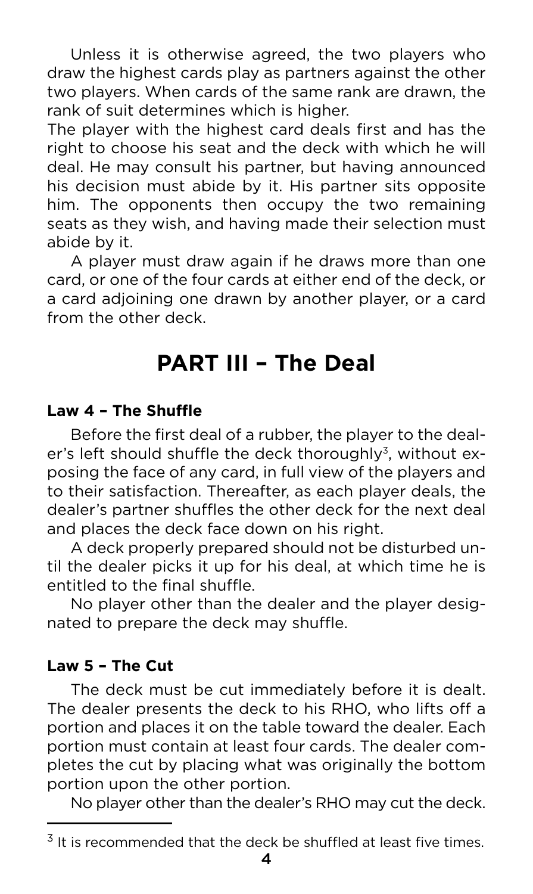Unless it is otherwise agreed, the two players who draw the highest cards play as partners against the other two players. When cards of the same rank are drawn, the rank of suit determines which is higher.

The player with the highest card deals first and has the right to choose his seat and the deck with which he will deal. He may consult his partner, but having announced his decision must abide by it. His partner sits opposite him. The opponents then occupy the two remaining seats as they wish, and having made their selection must abide by it.

A player must draw again if he draws more than one card, or one of the four cards at either end of the deck, or a card adjoining one drawn by another player, or a card from the other deck.

# PART III – The Deal

### Law 4 – The Shuffle

Before the first deal of a rubber, the player to the dealer's left should shuffle the deck thoroughly[3], without exposing the face of any card, in full view of the players and to their satisfaction. Thereafter, as each player deals, the dealer's partner shuffles the other deck for the next deal and places the deck face down on his right.

A deck properly prepared should not be disturbed until the dealer picks it up for his deal, at which time he is entitled to the final shuffle.

No player other than the dealer and the player designated to prepare the deck may shuffle.

### Law 5 – The Cut

The deck must be cut immediately before it is dealt. The dealer presents the deck to his RHO, who lifts off a portion and places it on the table toward the dealer. Each portion must contain at least four cards. The dealer completes the cut by placing what was originally the bottom portion upon the other portion.

No player other than the dealer's RHO may cut the deck.

---

[3] It is recommended that the deck be shuffled at least five times.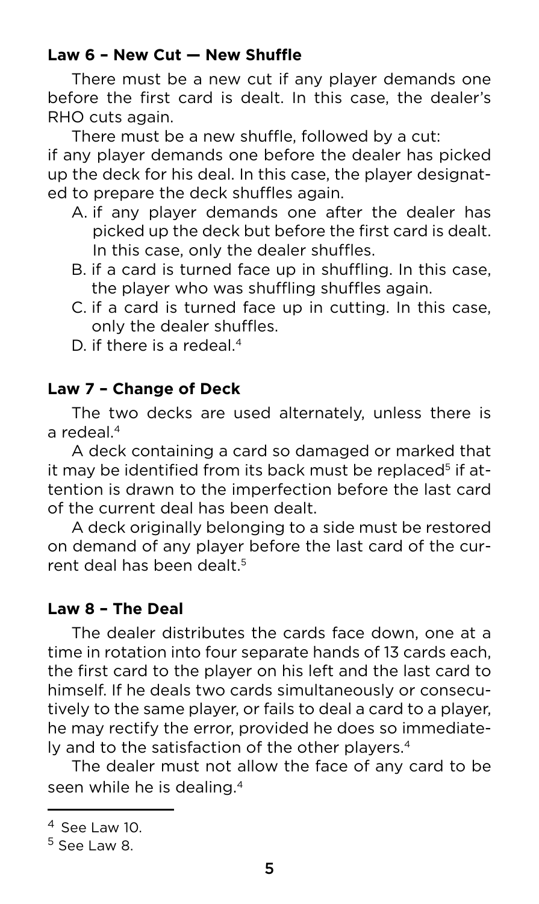### Law 6 – New Cut — New Shuffle

There must be a new cut if any player demands one before the first card is dealt. In this case, the dealer's RHO cuts again.

There must be a new shuffle, followed by a cut:
if any player demands one before the dealer has picked up the deck for his deal. In this case, the player designated to prepare the deck shuffles again.

A. if any player demands one after the dealer has picked up the deck but before the first card is dealt. In this case, only the dealer shuffles.
B. if a card is turned face up in shuffling. In this case, the player who was shuffling shuffles again.
C. if a card is turned face up in cutting. In this case, only the dealer shuffles.
D. if there is a redeal.[4]

### Law 7 – Change of Deck

The two decks are used alternately, unless there is a redeal.[4]

A deck containing a card so damaged or marked that it may be identified from its back must be replaced[5] if attention is drawn to the imperfection before the last card of the current deal has been dealt.

A deck originally belonging to a side must be restored on demand of any player before the last card of the current deal has been dealt.[5]

### Law 8 – The Deal

The dealer distributes the cards face down, one at a time in rotation into four separate hands of 13 cards each, the first card to the player on his left and the last card to himself. If he deals two cards simultaneously or consecutively to the same player, or fails to deal a card to a player, he may rectify the error, provided he does so immediately and to the satisfaction of the other players.[4]

The dealer must not allow the face of any card to be seen while he is dealing.[4]

---

[4] See Law 10.

[5] See Law 8.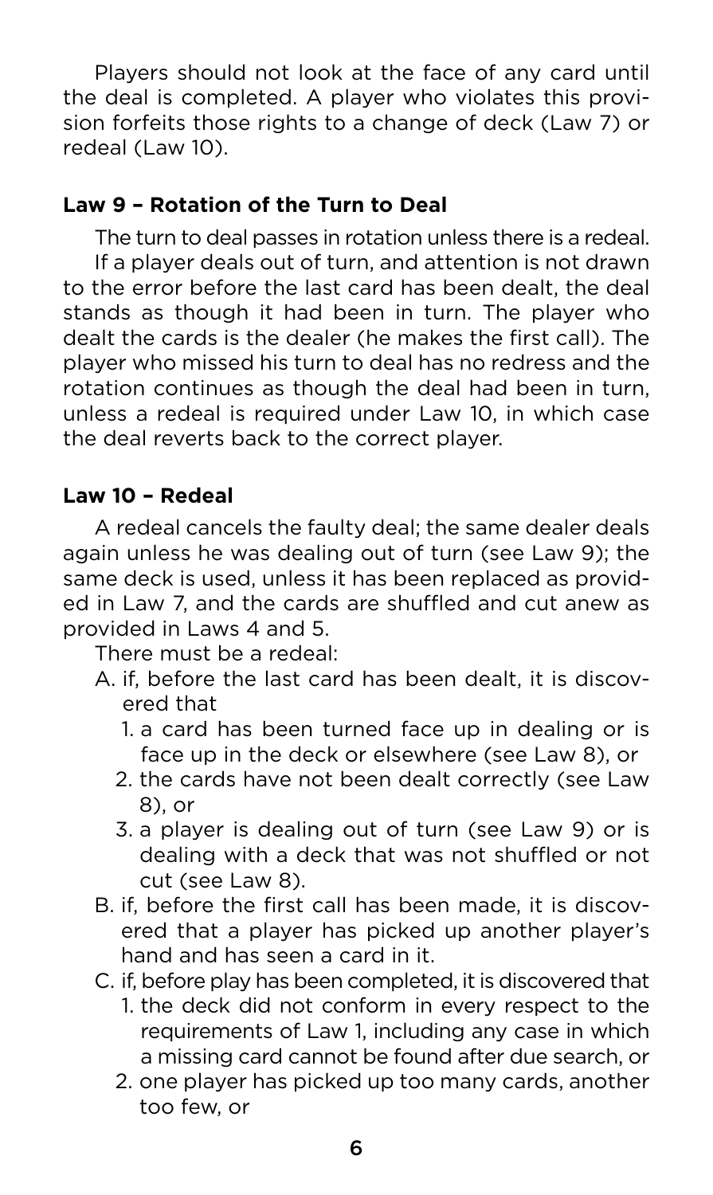Players should not look at the face of any card until the deal is completed. A player who violates this provision forfeits those rights to a change of deck (Law 7) or redeal (Law 10).

### Law 9 – Rotation of the Turn to Deal

The turn to deal passes in rotation unless there is a redeal.

If a player deals out of turn, and attention is not drawn to the error before the last card has been dealt, the deal stands as though it had been in turn. The player who dealt the cards is the dealer (he makes the first call). The player who missed his turn to deal has no redress and the rotation continues as though the deal had been in turn, unless a redeal is required under Law 10, in which case the deal reverts back to the correct player.

### Law 10 – Redeal

A redeal cancels the faulty deal; the same dealer deals again unless he was dealing out of turn (see Law 9); the same deck is used, unless it has been replaced as provided in Law 7, and the cards are shuffled and cut anew as provided in Laws 4 and 5.

There must be a redeal:

A. if, before the last card has been dealt, it is discovered that
   1. a card has been turned face up in dealing or is face up in the deck or elsewhere (see Law 8), or
   2. the cards have not been dealt correctly (see Law 8), or
   3. a player is dealing out of turn (see Law 9) or is dealing with a deck that was not shuffled or not cut (see Law 8).

B. if, before the first call has been made, it is discovered that a player has picked up another player's hand and has seen a card in it.

C. if, before play has been completed, it is discovered that
   1. the deck did not conform in every respect to the requirements of Law 1, including any case in which a missing card cannot be found after due search, or
   2. one player has picked up too many cards, another too few, or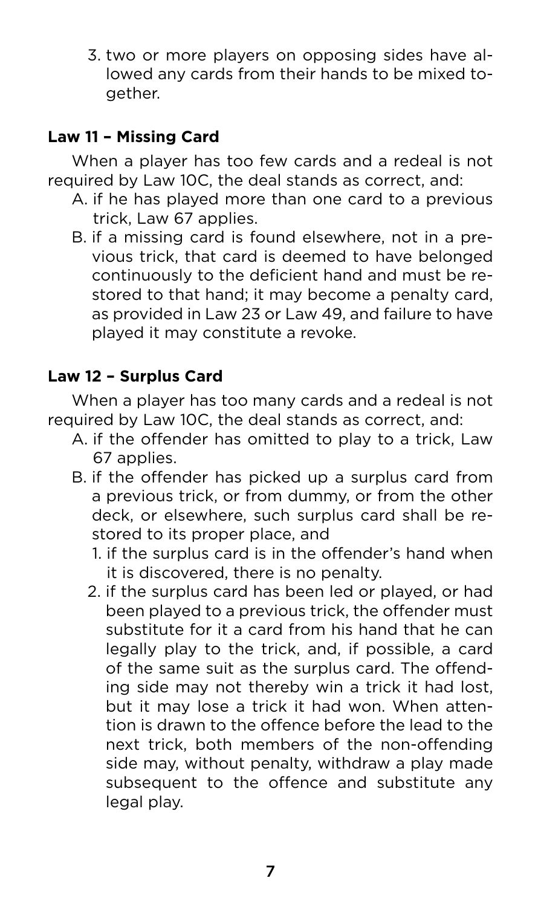3. two or more players on opposing sides have allowed any cards from their hands to be mixed together.

### Law 11 – Missing Card

When a player has too few cards and a redeal is not required by Law 10C, the deal stands as correct, and:

A. if he has played more than one card to a previous trick, Law 67 applies.
B. if a missing card is found elsewhere, not in a previous trick, that card is deemed to have belonged continuously to the deficient hand and must be restored to that hand; it may become a penalty card, as provided in Law 23 or Law 49, and failure to have played it may constitute a revoke.

### Law 12 – Surplus Card

When a player has too many cards and a redeal is not required by Law 10C, the deal stands as correct, and:

A. if the offender has omitted to play to a trick, Law 67 applies.
B. if the offender has picked up a surplus card from a previous trick, or from dummy, or from the other deck, or elsewhere, such surplus card shall be restored to its proper place, and
   1. if the surplus card is in the offender's hand when it is discovered, there is no penalty.
   2. if the surplus card has been led or played, or had been played to a previous trick, the offender must substitute for it a card from his hand that he can legally play to the trick, and, if possible, a card of the same suit as the surplus card. The offending side may not thereby win a trick it had lost, but it may lose a trick it had won. When attention is drawn to the offence before the lead to the next trick, both members of the non-offending side may, without penalty, withdraw a play made subsequent to the offence and substitute any legal play.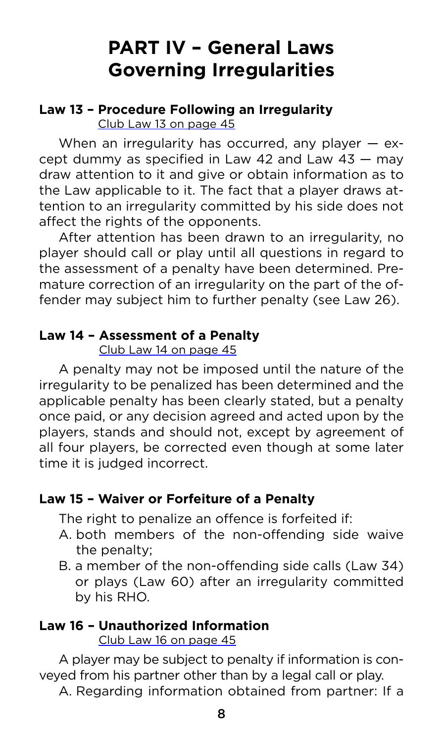# PART IV – General Laws Governing Irregularities

### Law 13 – Procedure Following an Irregularity

Club Law 13 on page 45

When an irregularity has occurred, any player — except dummy as specified in Law 42 and Law 43 — may draw attention to it and give or obtain information as to the Law applicable to it. The fact that a player draws attention to an irregularity committed by his side does not affect the rights of the opponents.

After attention has been drawn to an irregularity, no player should call or play until all questions in regard to the assessment of a penalty have been determined. Premature correction of an irregularity on the part of the offender may subject him to further penalty (see Law 26).

### Law 14 – Assessment of a Penalty

Club Law 14 on page 45

A penalty may not be imposed until the nature of the irregularity to be penalized has been determined and the applicable penalty has been clearly stated, but a penalty once paid, or any decision agreed and acted upon by the players, stands and should not, except by agreement of all four players, be corrected even though at some later time it is judged incorrect.

### Law 15 – Waiver or Forfeiture of a Penalty

The right to penalize an offence is forfeited if:

A. both members of the non-offending side waive the penalty;

B. a member of the non-offending side calls (Law 34) or plays (Law 60) after an irregularity committed by his RHO.

### Law 16 – Unauthorized Information

Club Law 16 on page 45

A player may be subject to penalty if information is conveyed from his partner other than by a legal call or play.

A. Regarding information obtained from partner: If a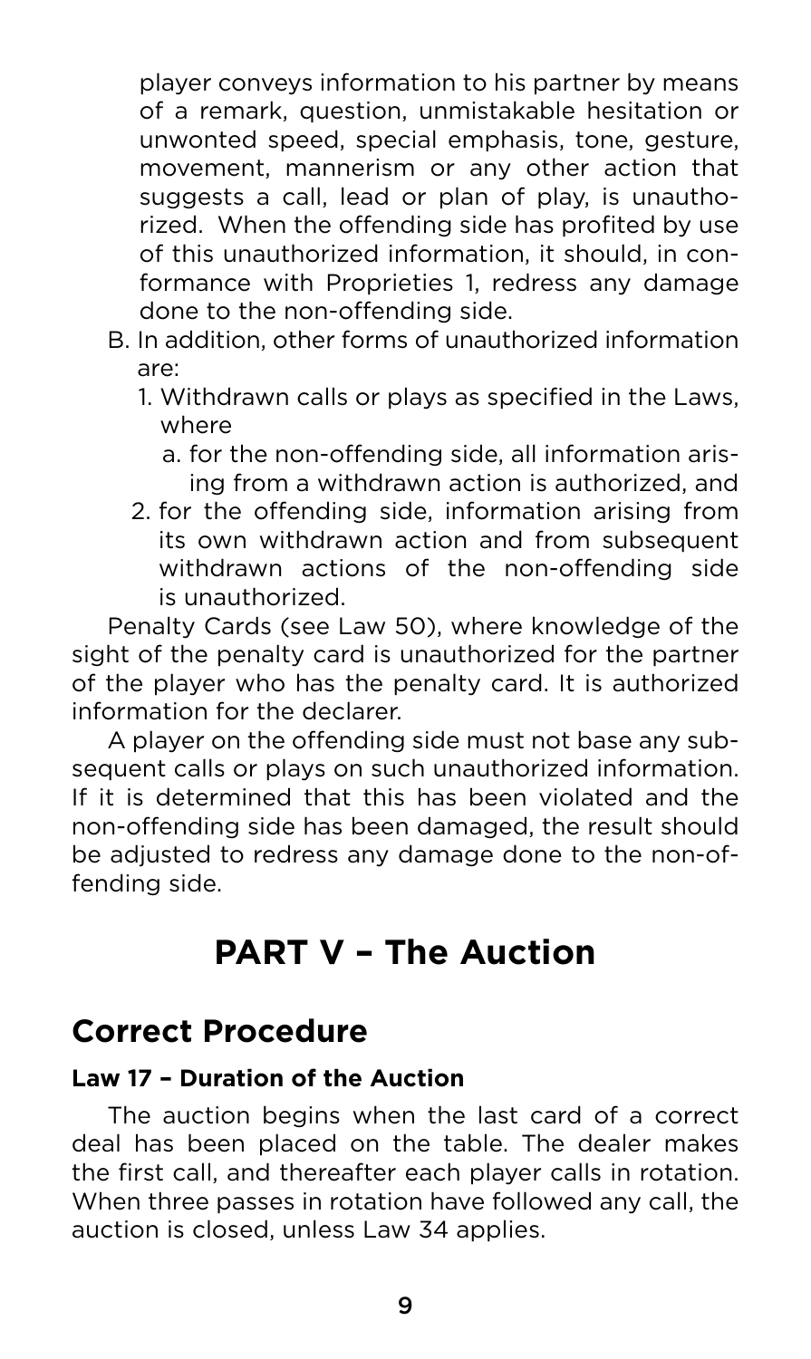player conveys information to his partner by means of a remark, question, unmistakable hesitation or unwonted speed, special emphasis, tone, gesture, movement, mannerism or any other action that suggests a call, lead or plan of play, is unauthorized. When the offending side has profited by use of this unauthorized information, it should, in conformance with Proprieties 1, redress any damage done to the non-offending side.

B. In addition, other forms of unauthorized information are:
   1. Withdrawn calls or plays as specified in the Laws, where
      a. for the non-offending side, all information arising from a withdrawn action is authorized, and
   2. for the offending side, information arising from its own withdrawn action and from subsequent withdrawn actions of the non-offending side is unauthorized.

Penalty Cards (see Law 50), where knowledge of the sight of the penalty card is unauthorized for the partner of the player who has the penalty card. It is authorized information for the declarer.

A player on the offending side must not base any subsequent calls or plays on such unauthorized information. If it is determined that this has been violated and the non-offending side has been damaged, the result should be adjusted to redress any damage done to the non-offending side.

# PART V – The Auction

## Correct Procedure

### Law 17 – Duration of the Auction

The auction begins when the last card of a correct deal has been placed on the table. The dealer makes the first call, and thereafter each player calls in rotation. When three passes in rotation have followed any call, the auction is closed, unless Law 34 applies.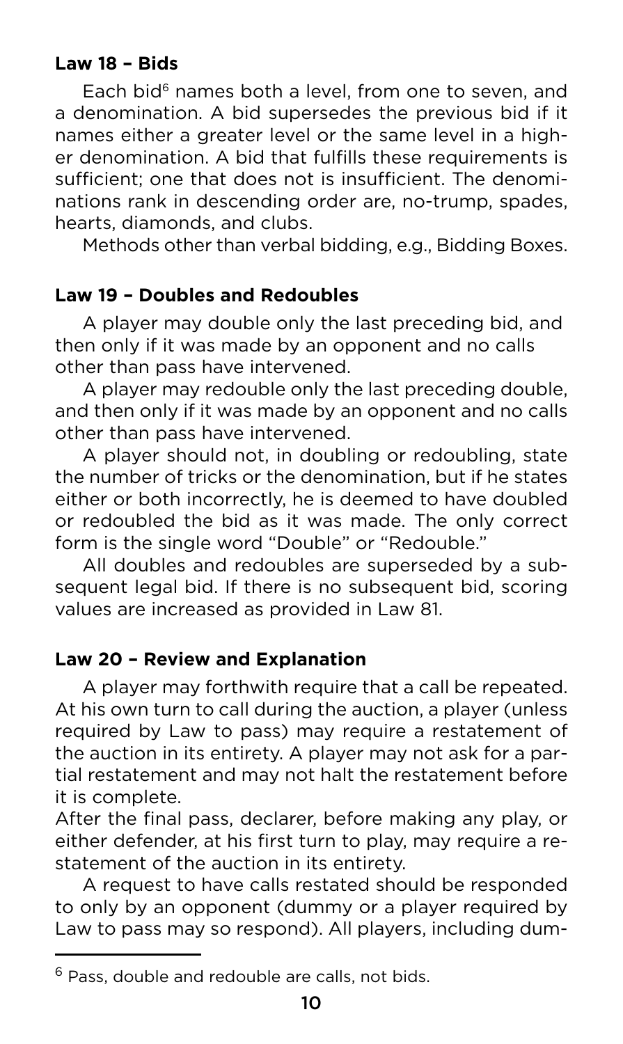### Law 18 – Bids

Each bid[6] names both a level, from one to seven, and a denomination. A bid supersedes the previous bid if it names either a greater level or the same level in a higher denomination. A bid that fulfills these requirements is sufficient; one that does not is insufficient. The denominations rank in descending order are, no-trump, spades, hearts, diamonds, and clubs.

Methods other than verbal bidding, e.g., Bidding Boxes.

### Law 19 – Doubles and Redoubles

A player may double only the last preceding bid, and then only if it was made by an opponent and no calls other than pass have intervened.

A player may redouble only the last preceding double, and then only if it was made by an opponent and no calls other than pass have intervened.

A player should not, in doubling or redoubling, state the number of tricks or the denomination, but if he states either or both incorrectly, he is deemed to have doubled or redoubled the bid as it was made. The only correct form is the single word "Double" or "Redouble."

All doubles and redoubles are superseded by a subsequent legal bid. If there is no subsequent bid, scoring values are increased as provided in Law 81.

### Law 20 – Review and Explanation

A player may forthwith require that a call be repeated. At his own turn to call during the auction, a player (unless required by Law to pass) may require a restatement of the auction in its entirety. A player may not ask for a partial restatement and may not halt the restatement before it is complete.

After the final pass, declarer, before making any play, or either defender, at his first turn to play, may require a restatement of the auction in its entirety.

A request to have calls restated should be responded to only by an opponent (dummy or a player required by Law to pass may so respond). All players, including dum-

[6] Pass, double and redouble are calls, not bids.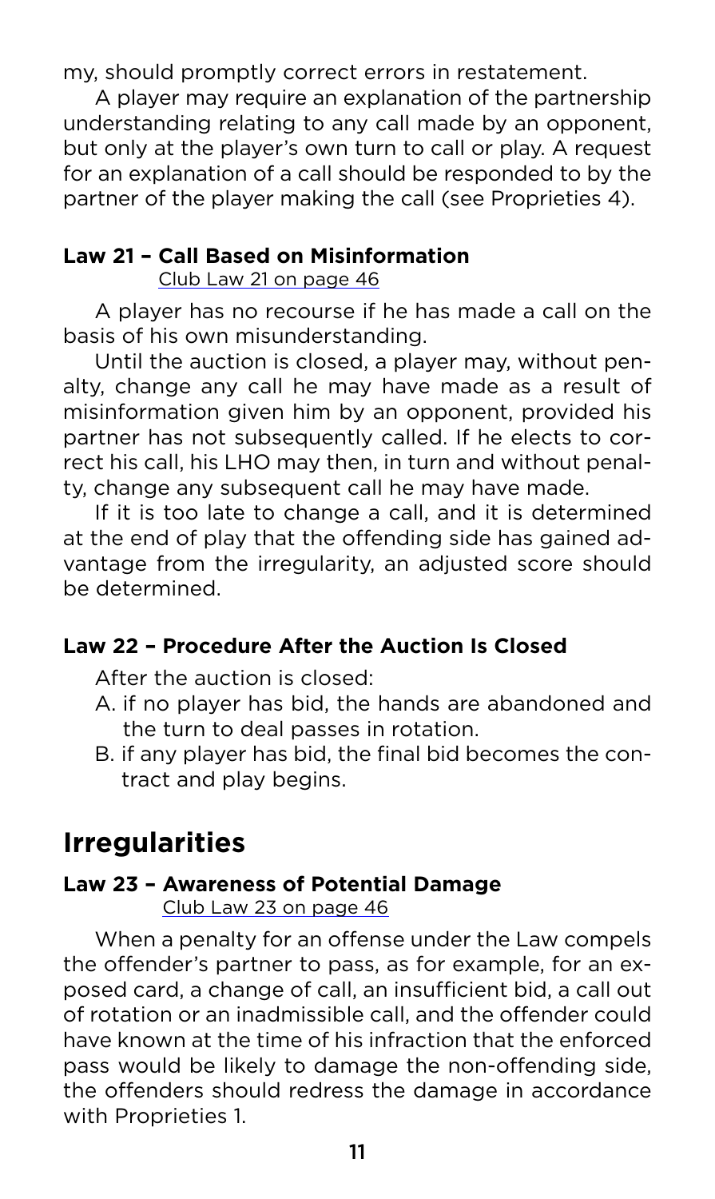my, should promptly correct errors in restatement.

A player may require an explanation of the partnership understanding relating to any call made by an opponent, but only at the player's own turn to call or play. A request for an explanation of a call should be responded to by the partner of the player making the call (see Proprieties 4).

### Law 21 – Call Based on Misinformation

Club Law 21 on page 46

A player has no recourse if he has made a call on the basis of his own misunderstanding.

Until the auction is closed, a player may, without penalty, change any call he may have made as a result of misinformation given him by an opponent, provided his partner has not subsequently called. If he elects to correct his call, his LHO may then, in turn and without penalty, change any subsequent call he may have made.

If it is too late to change a call, and it is determined at the end of play that the offending side has gained advantage from the irregularity, an adjusted score should be determined.

### Law 22 – Procedure After the Auction Is Closed

After the auction is closed:

A. if no player has bid, the hands are abandoned and the turn to deal passes in rotation.

B. if any player has bid, the final bid becomes the contract and play begins.

## Irregularities

### Law 23 – Awareness of Potential Damage

Club Law 23 on page 46

When a penalty for an offense under the Law compels the offender's partner to pass, as for example, for an exposed card, a change of call, an insufficient bid, a call out of rotation or an inadmissible call, and the offender could have known at the time of his infraction that the enforced pass would be likely to damage the non-offending side, the offenders should redress the damage in accordance with Proprieties 1.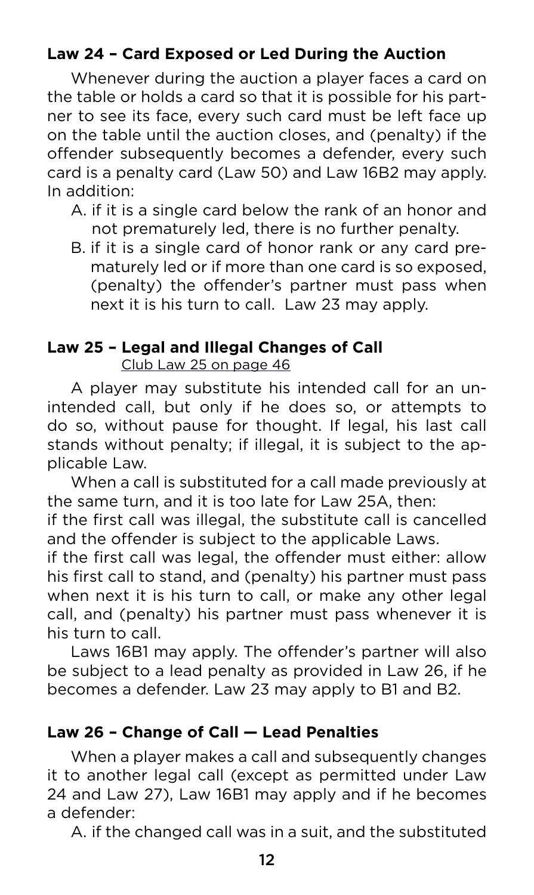### Law 24 – Card Exposed or Led During the Auction

Whenever during the auction a player faces a card on the table or holds a card so that it is possible for his partner to see its face, every such card must be left face up on the table until the auction closes, and (penalty) if the offender subsequently becomes a defender, every such card is a penalty card (Law 50) and Law 16B2 may apply. In addition:

A. if it is a single card below the rank of an honor and not prematurely led, there is no further penalty.

B. if it is a single card of honor rank or any card prematurely led or if more than one card is so exposed, (penalty) the offender's partner must pass when next it is his turn to call. Law 23 may apply.

### Law 25 – Legal and Illegal Changes of Call

Club Law 25 on page 46

A player may substitute his intended call for an unintended call, but only if he does so, or attempts to do so, without pause for thought. If legal, his last call stands without penalty; if illegal, it is subject to the applicable Law.

When a call is substituted for a call made previously at the same turn, and it is too late for Law 25A, then:

if the first call was illegal, the substitute call is cancelled and the offender is subject to the applicable Laws.

if the first call was legal, the offender must either: allow his first call to stand, and (penalty) his partner must pass when next it is his turn to call, or make any other legal call, and (penalty) his partner must pass whenever it is his turn to call.

Laws 16B1 may apply. The offender's partner will also be subject to a lead penalty as provided in Law 26, if he becomes a defender. Law 23 may apply to B1 and B2.

### Law 26 – Change of Call — Lead Penalties

When a player makes a call and subsequently changes it to another legal call (except as permitted under Law 24 and Law 27), Law 16B1 may apply and if he becomes a defender:

A. if the changed call was in a suit, and the substituted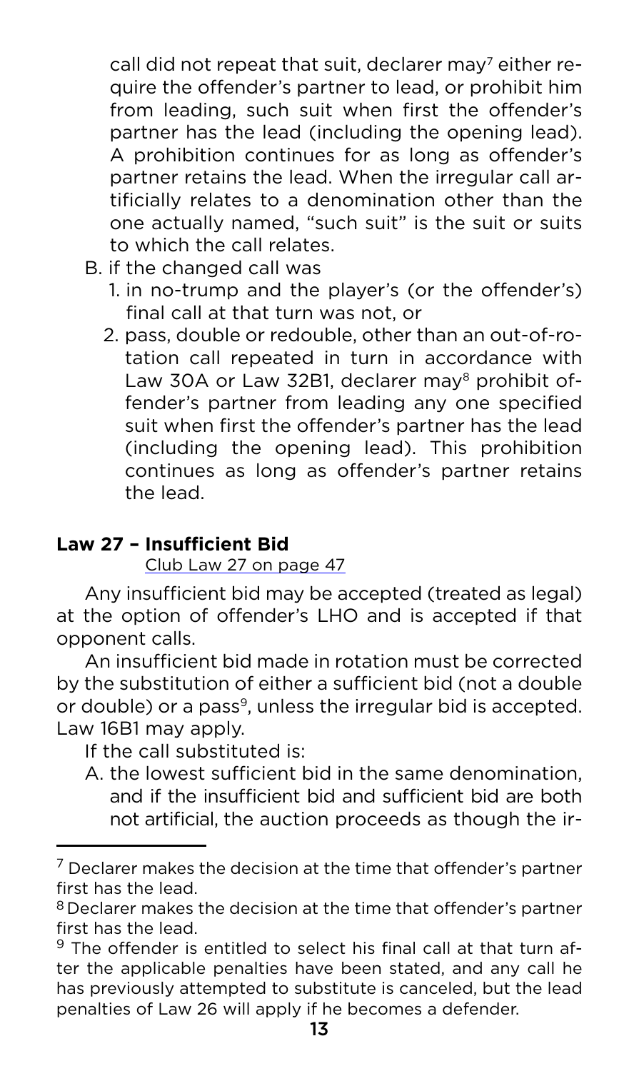call did not repeat that suit, declarer may[7] either require the offender's partner to lead, or prohibit him from leading, such suit when first the offender's partner has the lead (including the opening lead). A prohibition continues for as long as offender's partner retains the lead. When the irregular call artificially relates to a denomination other than the one actually named, "such suit" is the suit or suits to which the call relates.

B. if the changed call was
   1. in no-trump and the player's (or the offender's) final call at that turn was not, or
   2. pass, double or redouble, other than an out-of-rotation call repeated in turn in accordance with Law 30A or Law 32B1, declarer may[8] prohibit offender's partner from leading any one specified suit when first the offender's partner has the lead (including the opening lead). This prohibition continues as long as offender's partner retains the lead.

## Law 27 – Insufficient Bid

Club Law 27 on page 47

Any insufficient bid may be accepted (treated as legal) at the option of offender's LHO and is accepted if that opponent calls.

An insufficient bid made in rotation must be corrected by the substitution of either a sufficient bid (not a double or double) or a pass[9], unless the irregular bid is accepted. Law 16B1 may apply.

If the call substituted is:

A. the lowest sufficient bid in the same denomination, and if the insufficient bid and sufficient bid are both not artificial, the auction proceeds as though the ir-

---

[7] Declarer makes the decision at the time that offender's partner first has the lead.

[8] Declarer makes the decision at the time that offender's partner first has the lead.

[9] The offender is entitled to select his final call at that turn after the applicable penalties have been stated, and any call he has previously attempted to substitute is canceled, but the lead penalties of Law 26 will apply if he becomes a defender.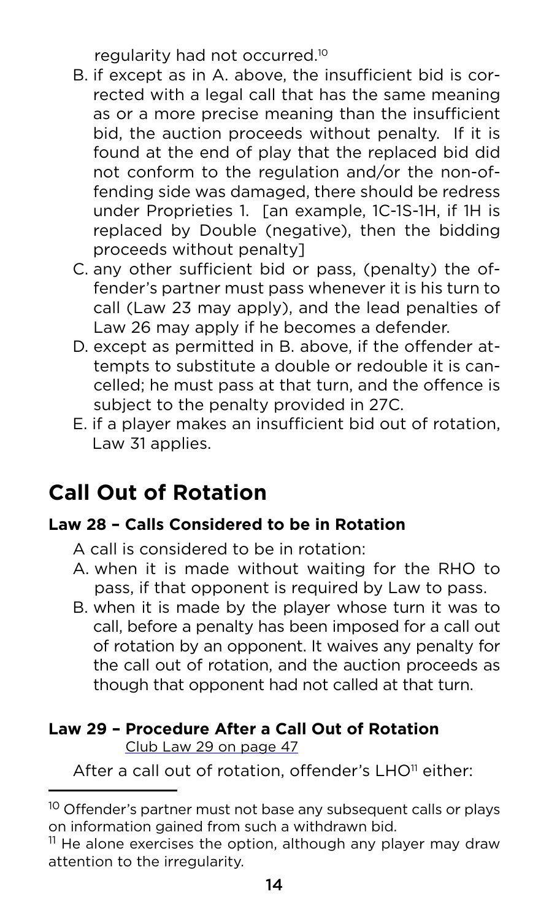regularity had not occurred.[10]

B. if except as in A. above, the insufficient bid is corrected with a legal call that has the same meaning as or a more precise meaning than the insufficient bid, the auction proceeds without penalty. If it is found at the end of play that the replaced bid did not conform to the regulation and/or the non-offending side was damaged, there should be redress under Proprieties 1. [an example, 1C-1S-1H, if 1H is replaced by Double (negative), then the bidding proceeds without penalty]

C. any other sufficient bid or pass, (penalty) the offender's partner must pass whenever it is his turn to call (Law 23 may apply), and the lead penalties of Law 26 may apply if he becomes a defender.

D. except as permitted in B. above, if the offender attempts to substitute a double or redouble it is cancelled; he must pass at that turn, and the offence is subject to the penalty provided in 27C.

E. if a player makes an insufficient bid out of rotation, Law 31 applies.

## Call Out of Rotation

### Law 28 – Calls Considered to be in Rotation

A call is considered to be in rotation:

A. when it is made without waiting for the RHO to pass, if that opponent is required by Law to pass.

B. when it is made by the player whose turn it was to call, before a penalty has been imposed for a call out of rotation by an opponent. It waives any penalty for the call out of rotation, and the auction proceeds as though that opponent had not called at that turn.

### Law 29 – Procedure After a Call Out of Rotation

Club Law 29 on page 47

After a call out of rotation, offender's LHO[11] either:

[10] Offender's partner must not base any subsequent calls or plays on information gained from such a withdrawn bid.

[11] He alone exercises the option, although any player may draw attention to the irregularity.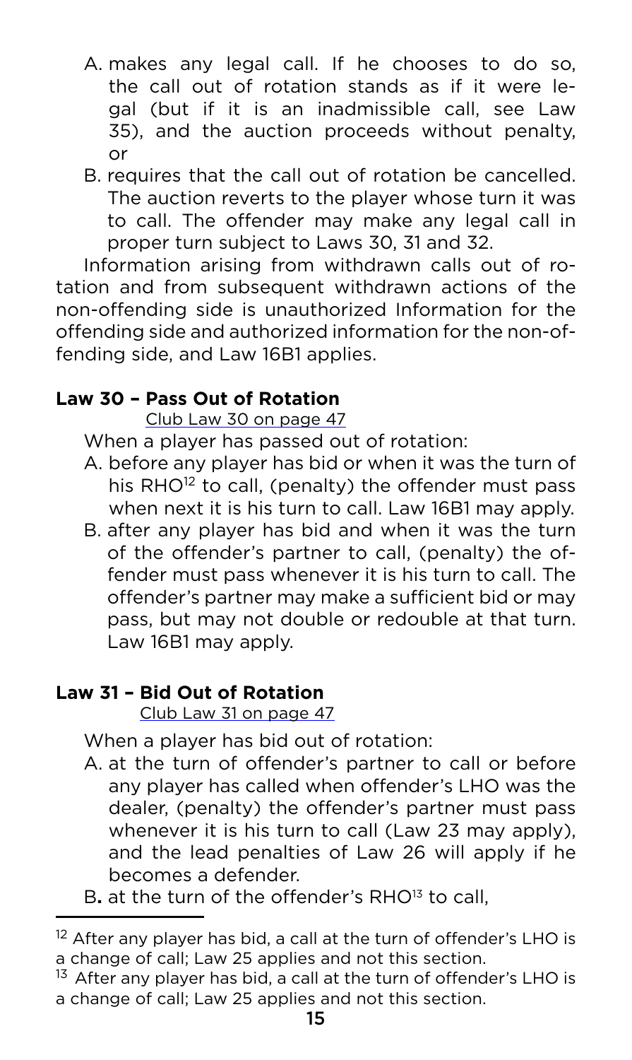A. makes any legal call. If he chooses to do so, the call out of rotation stands as if it were legal (but if it is an inadmissible call, see Law 35), and the auction proceeds without penalty, or

B. requires that the call out of rotation be cancelled. The auction reverts to the player whose turn it was to call. The offender may make any legal call in proper turn subject to Laws 30, 31 and 32.

Information arising from withdrawn calls out of rotation and from subsequent withdrawn actions of the non-offending side is unauthorized Information for the offending side and authorized information for the non-offending side, and Law 16B1 applies.

### Law 30 – Pass Out of Rotation

Club Law 30 on page 47

When a player has passed out of rotation:

A. before any player has bid or when it was the turn of his RHO[12] to call, (penalty) the offender must pass when next it is his turn to call. Law 16B1 may apply.

B. after any player has bid and when it was the turn of the offender's partner to call, (penalty) the offender must pass whenever it is his turn to call. The offender's partner may make a sufficient bid or may pass, but may not double or redouble at that turn. Law 16B1 may apply.

### Law 31 – Bid Out of Rotation

Club Law 31 on page 47

When a player has bid out of rotation:

A. at the turn of offender's partner to call or before any player has called when offender's LHO was the dealer, (penalty) the offender's partner must pass whenever it is his turn to call (Law 23 may apply), and the lead penalties of Law 26 will apply if he becomes a defender.

B. at the turn of the offender's RHO[13] to call,

---

[12] After any player has bid, a call at the turn of offender's LHO is a change of call; Law 25 applies and not this section.

[13] After any player has bid, a call at the turn of offender's LHO is a change of call; Law 25 applies and not this section.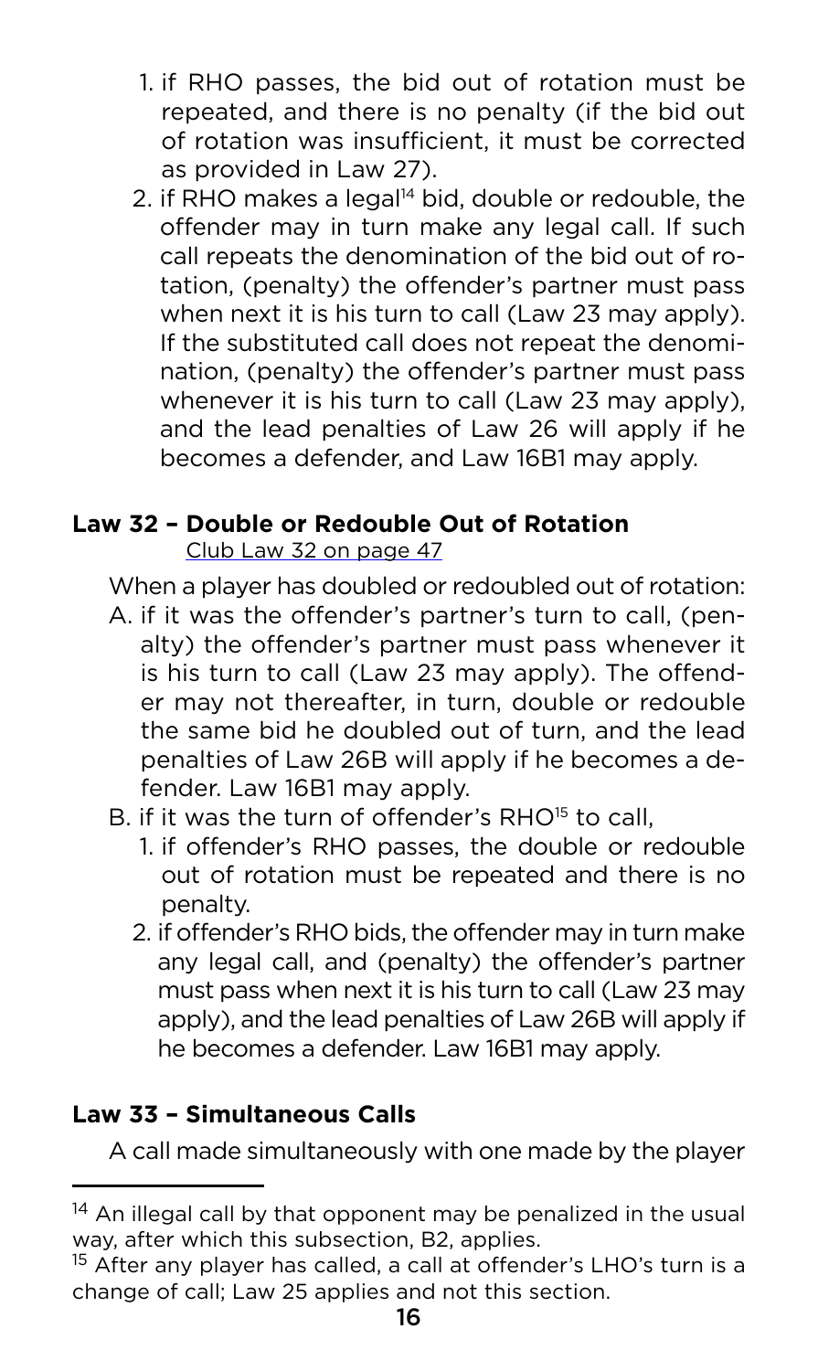1. if RHO passes, the bid out of rotation must be repeated, and there is no penalty (if the bid out of rotation was insufficient, it must be corrected as provided in Law 27).
2. if RHO makes a legal[14] bid, double or redouble, the offender may in turn make any legal call. If such call repeats the denomination of the bid out of rotation, (penalty) the offender's partner must pass when next it is his turn to call (Law 23 may apply). If the substituted call does not repeat the denomination, (penalty) the offender's partner must pass whenever it is his turn to call (Law 23 may apply), and the lead penalties of Law 26 will apply if he becomes a defender, and Law 16B1 may apply.

### Law 32 – Double or Redouble Out of Rotation

Club Law 32 on page 47

When a player has doubled or redoubled out of rotation:

A. if it was the offender's partner's turn to call, (penalty) the offender's partner must pass whenever it is his turn to call (Law 23 may apply). The offender may not thereafter, in turn, double or redouble the same bid he doubled out of turn, and the lead penalties of Law 26B will apply if he becomes a defender. Law 16B1 may apply.

B. if it was the turn of offender's RHO[15] to call,
   1. if offender's RHO passes, the double or redouble out of rotation must be repeated and there is no penalty.
   2. if offender's RHO bids, the offender may in turn make any legal call, and (penalty) the offender's partner must pass when next it is his turn to call (Law 23 may apply), and the lead penalties of Law 26B will apply if he becomes a defender. Law 16B1 may apply.

### Law 33 – Simultaneous Calls

A call made simultaneously with one made by the player

---

[14] An illegal call by that opponent may be penalized in the usual way, after which this subsection, B2, applies.

[15] After any player has called, a call at offender's LHO's turn is a change of call; Law 25 applies and not this section.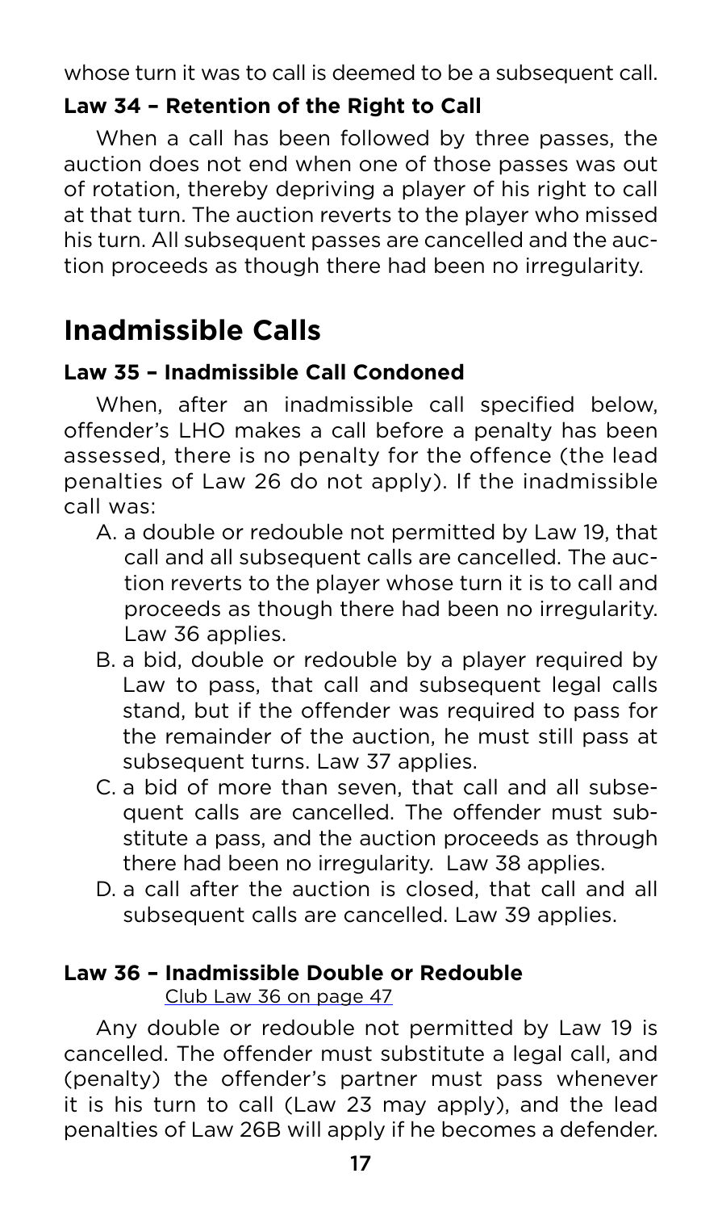whose turn it was to call is deemed to be a subsequent call.

### Law 34 – Retention of the Right to Call

When a call has been followed by three passes, the auction does not end when one of those passes was out of rotation, thereby depriving a player of his right to call at that turn. The auction reverts to the player who missed his turn. All subsequent passes are cancelled and the auction proceeds as though there had been no irregularity.

## Inadmissible Calls

### Law 35 – Inadmissible Call Condoned

When, after an inadmissible call specified below, offender's LHO makes a call before a penalty has been assessed, there is no penalty for the offence (the lead penalties of Law 26 do not apply). If the inadmissible call was:

A. a double or redouble not permitted by Law 19, that call and all subsequent calls are cancelled. The auction reverts to the player whose turn it is to call and proceeds as though there had been no irregularity. Law 36 applies.

B. a bid, double or redouble by a player required by Law to pass, that call and subsequent legal calls stand, but if the offender was required to pass for the remainder of the auction, he must still pass at subsequent turns. Law 37 applies.

C. a bid of more than seven, that call and all subsequent calls are cancelled. The offender must substitute a pass, and the auction proceeds as through there had been no irregularity. Law 38 applies.

D. a call after the auction is closed, that call and all subsequent calls are cancelled. Law 39 applies.

### Law 36 – Inadmissible Double or Redouble

Club Law 36 on page 47

Any double or redouble not permitted by Law 19 is cancelled. The offender must substitute a legal call, and (penalty) the offender's partner must pass whenever it is his turn to call (Law 23 may apply), and the lead penalties of Law 26B will apply if he becomes a defender.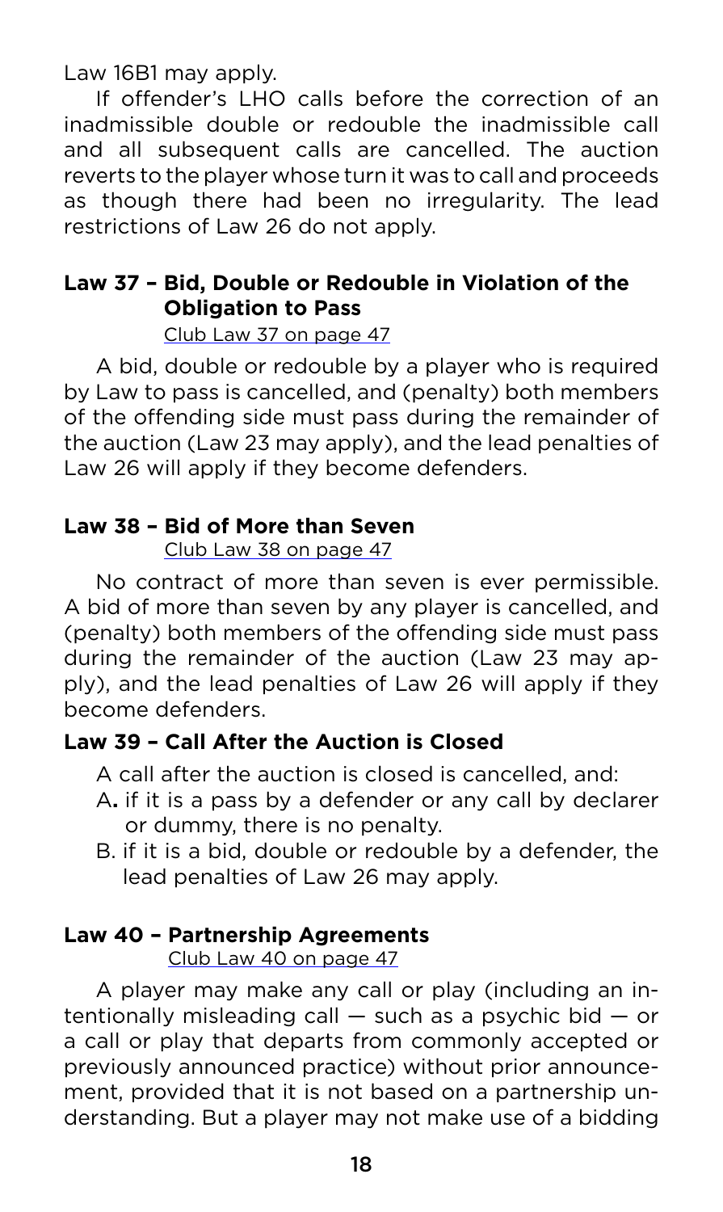Law 16B1 may apply.

If offender's LHO calls before the correction of an inadmissible double or redouble the inadmissible call and all subsequent calls are cancelled. The auction reverts to the player whose turn it was to call and proceeds as though there had been no irregularity. The lead restrictions of Law 26 do not apply.

### Law 37 – Bid, Double or Redouble in Violation of the Obligation to Pass

Club Law 37 on page 47

A bid, double or redouble by a player who is required by Law to pass is cancelled, and (penalty) both members of the offending side must pass during the remainder of the auction (Law 23 may apply), and the lead penalties of Law 26 will apply if they become defenders.

### Law 38 – Bid of More than Seven

Club Law 38 on page 47

No contract of more than seven is ever permissible. A bid of more than seven by any player is cancelled, and (penalty) both members of the offending side must pass during the remainder of the auction (Law 23 may apply), and the lead penalties of Law 26 will apply if they become defenders.

### Law 39 – Call After the Auction is Closed

A call after the auction is closed is cancelled, and:

A**.** if it is a pass by a defender or any call by declarer or dummy, there is no penalty.

B. if it is a bid, double or redouble by a defender, the lead penalties of Law 26 may apply.

### Law 40 – Partnership Agreements

Club Law 40 on page 47

A player may make any call or play (including an intentionally misleading call — such as a psychic bid — or a call or play that departs from commonly accepted or previously announced practice) without prior announcement, provided that it is not based on a partnership understanding. But a player may not make use of a bidding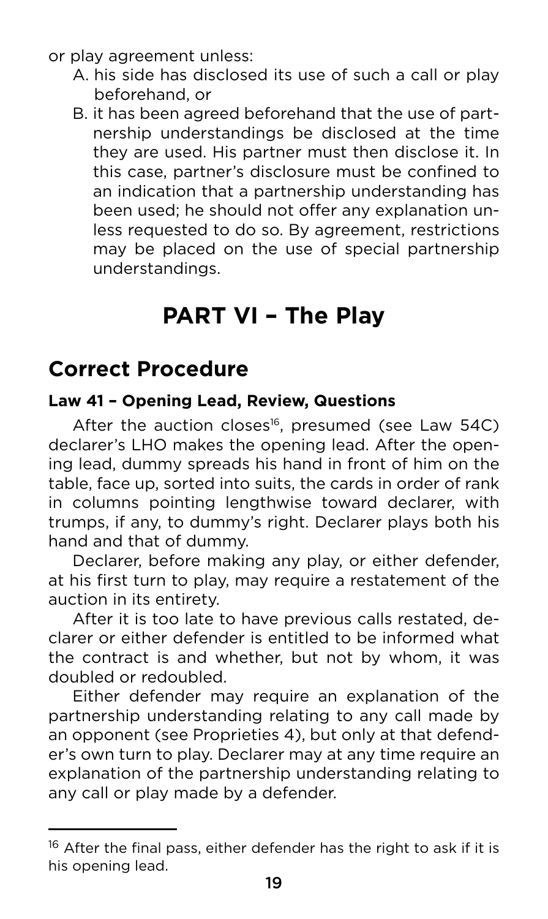or play agreement unless:

A. his side has disclosed its use of such a call or play beforehand, or
B. it has been agreed beforehand that the use of partnership understandings be disclosed at the time they are used. His partner must then disclose it. In this case, partner's disclosure must be confined to an indication that a partnership understanding has been used; he should not offer any explanation unless requested to do so. By agreement, restrictions may be placed on the use of special partnership understandings.

# PART VI – The Play

## Correct Procedure

### Law 41 – Opening Lead, Review, Questions

After the auction closes[16], presumed (see Law 54C) declarer's LHO makes the opening lead. After the opening lead, dummy spreads his hand in front of him on the table, face up, sorted into suits, the cards in order of rank in columns pointing lengthwise toward declarer, with trumps, if any, to dummy's right. Declarer plays both his hand and that of dummy.

Declarer, before making any play, or either defender, at his first turn to play, may require a restatement of the auction in its entirety.

After it is too late to have previous calls restated, declarer or either defender is entitled to be informed what the contract is and whether, but not by whom, it was doubled or redoubled.

Either defender may require an explanation of the partnership understanding relating to any call made by an opponent (see Proprieties 4), but only at that defender's own turn to play. Declarer may at any time require an explanation of the partnership understanding relating to any call or play made by a defender.

---

[16] After the final pass, either defender has the right to ask if it is his opening lead.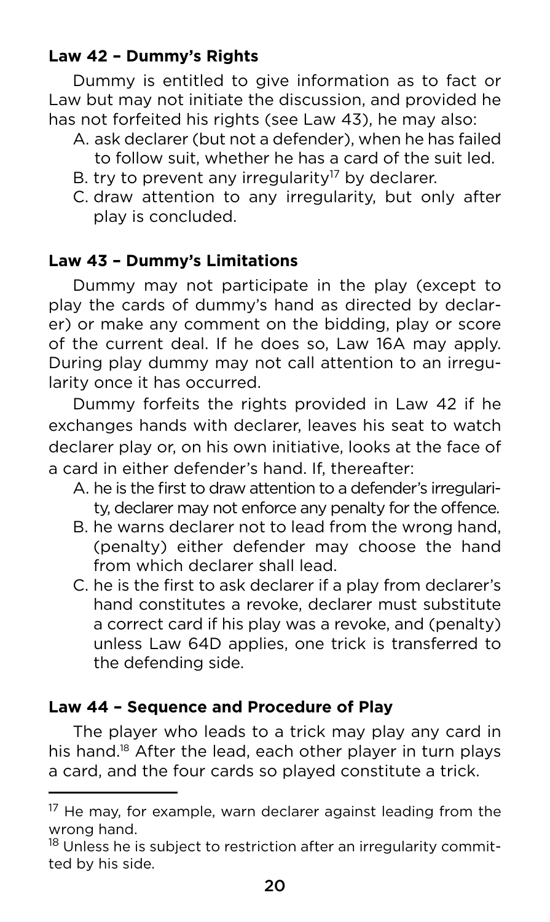### Law 42 – Dummy's Rights

Dummy is entitled to give information as to fact or Law but may not initiate the discussion, and provided he has not forfeited his rights (see Law 43), he may also:

A. ask declarer (but not a defender), when he has failed to follow suit, whether he has a card of the suit led.
B. try to prevent any irregularity[17] by declarer.
C. draw attention to any irregularity, but only after play is concluded.

### Law 43 – Dummy's Limitations

Dummy may not participate in the play (except to play the cards of dummy's hand as directed by declarer) or make any comment on the bidding, play or score of the current deal. If he does so, Law 16A may apply. During play dummy may not call attention to an irregularity once it has occurred.

Dummy forfeits the rights provided in Law 42 if he exchanges hands with declarer, leaves his seat to watch declarer play or, on his own initiative, looks at the face of a card in either defender's hand. If, thereafter:

A. he is the first to draw attention to a defender's irregularity, declarer may not enforce any penalty for the offence.
B. he warns declarer not to lead from the wrong hand, (penalty) either defender may choose the hand from which declarer shall lead.
C. he is the first to ask declarer if a play from declarer's hand constitutes a revoke, declarer must substitute a correct card if his play was a revoke, and (penalty) unless Law 64D applies, one trick is transferred to the defending side.

### Law 44 – Sequence and Procedure of Play

The player who leads to a trick may play any card in his hand.[18] After the lead, each other player in turn plays a card, and the four cards so played constitute a trick.

---

[17] He may, for example, warn declarer against leading from the wrong hand.

[18] Unless he is subject to restriction after an irregularity committed by his side.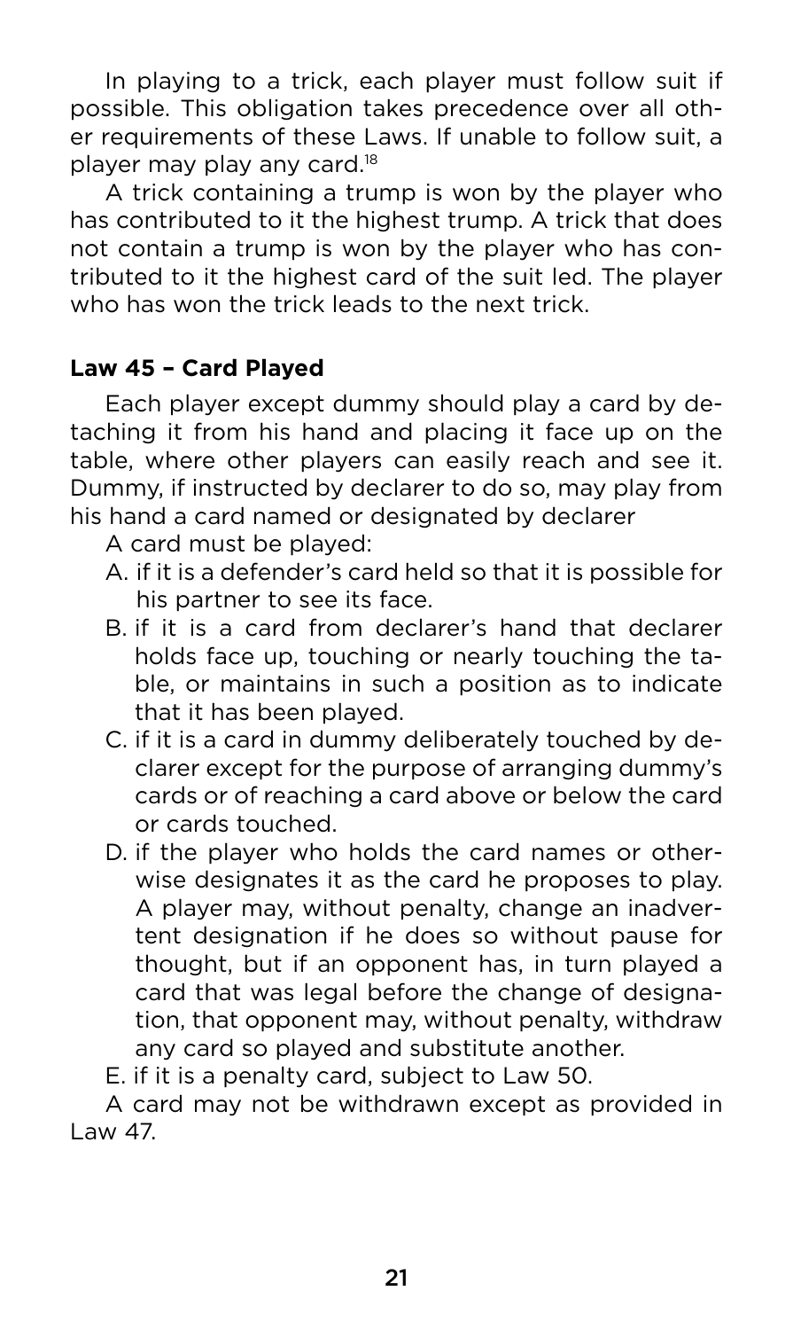In playing to a trick, each player must follow suit if possible. This obligation takes precedence over all other requirements of these Laws. If unable to follow suit, a player may play any card.[18]

A trick containing a trump is won by the player who has contributed to it the highest trump. A trick that does not contain a trump is won by the player who has contributed to it the highest card of the suit led. The player who has won the trick leads to the next trick.

### Law 45 – Card Played

Each player except dummy should play a card by detaching it from his hand and placing it face up on the table, where other players can easily reach and see it. Dummy, if instructed by declarer to do so, may play from his hand a card named or designated by declarer

A card must be played:

A. if it is a defender's card held so that it is possible for his partner to see its face.

B. if it is a card from declarer's hand that declarer holds face up, touching or nearly touching the table, or maintains in such a position as to indicate that it has been played.

C. if it is a card in dummy deliberately touched by declarer except for the purpose of arranging dummy's cards or of reaching a card above or below the card or cards touched.

D. if the player who holds the card names or otherwise designates it as the card he proposes to play. A player may, without penalty, change an inadvertent designation if he does so without pause for thought, but if an opponent has, in turn played a card that was legal before the change of designation, that opponent may, without penalty, withdraw any card so played and substitute another.

E. if it is a penalty card, subject to Law 50.

A card may not be withdrawn except as provided in Law 47.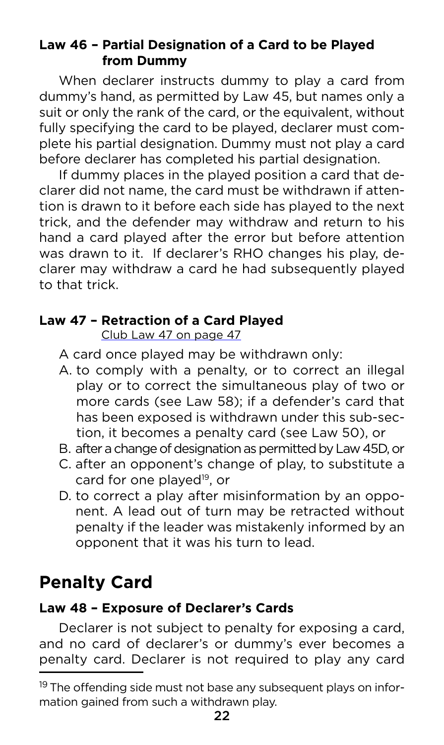### Law 46 – Partial Designation of a Card to be Played from Dummy

When declarer instructs dummy to play a card from dummy's hand, as permitted by Law 45, but names only a suit or only the rank of the card, or the equivalent, without fully specifying the card to be played, declarer must complete his partial designation. Dummy must not play a card before declarer has completed his partial designation.

If dummy places in the played position a card that declarer did not name, the card must be withdrawn if attention is drawn to it before each side has played to the next trick, and the defender may withdraw and return to his hand a card played after the error but before attention was drawn to it. If declarer's RHO changes his play, declarer may withdraw a card he had subsequently played to that trick.

### Law 47 – Retraction of a Card Played

Club Law 47 on page 47

A card once played may be withdrawn only:

A. to comply with a penalty, or to correct an illegal play or to correct the simultaneous play of two or more cards (see Law 58); if a defender's card that has been exposed is withdrawn under this sub-section, it becomes a penalty card (see Law 50), or
B. after a change of designation as permitted by Law 45D, or
C. after an opponent's change of play, to substitute a card for one played[19], or
D. to correct a play after misinformation by an opponent. A lead out of turn may be retracted without penalty if the leader was mistakenly informed by an opponent that it was his turn to lead.

## Penalty Card

### Law 48 – Exposure of Declarer's Cards

Declarer is not subject to penalty for exposing a card, and no card of declarer's or dummy's ever becomes a penalty card. Declarer is not required to play any card

[19] The offending side must not base any subsequent plays on information gained from such a withdrawn play.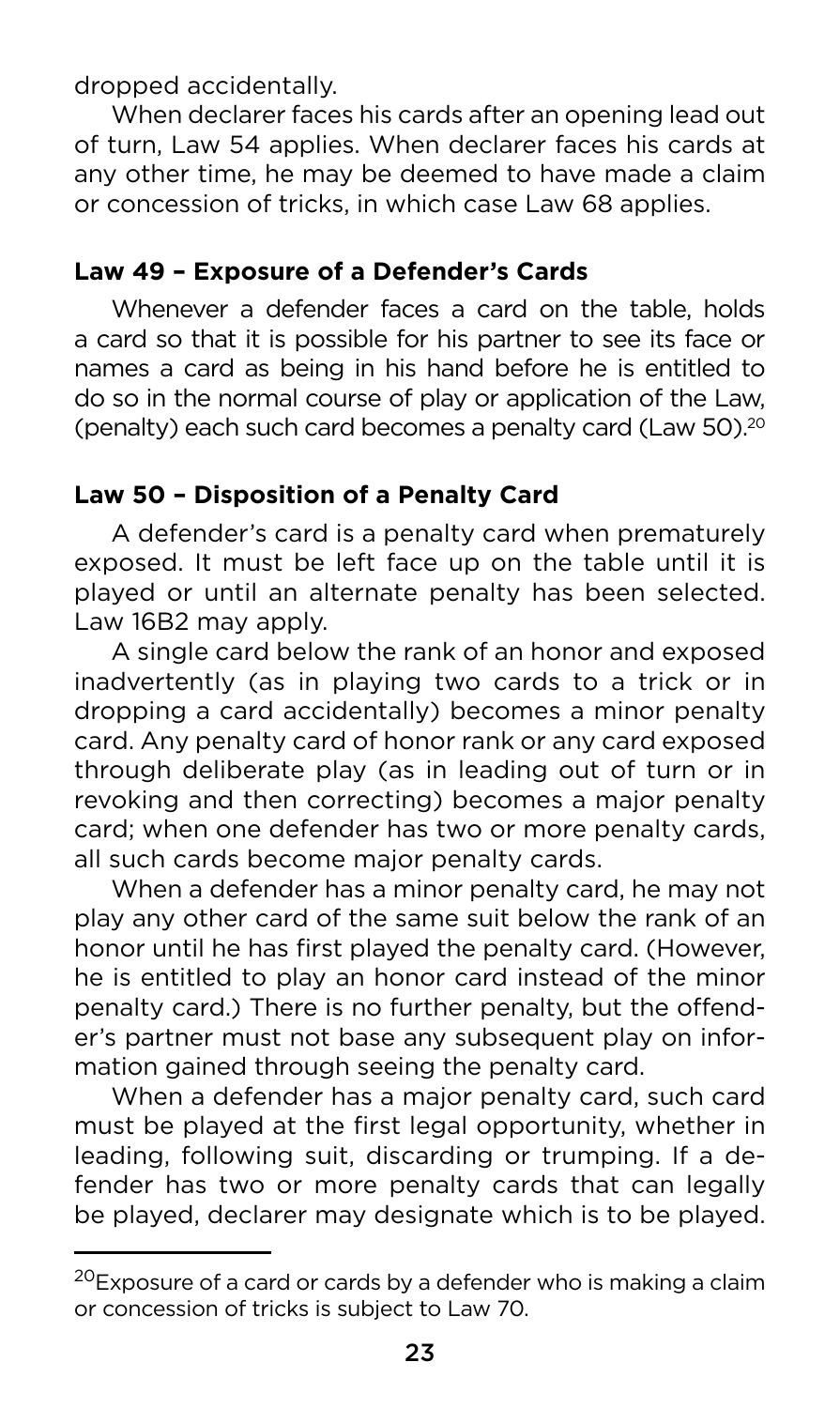dropped accidentally.

When declarer faces his cards after an opening lead out of turn, Law 54 applies. When declarer faces his cards at any other time, he may be deemed to have made a claim or concession of tricks, in which case Law 68 applies.

### Law 49 – Exposure of a Defender's Cards

Whenever a defender faces a card on the table, holds a card so that it is possible for his partner to see its face or names a card as being in his hand before he is entitled to do so in the normal course of play or application of the Law, (penalty) each such card becomes a penalty card (Law 50).[20]

### Law 50 – Disposition of a Penalty Card

A defender's card is a penalty card when prematurely exposed. It must be left face up on the table until it is played or until an alternate penalty has been selected. Law 16B2 may apply.

A single card below the rank of an honor and exposed inadvertently (as in playing two cards to a trick or in dropping a card accidentally) becomes a minor penalty card. Any penalty card of honor rank or any card exposed through deliberate play (as in leading out of turn or in revoking and then correcting) becomes a major penalty card; when one defender has two or more penalty cards, all such cards become major penalty cards.

When a defender has a minor penalty card, he may not play any other card of the same suit below the rank of an honor until he has first played the penalty card. (However, he is entitled to play an honor card instead of the minor penalty card.) There is no further penalty, but the offender's partner must not base any subsequent play on information gained through seeing the penalty card.

When a defender has a major penalty card, such card must be played at the first legal opportunity, whether in leading, following suit, discarding or trumping. If a defender has two or more penalty cards that can legally be played, declarer may designate which is to be played.

[20] Exposure of a card or cards by a defender who is making a claim or concession of tricks is subject to Law 70.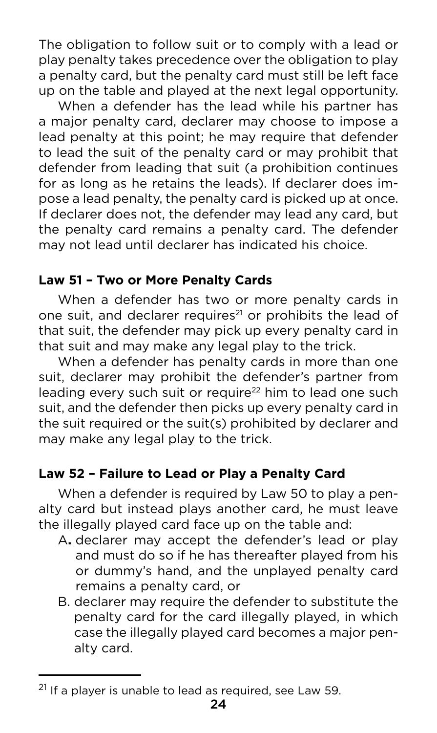The obligation to follow suit or to comply with a lead or play penalty takes precedence over the obligation to play a penalty card, but the penalty card must still be left face up on the table and played at the next legal opportunity.

When a defender has the lead while his partner has a major penalty card, declarer may choose to impose a lead penalty at this point; he may require that defender to lead the suit of the penalty card or may prohibit that defender from leading that suit (a prohibition continues for as long as he retains the leads). If declarer does impose a lead penalty, the penalty card is picked up at once. If declarer does not, the defender may lead any card, but the penalty card remains a penalty card. The defender may not lead until declarer has indicated his choice.

### Law 51 – Two or More Penalty Cards

When a defender has two or more penalty cards in one suit, and declarer requires[21] or prohibits the lead of that suit, the defender may pick up every penalty card in that suit and may make any legal play to the trick.

When a defender has penalty cards in more than one suit, declarer may prohibit the defender's partner from leading every such suit or require[22] him to lead one such suit, and the defender then picks up every penalty card in the suit required or the suit(s) prohibited by declarer and may make any legal play to the trick.

### Law 52 – Failure to Lead or Play a Penalty Card

When a defender is required by Law 50 to play a penalty card but instead plays another card, he must leave the illegally played card face up on the table and:

A. declarer may accept the defender's lead or play and must do so if he has thereafter played from his or dummy's hand, and the unplayed penalty card remains a penalty card, or

B. declarer may require the defender to substitute the penalty card for the card illegally played, in which case the illegally played card becomes a major penalty card.

[21] If a player is unable to lead as required, see Law 59.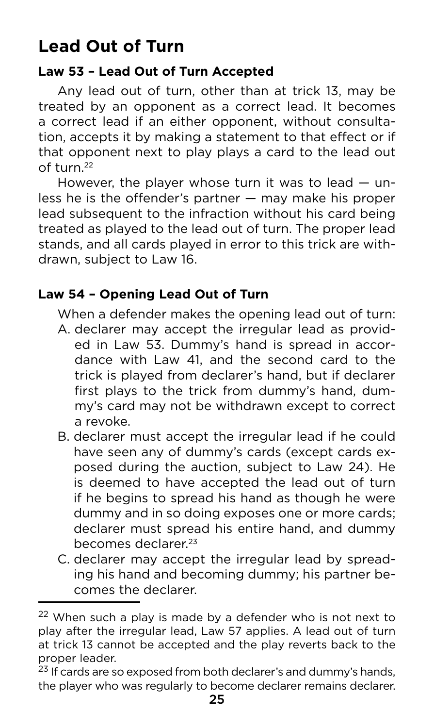# Lead Out of Turn

### Law 53 – Lead Out of Turn Accepted

Any lead out of turn, other than at trick 13, may be treated by an opponent as a correct lead. It becomes a correct lead if an either opponent, without consultation, accepts it by making a statement to that effect or if that opponent next to play plays a card to the lead out of turn.[22]

However, the player whose turn it was to lead — unless he is the offender's partner — may make his proper lead subsequent to the infraction without his card being treated as played to the lead out of turn. The proper lead stands, and all cards played in error to this trick are withdrawn, subject to Law 16.

### Law 54 – Opening Lead Out of Turn

When a defender makes the opening lead out of turn:

A. declarer may accept the irregular lead as provided in Law 53. Dummy's hand is spread in accordance with Law 41, and the second card to the trick is played from declarer's hand, but if declarer first plays to the trick from dummy's hand, dummy's card may not be withdrawn except to correct a revoke.

B. declarer must accept the irregular lead if he could have seen any of dummy's cards (except cards exposed during the auction, subject to Law 24). He is deemed to have accepted the lead out of turn if he begins to spread his hand as though he were dummy and in so doing exposes one or more cards; declarer must spread his entire hand, and dummy becomes declarer.[23]

C. declarer may accept the irregular lead by spreading his hand and becoming dummy; his partner becomes the declarer.

---

[22] When such a play is made by a defender who is not next to play after the irregular lead, Law 57 applies. A lead out of turn at trick 13 cannot be accepted and the play reverts back to the proper leader.

[23] If cards are so exposed from both declarer's and dummy's hands, the player who was regularly to become declarer remains declarer.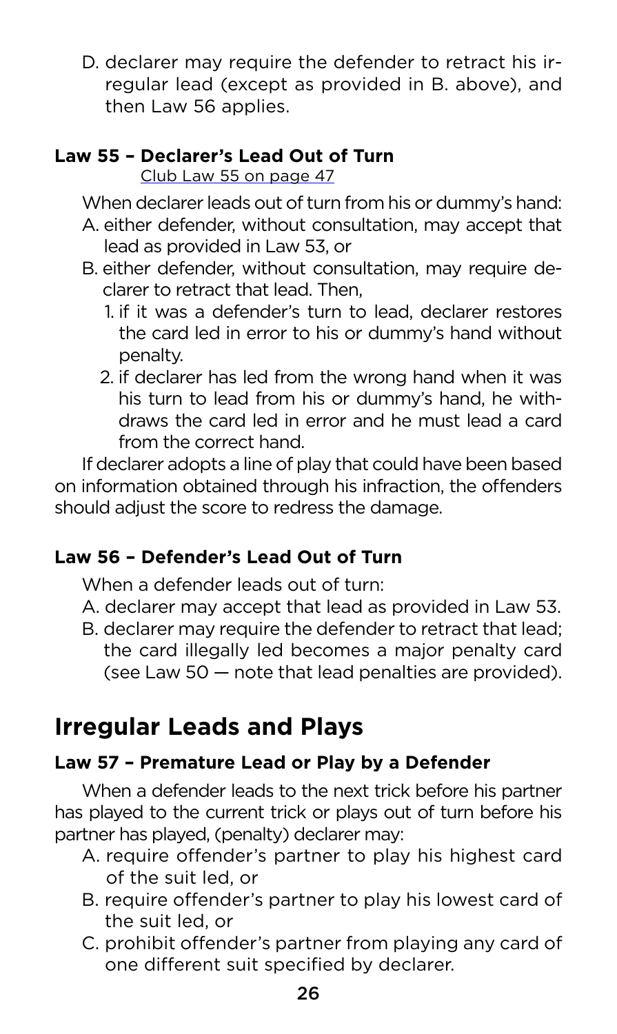D. declarer may require the defender to retract his irregular lead (except as provided in B. above), and then Law 56 applies.

### Law 55 – Declarer's Lead Out of Turn

Club Law 55 on page 47

When declarer leads out of turn from his or dummy's hand:

A. either defender, without consultation, may accept that lead as provided in Law 53, or

B. either defender, without consultation, may require declarer to retract that lead. Then,

   1. if it was a defender's turn to lead, declarer restores the card led in error to his or dummy's hand without penalty.
   2. if declarer has led from the wrong hand when it was his turn to lead from his or dummy's hand, he withdraws the card led in error and he must lead a card from the correct hand.

If declarer adopts a line of play that could have been based on information obtained through his infraction, the offenders should adjust the score to redress the damage.

### Law 56 – Defender's Lead Out of Turn

When a defender leads out of turn:

A. declarer may accept that lead as provided in Law 53.

B. declarer may require the defender to retract that lead; the card illegally led becomes a major penalty card (see Law 50 — note that lead penalties are provided).

## Irregular Leads and Plays

### Law 57 – Premature Lead or Play by a Defender

When a defender leads to the next trick before his partner has played to the current trick or plays out of turn before his partner has played, (penalty) declarer may:

A. require offender's partner to play his highest card of the suit led, or

B. require offender's partner to play his lowest card of the suit led, or

C. prohibit offender's partner from playing any card of one different suit specified by declarer.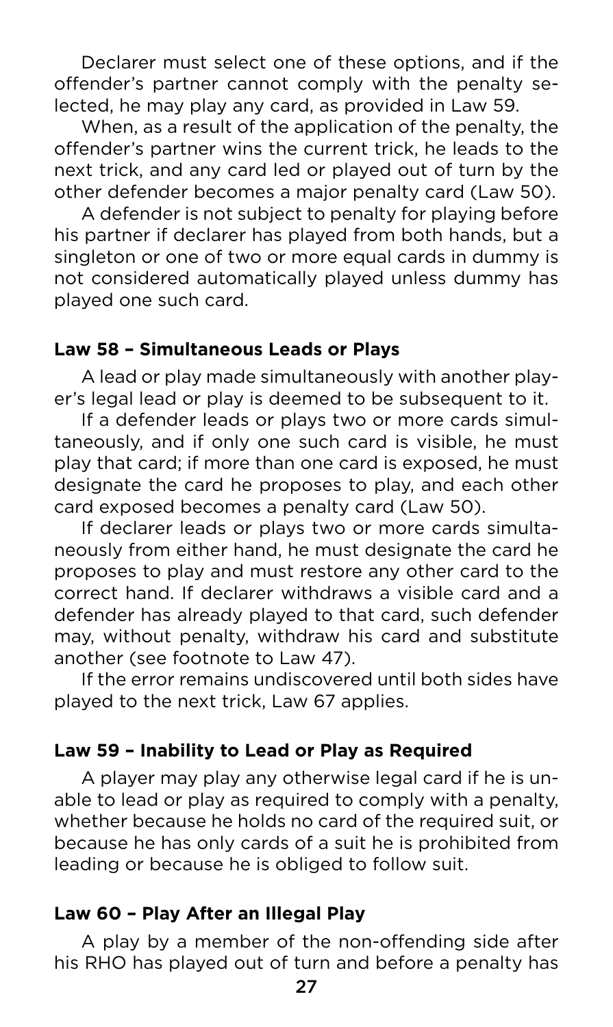Declarer must select one of these options, and if the offender's partner cannot comply with the penalty selected, he may play any card, as provided in Law 59.

When, as a result of the application of the penalty, the offender's partner wins the current trick, he leads to the next trick, and any card led or played out of turn by the other defender becomes a major penalty card (Law 50).

A defender is not subject to penalty for playing before his partner if declarer has played from both hands, but a singleton or one of two or more equal cards in dummy is not considered automatically played unless dummy has played one such card.

### Law 58 – Simultaneous Leads or Plays

A lead or play made simultaneously with another player's legal lead or play is deemed to be subsequent to it.

If a defender leads or plays two or more cards simultaneously, and if only one such card is visible, he must play that card; if more than one card is exposed, he must designate the card he proposes to play, and each other card exposed becomes a penalty card (Law 50).

If declarer leads or plays two or more cards simultaneously from either hand, he must designate the card he proposes to play and must restore any other card to the correct hand. If declarer withdraws a visible card and a defender has already played to that card, such defender may, without penalty, withdraw his card and substitute another (see footnote to Law 47).

If the error remains undiscovered until both sides have played to the next trick, Law 67 applies.

### Law 59 – Inability to Lead or Play as Required

A player may play any otherwise legal card if he is unable to lead or play as required to comply with a penalty, whether because he holds no card of the required suit, or because he has only cards of a suit he is prohibited from leading or because he is obliged to follow suit.

### Law 60 – Play After an Illegal Play

A play by a member of the non-offending side after his RHO has played out of turn and before a penalty has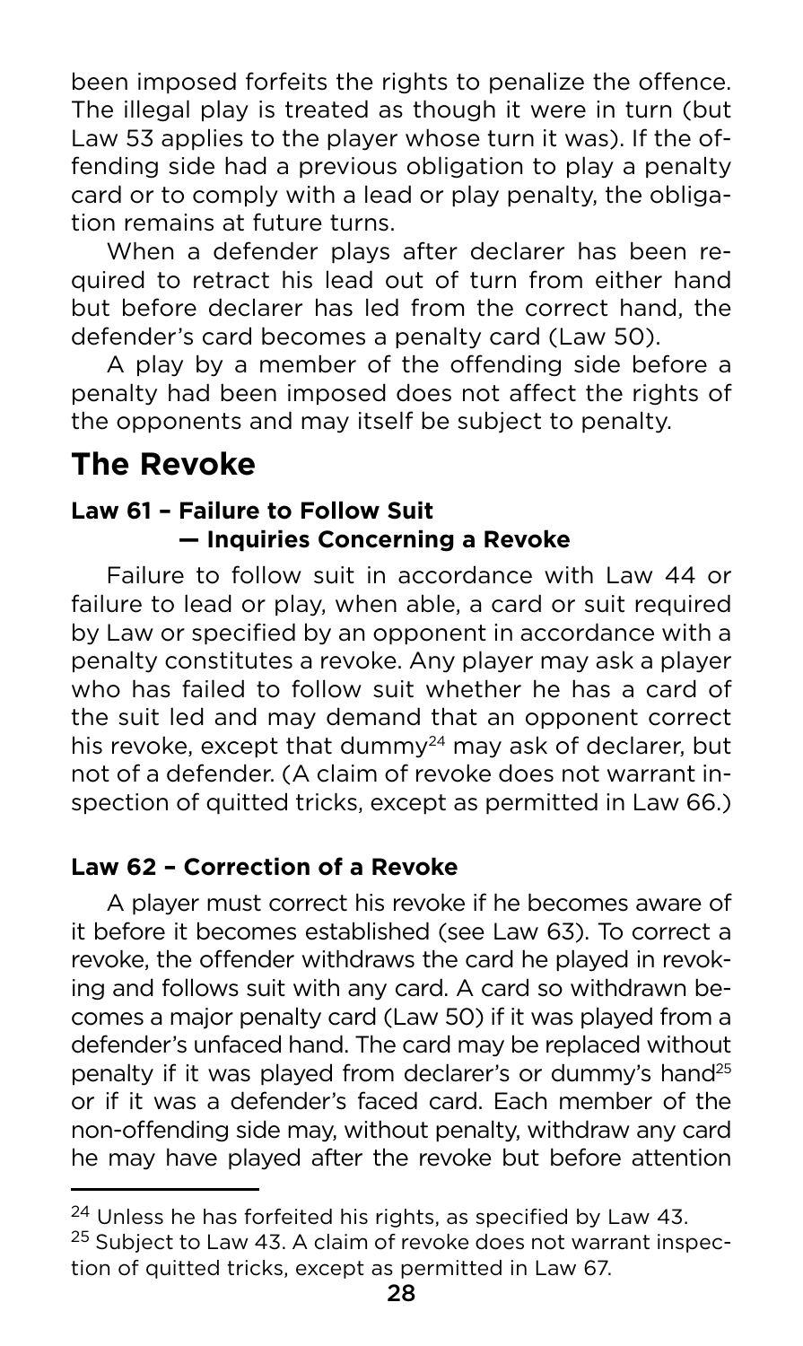been imposed forfeits the rights to penalize the offence. The illegal play is treated as though it were in turn (but Law 53 applies to the player whose turn it was). If the offending side had a previous obligation to play a penalty card or to comply with a lead or play penalty, the obligation remains at future turns.

When a defender plays after declarer has been required to retract his lead out of turn from either hand but before declarer has led from the correct hand, the defender's card becomes a penalty card (Law 50).

A play by a member of the offending side before a penalty had been imposed does not affect the rights of the opponents and may itself be subject to penalty.

## The Revoke

### Law 61 – Failure to Follow Suit — Inquiries Concerning a Revoke

Failure to follow suit in accordance with Law 44 or failure to lead or play, when able, a card or suit required by Law or specified by an opponent in accordance with a penalty constitutes a revoke. Any player may ask a player who has failed to follow suit whether he has a card of the suit led and may demand that an opponent correct his revoke, except that dummy[24] may ask of declarer, but not of a defender. (A claim of revoke does not warrant inspection of quitted tricks, except as permitted in Law 66.)

### Law 62 – Correction of a Revoke

A player must correct his revoke if he becomes aware of it before it becomes established (see Law 63). To correct a revoke, the offender withdraws the card he played in revoking and follows suit with any card. A card so withdrawn becomes a major penalty card (Law 50) if it was played from a defender's unfaced hand. The card may be replaced without penalty if it was played from declarer's or dummy's hand[25] or if it was a defender's faced card. Each member of the non-offending side may, without penalty, withdraw any card he may have played after the revoke but before attention

---

[24] Unless he has forfeited his rights, as specified by Law 43.

[25] Subject to Law 43. A claim of revoke does not warrant inspection of quitted tricks, except as permitted in Law 67.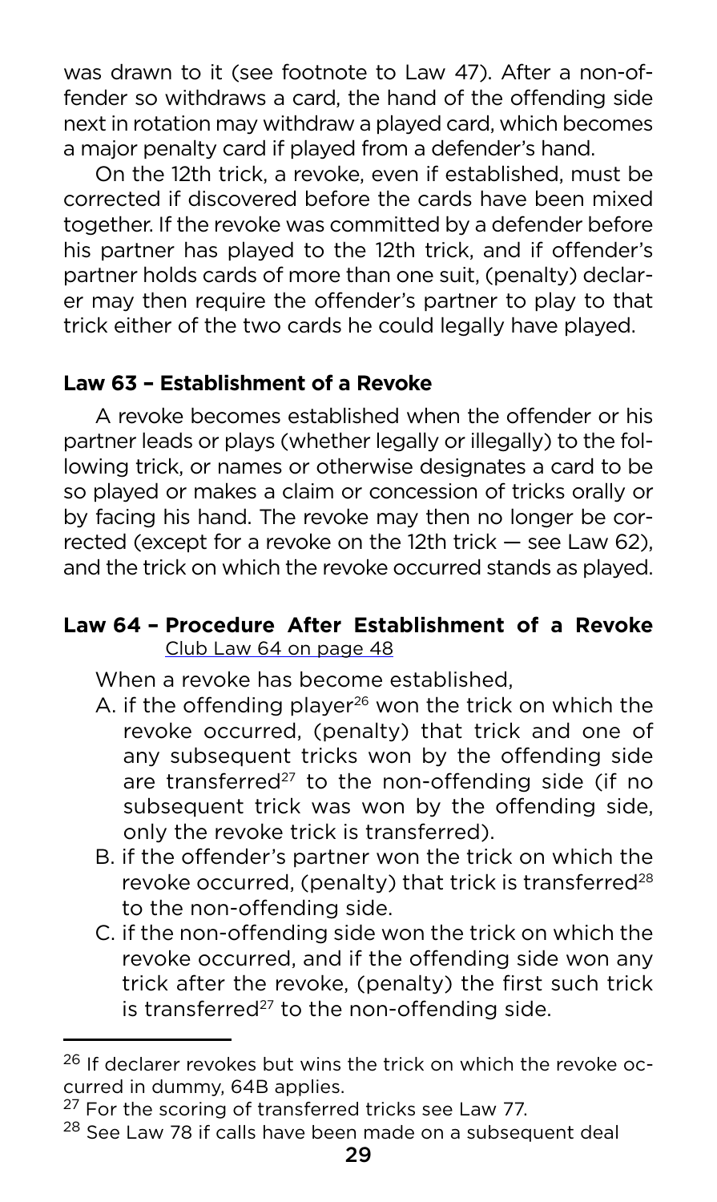was drawn to it (see footnote to Law 47). After a non-offender so withdraws a card, the hand of the offending side next in rotation may withdraw a played card, which becomes a major penalty card if played from a defender's hand.

On the 12th trick, a revoke, even if established, must be corrected if discovered before the cards have been mixed together. If the revoke was committed by a defender before his partner has played to the 12th trick, and if offender's partner holds cards of more than one suit, (penalty) declarer may then require the offender's partner to play to that trick either of the two cards he could legally have played.

### Law 63 – Establishment of a Revoke

A revoke becomes established when the offender or his partner leads or plays (whether legally or illegally) to the following trick, or names or otherwise designates a card to be so played or makes a claim or concession of tricks orally or by facing his hand. The revoke may then no longer be corrected (except for a revoke on the 12th trick — see Law 62), and the trick on which the revoke occurred stands as played.

### Law 64 – Procedure After Establishment of a Revoke

Club Law 64 on page 48

When a revoke has become established,

A. if the offending player[26] won the trick on which the revoke occurred, (penalty) that trick and one of any subsequent tricks won by the offending side are transferred[27] to the non-offending side (if no subsequent trick was won by the offending side, only the revoke trick is transferred).
B. if the offender's partner won the trick on which the revoke occurred, (penalty) that trick is transferred[28] to the non-offending side.
C. if the non-offending side won the trick on which the revoke occurred, and if the offending side won any trick after the revoke, (penalty) the first such trick is transferred[27] to the non-offending side.

---

[26] If declarer revokes but wins the trick on which the revoke occurred in dummy, 64B applies.

[27] For the scoring of transferred tricks see Law 77.

[28] See Law 78 if calls have been made on a subsequent deal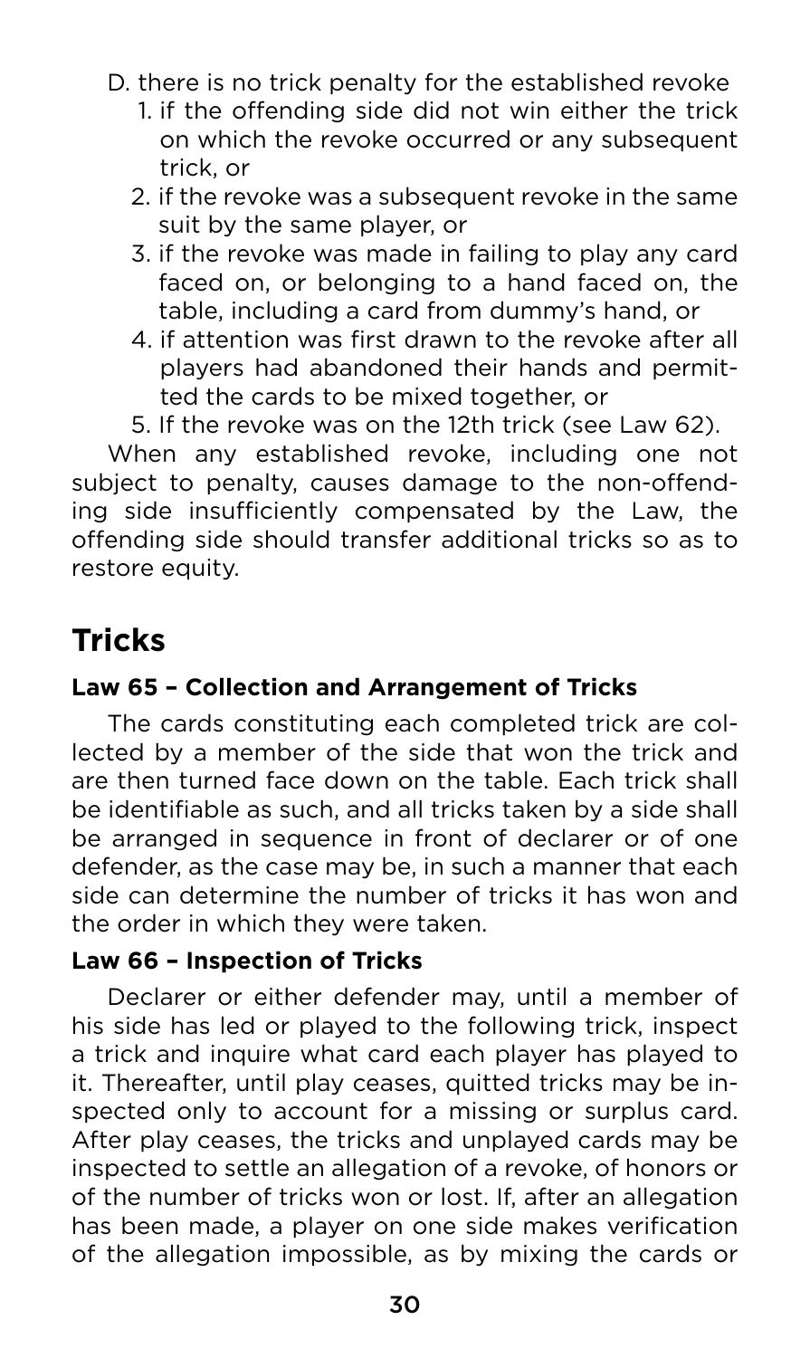D. there is no trick penalty for the established revoke
   1. if the offending side did not win either the trick on which the revoke occurred or any subsequent trick, or
   2. if the revoke was a subsequent revoke in the same suit by the same player, or
   3. if the revoke was made in failing to play any card faced on, or belonging to a hand faced on, the table, including a card from dummy's hand, or
   4. if attention was first drawn to the revoke after all players had abandoned their hands and permitted the cards to be mixed together, or
   5. If the revoke was on the 12th trick (see Law 62).

When any established revoke, including one not subject to penalty, causes damage to the non-offending side insufficiently compensated by the Law, the offending side should transfer additional tricks so as to restore equity.

## Tricks

### Law 65 – Collection and Arrangement of Tricks

The cards constituting each completed trick are collected by a member of the side that won the trick and are then turned face down on the table. Each trick shall be identifiable as such, and all tricks taken by a side shall be arranged in sequence in front of declarer or of one defender, as the case may be, in such a manner that each side can determine the number of tricks it has won and the order in which they were taken.

### Law 66 – Inspection of Tricks

Declarer or either defender may, until a member of his side has led or played to the following trick, inspect a trick and inquire what card each player has played to it. Thereafter, until play ceases, quitted tricks may be inspected only to account for a missing or surplus card. After play ceases, the tricks and unplayed cards may be inspected to settle an allegation of a revoke, of honors or of the number of tricks won or lost. If, after an allegation has been made, a player on one side makes verification of the allegation impossible, as by mixing the cards or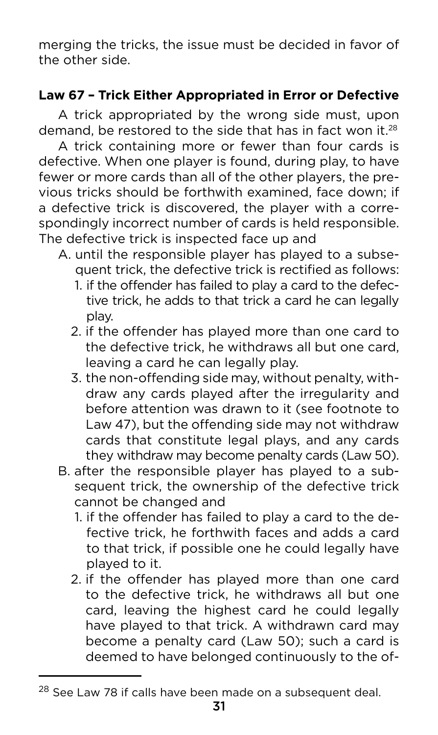merging the tricks, the issue must be decided in favor of the other side.

### Law 67 – Trick Either Appropriated in Error or Defective

A trick appropriated by the wrong side must, upon demand, be restored to the side that has in fact won it.[28]

A trick containing more or fewer than four cards is defective. When one player is found, during play, to have fewer or more cards than all of the other players, the previous tricks should be forthwith examined, face down; if a defective trick is discovered, the player with a correspondingly incorrect number of cards is held responsible. The defective trick is inspected face up and

A. until the responsible player has played to a subsequent trick, the defective trick is rectified as follows:
   1. if the offender has failed to play a card to the defective trick, he adds to that trick a card he can legally play.
   2. if the offender has played more than one card to the defective trick, he withdraws all but one card, leaving a card he can legally play.
   3. the non-offending side may, without penalty, withdraw any cards played after the irregularity and before attention was drawn to it (see footnote to Law 47), but the offending side may not withdraw cards that constitute legal plays, and any cards they withdraw may become penalty cards (Law 50).

B. after the responsible player has played to a subsequent trick, the ownership of the defective trick cannot be changed and
   1. if the offender has failed to play a card to the defective trick, he forthwith faces and adds a card to that trick, if possible one he could legally have played to it.
   2. if the offender has played more than one card to the defective trick, he withdraws all but one card, leaving the highest card he could legally have played to that trick. A withdrawn card may become a penalty card (Law 50); such a card is deemed to have belonged continuously to the of-

[28] See Law 78 if calls have been made on a subsequent deal.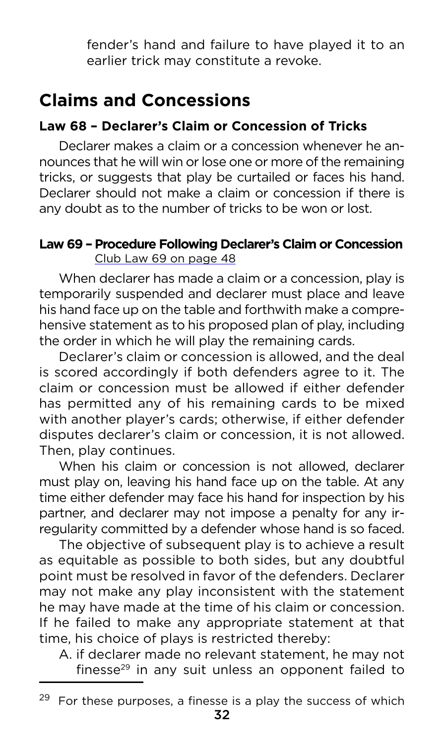fender's hand and failure to have played it to an earlier trick may constitute a revoke.

## Claims and Concessions

### Law 68 – Declarer's Claim or Concession of Tricks

Declarer makes a claim or a concession whenever he announces that he will win or lose one or more of the remaining tricks, or suggests that play be curtailed or faces his hand. Declarer should not make a claim or concession if there is any doubt as to the number of tricks to be won or lost.

### Law 69 – Procedure Following Declarer's Claim or Concession

Club Law 69 on page 48

When declarer has made a claim or a concession, play is temporarily suspended and declarer must place and leave his hand face up on the table and forthwith make a comprehensive statement as to his proposed plan of play, including the order in which he will play the remaining cards.

Declarer's claim or concession is allowed, and the deal is scored accordingly if both defenders agree to it. The claim or concession must be allowed if either defender has permitted any of his remaining cards to be mixed with another player's cards; otherwise, if either defender disputes declarer's claim or concession, it is not allowed. Then, play continues.

When his claim or concession is not allowed, declarer must play on, leaving his hand face up on the table. At any time either defender may face his hand for inspection by his partner, and declarer may not impose a penalty for any irregularity committed by a defender whose hand is so faced.

The objective of subsequent play is to achieve a result as equitable as possible to both sides, but any doubtful point must be resolved in favor of the defenders. Declarer may not make any play inconsistent with the statement he may have made at the time of his claim or concession. If he failed to make any appropriate statement at that time, his choice of plays is restricted thereby:

A. if declarer made no relevant statement, he may not finesse[29] in any suit unless an opponent failed to

[29] For these purposes, a finesse is a play the success of which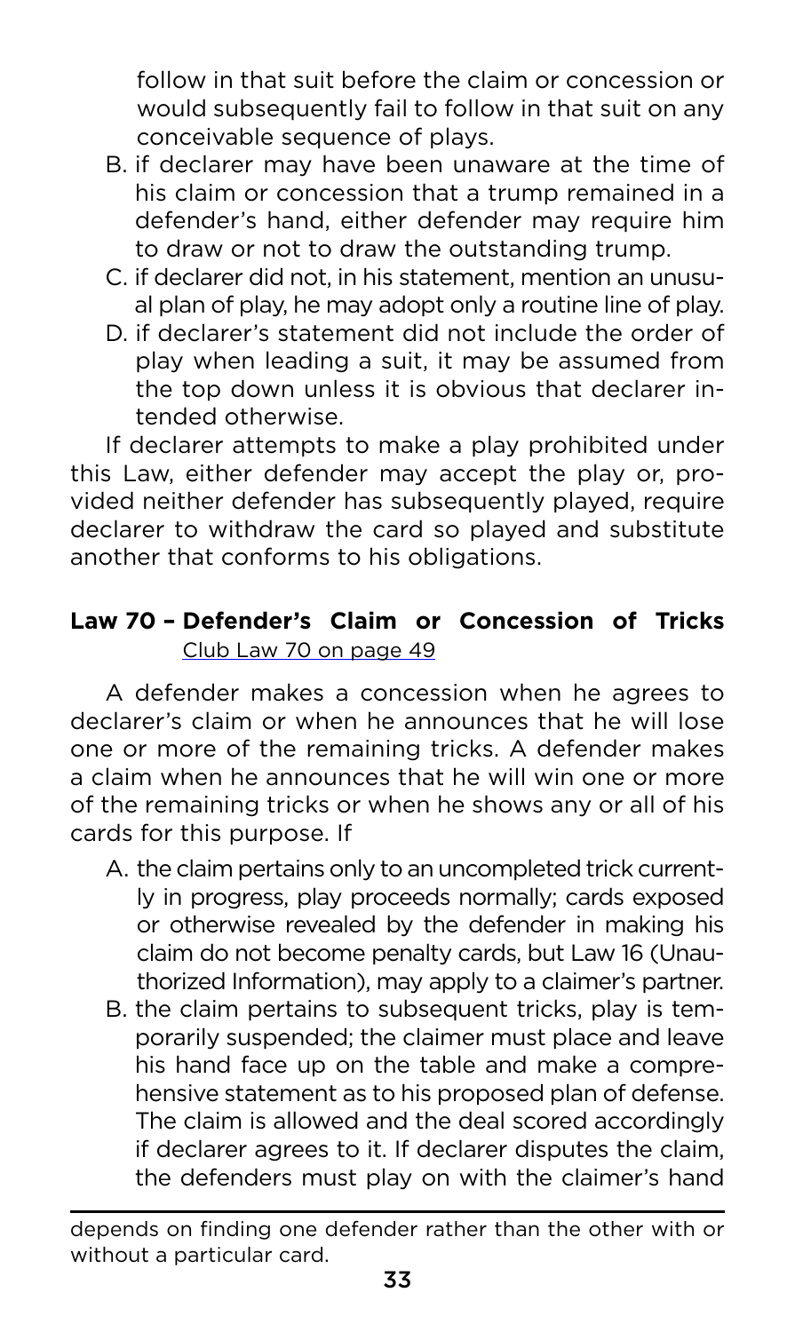follow in that suit before the claim or concession or would subsequently fail to follow in that suit on any conceivable sequence of plays.

B. if declarer may have been unaware at the time of his claim or concession that a trump remained in a defender's hand, either defender may require him to draw or not to draw the outstanding trump.
C. if declarer did not, in his statement, mention an unusual plan of play, he may adopt only a routine line of play.
D. if declarer's statement did not include the order of play when leading a suit, it may be assumed from the top down unless it is obvious that declarer intended otherwise.

If declarer attempts to make a play prohibited under this Law, either defender may accept the play or, provided neither defender has subsequently played, require declarer to withdraw the card so played and substitute another that conforms to his obligations.

## Law 70 – Defender's Claim or Concession of Tricks

Club Law 70 on page 49

A defender makes a concession when he agrees to declarer's claim or when he announces that he will lose one or more of the remaining tricks. A defender makes a claim when he announces that he will win one or more of the remaining tricks or when he shows any or all of his cards for this purpose. If

A. the claim pertains only to an uncompleted trick currently in progress, play proceeds normally; cards exposed or otherwise revealed by the defender in making his claim do not become penalty cards, but Law 16 (Unauthorized Information), may apply to a claimer's partner.
B. the claim pertains to subsequent tricks, play is temporarily suspended; the claimer must place and leave his hand face up on the table and make a comprehensive statement as to his proposed plan of defense. The claim is allowed and the deal scored accordingly if declarer agrees to it. If declarer disputes the claim, the defenders must play on with the claimer's hand

---

depends on finding one defender rather than the other with or without a particular card.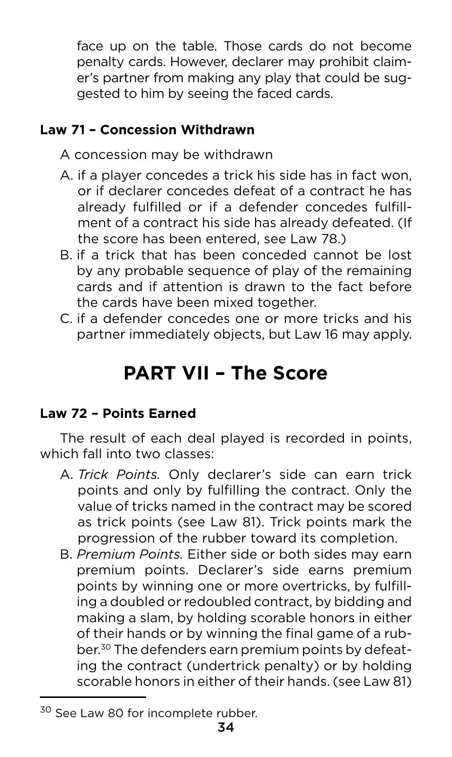face up on the table. Those cards do not become penalty cards. However, declarer may prohibit claimer's partner from making any play that could be suggested to him by seeing the faced cards.

### Law 71 – Concession Withdrawn

A concession may be withdrawn

A. if a player concedes a trick his side has in fact won, or if declarer concedes defeat of a contract he has already fulfilled or if a defender concedes fulfillment of a contract his side has already defeated. (If the score has been entered, see Law 78.)
B. if a trick that has been conceded cannot be lost by any probable sequence of play of the remaining cards and if attention is drawn to the fact before the cards have been mixed together.
C. if a defender concedes one or more tricks and his partner immediately objects, but Law 16 may apply.

## PART VII – The Score

### Law 72 – Points Earned

The result of each deal played is recorded in points, which fall into two classes:

A. *Trick Points.* Only declarer's side can earn trick points and only by fulfilling the contract. Only the value of tricks named in the contract may be scored as trick points (see Law 81). Trick points mark the progression of the rubber toward its completion.
B. *Premium Points.* Either side or both sides may earn premium points. Declarer's side earns premium points by winning one or more overtricks, by fulfilling a doubled or redoubled contract, by bidding and making a slam, by holding scorable honors in either of their hands or by winning the final game of a rubber.[30] The defenders earn premium points by defeating the contract (undertrick penalty) or by holding scorable honors in either of their hands. (see Law 81)

[30] See Law 80 for incomplete rubber.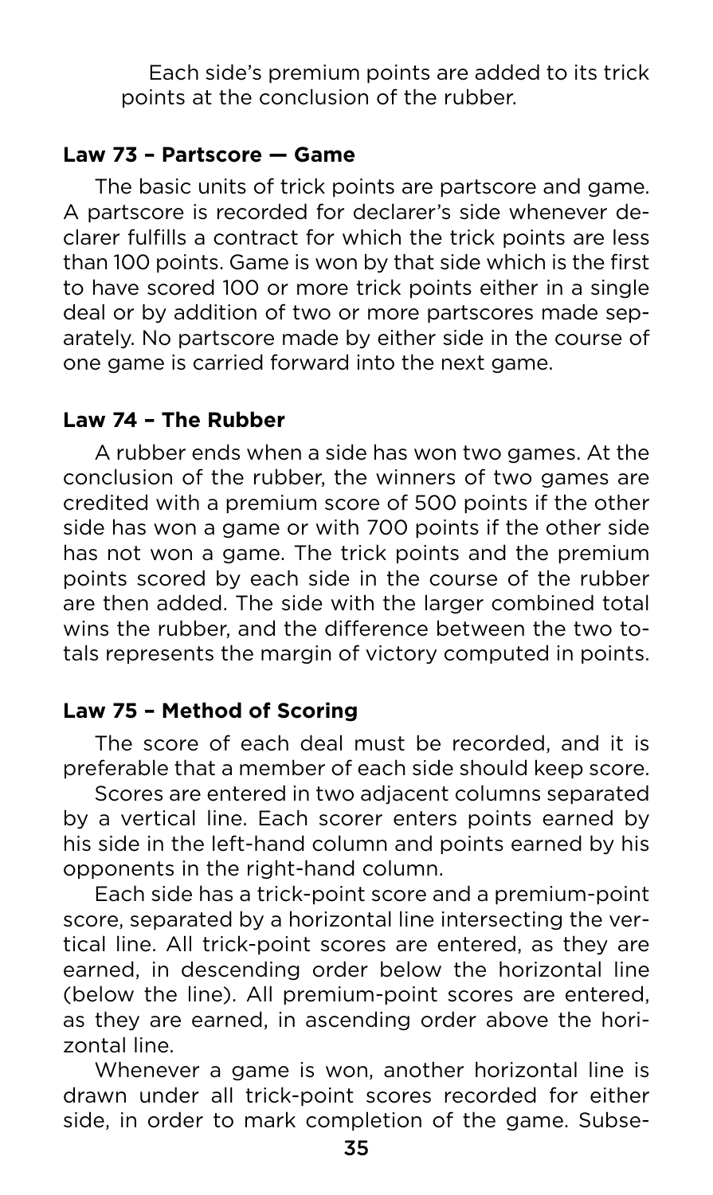Each side's premium points are added to its trick points at the conclusion of the rubber.

### Law 73 – Partscore — Game

The basic units of trick points are partscore and game. A partscore is recorded for declarer's side whenever declarer fulfills a contract for which the trick points are less than 100 points. Game is won by that side which is the first to have scored 100 or more trick points either in a single deal or by addition of two or more partscores made separately. No partscore made by either side in the course of one game is carried forward into the next game.

### Law 74 – The Rubber

A rubber ends when a side has won two games. At the conclusion of the rubber, the winners of two games are credited with a premium score of 500 points if the other side has won a game or with 700 points if the other side has not won a game. The trick points and the premium points scored by each side in the course of the rubber are then added. The side with the larger combined total wins the rubber, and the difference between the two totals represents the margin of victory computed in points.

### Law 75 – Method of Scoring

The score of each deal must be recorded, and it is preferable that a member of each side should keep score.

Scores are entered in two adjacent columns separated by a vertical line. Each scorer enters points earned by his side in the left-hand column and points earned by his opponents in the right-hand column.

Each side has a trick-point score and a premium-point score, separated by a horizontal line intersecting the vertical line. All trick-point scores are entered, as they are earned, in descending order below the horizontal line (below the line). All premium-point scores are entered, as they are earned, in ascending order above the horizontal line.

Whenever a game is won, another horizontal line is drawn under all trick-point scores recorded for either side, in order to mark completion of the game. Subse-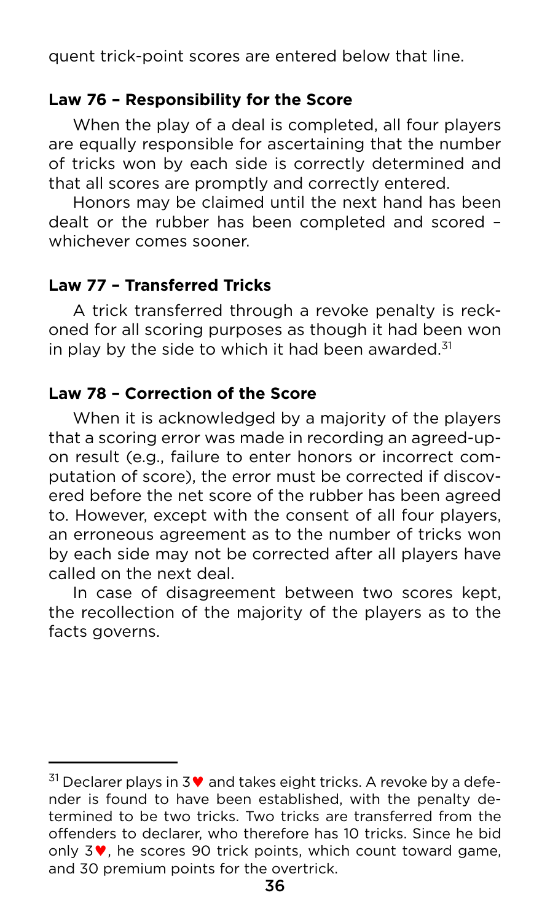quent trick-point scores are entered below that line.

**Law 76 – Responsibility for the Score**

When the play of a deal is completed, all four players are equally responsible for ascertaining that the number of tricks won by each side is correctly determined and that all scores are promptly and correctly entered.

Honors may be claimed until the next hand has been dealt or the rubber has been completed and scored – whichever comes sooner.

**Law 77 – Transferred Tricks**

A trick transferred through a revoke penalty is reckoned for all scoring purposes as though it had been won in play by the side to which it had been awarded.[31]

**Law 78 – Correction of the Score**

When it is acknowledged by a majority of the players that a scoring error was made in recording an agreed-upon result (e.g., failure to enter honors or incorrect computation of score), the error must be corrected if discovered before the net score of the rubber has been agreed to. However, except with the consent of all four players, an erroneous agreement as to the number of tricks won by each side may not be corrected after all players have called on the next deal.

In case of disagreement between two scores kept, the recollection of the majority of the players as to the facts governs.

---

[31] Declarer plays in 3♥ and takes eight tricks. A revoke by a defender is found to have been established, with the penalty determined to be two tricks. Two tricks are transferred from the offenders to declarer, who therefore has 10 tricks. Since he bid only 3♥, he scores 90 trick points, which count toward game, and 30 premium points for the overtrick.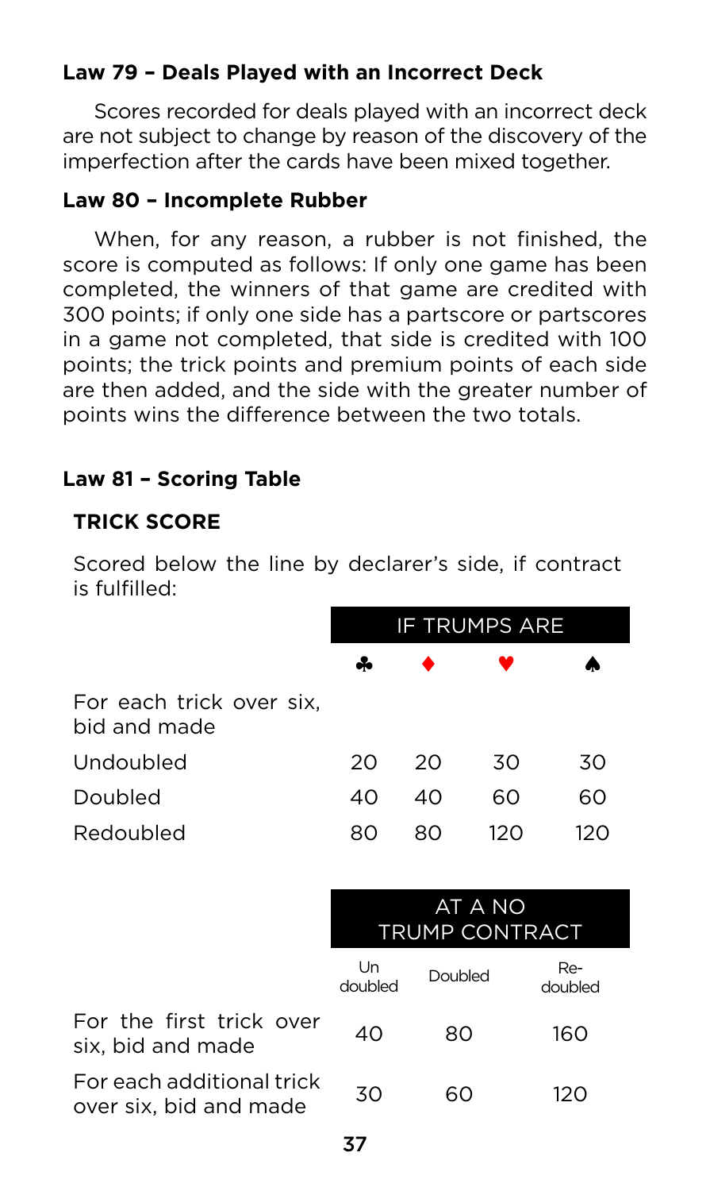### Law 79 – Deals Played with an Incorrect Deck

Scores recorded for deals played with an incorrect deck are not subject to change by reason of the discovery of the imperfection after the cards have been mixed together.

### Law 80 – Incomplete Rubber

When, for any reason, a rubber is not finished, the score is computed as follows: If only one game has been completed, the winners of that game are credited with 300 points; if only one side has a partscore or partscores in a game not completed, that side is credited with 100 points; the trick points and premium points of each side are then added, and the side with the greater number of points wins the difference between the two totals.

### Law 81 – Scoring Table

#### TRICK SCORE

Scored below the line by declarer's side, if contract is fulfilled:

| | IF TRUMPS ARE | | | |
|---|---|---|---|---|
| | ♣ | ♦ | ♥ | ♠ |
| For each trick over six, bid and made | | | | |
| Undoubled | 20 | 20 | 30 | 30 |
| Doubled | 40 | 40 | 60 | 60 |
| Redoubled | 80 | 80 | 120 | 120 |

| | AT A NO TRUMP CONTRACT | | |
|---|---|---|---|
| | Undoubled | Doubled | Redoubled |
| For the first trick over six, bid and made | 40 | 80 | 160 |
| For each additional trick over six, bid and made | 30 | 60 | 120 |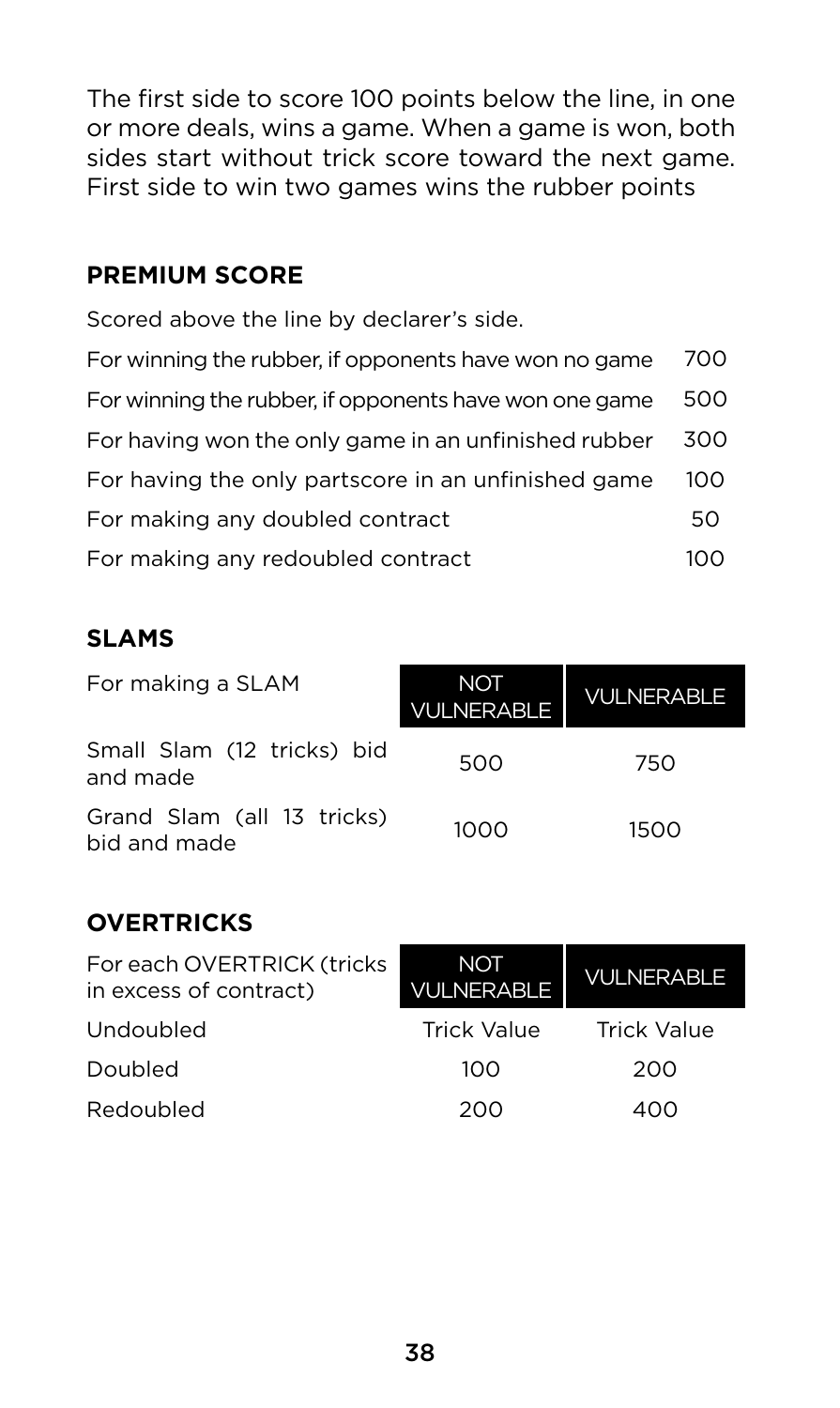The first side to score 100 points below the line, in one or more deals, wins a game. When a game is won, both sides start without trick score toward the next game. First side to win two games wins the rubber points

## PREMIUM SCORE

Scored above the line by declarer's side.

| | |
|---|---|
| For winning the rubber, if opponents have won no game | 700 |
| For winning the rubber, if opponents have won one game | 500 |
| For having won the only game in an unfinished rubber | 300 |
| For having the only partscore in an unfinished game | 100 |
| For making any doubled contract | 50 |
| For making any redoubled contract | 100 |

## SLAMS

| For making a SLAM | NOT VULNERABLE | VULNERABLE |
|---|---|---|
| Small Slam (12 tricks) bid and made | 500 | 750 |
| Grand Slam (all 13 tricks) bid and made | 1000 | 1500 |

## OVERTRICKS

| For each OVERTRICK (tricks in excess of contract) | NOT VULNERABLE | VULNERABLE |
|---|---|---|
| Undoubled | Trick Value | Trick Value |
| Doubled | 100 | 200 |
| Redoubled | 200 | 400 |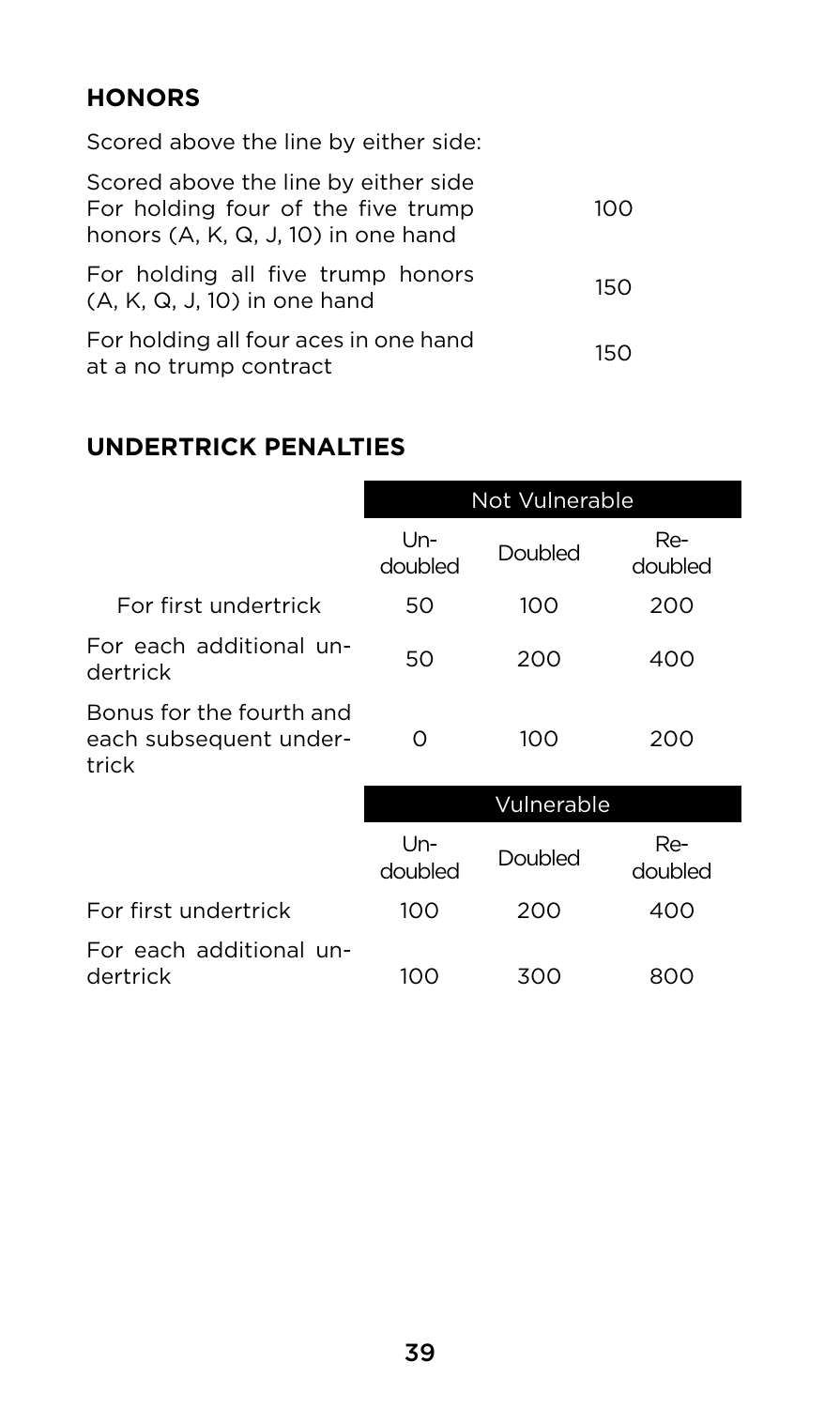## HONORS

Scored above the line by either side:

| | |
|---|---|
| Scored above the line by either side For holding four of the five trump honors (A, K, Q, J, 10) in one hand | 100 |
| For holding all five trump honors (A, K, Q, J, 10) in one hand | 150 |
| For holding all four aces in one hand at a no trump contract | 150 |

## UNDERTRICK PENALTIES

| | Not Vulnerable | | |
|---|---|---|---|
| | Un-doubled | Doubled | Re-doubled |
| For first undertrick | 50 | 100 | 200 |
| For each additional undertrick | 50 | 200 | 400 |
| Bonus for the fourth and each subsequent undertrick | 0 | 100 | 200 |

| | Vulnerable | | |
|---|---|---|---|
| | Un-doubled | Doubled | Re-doubled |
| For first undertrick | 100 | 200 | 400 |
| For each additional undertrick | 100 | 300 | 800 |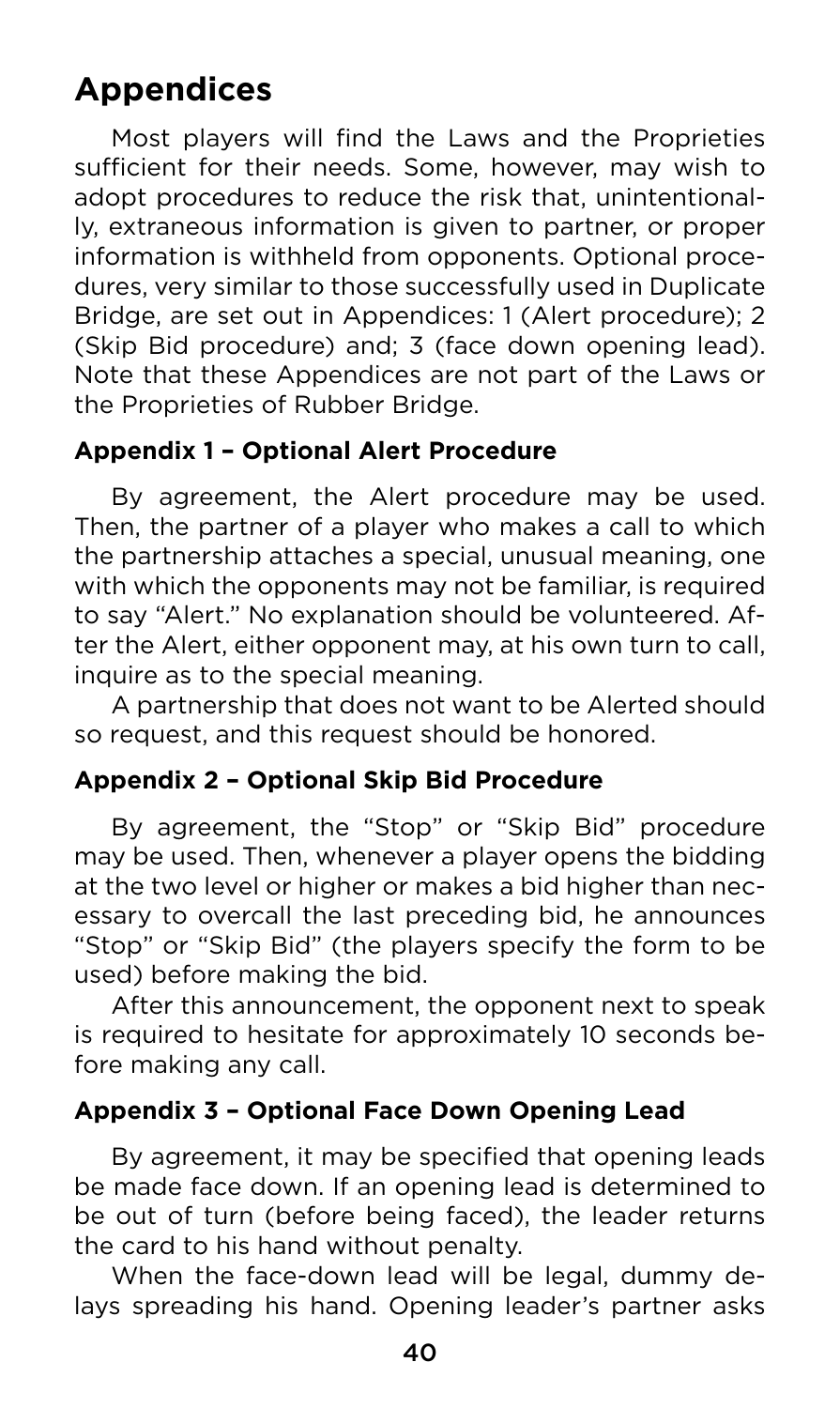# Appendices

Most players will find the Laws and the Proprieties sufficient for their needs. Some, however, may wish to adopt procedures to reduce the risk that, unintentionally, extraneous information is given to partner, or proper information is withheld from opponents. Optional procedures, very similar to those successfully used in Duplicate Bridge, are set out in Appendices: 1 (Alert procedure); 2 (Skip Bid procedure) and; 3 (face down opening lead). Note that these Appendices are not part of the Laws or the Proprieties of Rubber Bridge.

### Appendix 1 – Optional Alert Procedure

By agreement, the Alert procedure may be used. Then, the partner of a player who makes a call to which the partnership attaches a special, unusual meaning, one with which the opponents may not be familiar, is required to say "Alert." No explanation should be volunteered. After the Alert, either opponent may, at his own turn to call, inquire as to the special meaning.

A partnership that does not want to be Alerted should so request, and this request should be honored.

### Appendix 2 – Optional Skip Bid Procedure

By agreement, the "Stop" or "Skip Bid" procedure may be used. Then, whenever a player opens the bidding at the two level or higher or makes a bid higher than necessary to overcall the last preceding bid, he announces "Stop" or "Skip Bid" (the players specify the form to be used) before making the bid.

After this announcement, the opponent next to speak is required to hesitate for approximately 10 seconds before making any call.

### Appendix 3 – Optional Face Down Opening Lead

By agreement, it may be specified that opening leads be made face down. If an opening lead is determined to be out of turn (before being faced), the leader returns the card to his hand without penalty.

When the face-down lead will be legal, dummy delays spreading his hand. Opening leader's partner asks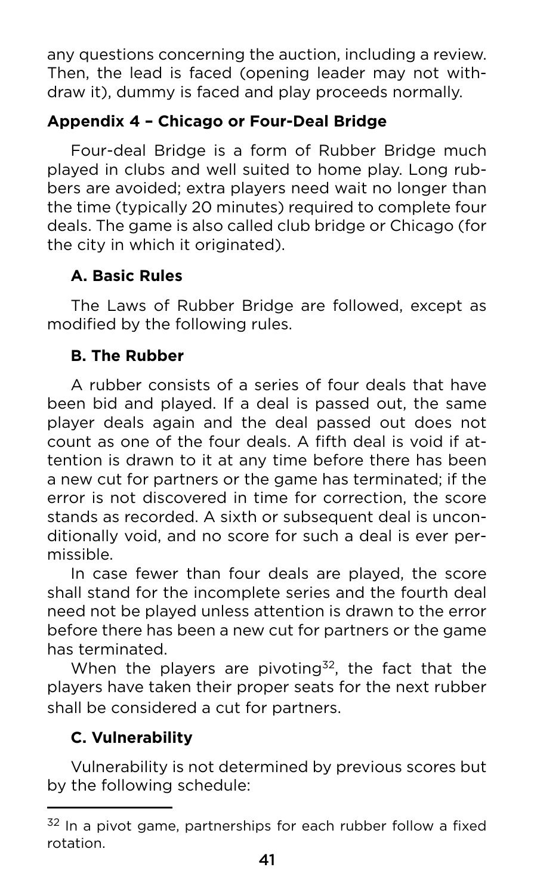any questions concerning the auction, including a review. Then, the lead is faced (opening leader may not withdraw it), dummy is faced and play proceeds normally.

### Appendix 4 – Chicago or Four-Deal Bridge

Four-deal Bridge is a form of Rubber Bridge much played in clubs and well suited to home play. Long rubbers are avoided; extra players need wait no longer than the time (typically 20 minutes) required to complete four deals. The game is also called club bridge or Chicago (for the city in which it originated).

#### A. Basic Rules

The Laws of Rubber Bridge are followed, except as modified by the following rules.

#### B. The Rubber

A rubber consists of a series of four deals that have been bid and played. If a deal is passed out, the same player deals again and the deal passed out does not count as one of the four deals. A fifth deal is void if attention is drawn to it at any time before there has been a new cut for partners or the game has terminated; if the error is not discovered in time for correction, the score stands as recorded. A sixth or subsequent deal is unconditionally void, and no score for such a deal is ever permissible.

In case fewer than four deals are played, the score shall stand for the incomplete series and the fourth deal need not be played unless attention is drawn to the error before there has been a new cut for partners or the game has terminated.

When the players are pivoting[32], the fact that the players have taken their proper seats for the next rubber shall be considered a cut for partners.

#### C. Vulnerability

Vulnerability is not determined by previous scores but by the following schedule:

[32] In a pivot game, partnerships for each rubber follow a fixed rotation.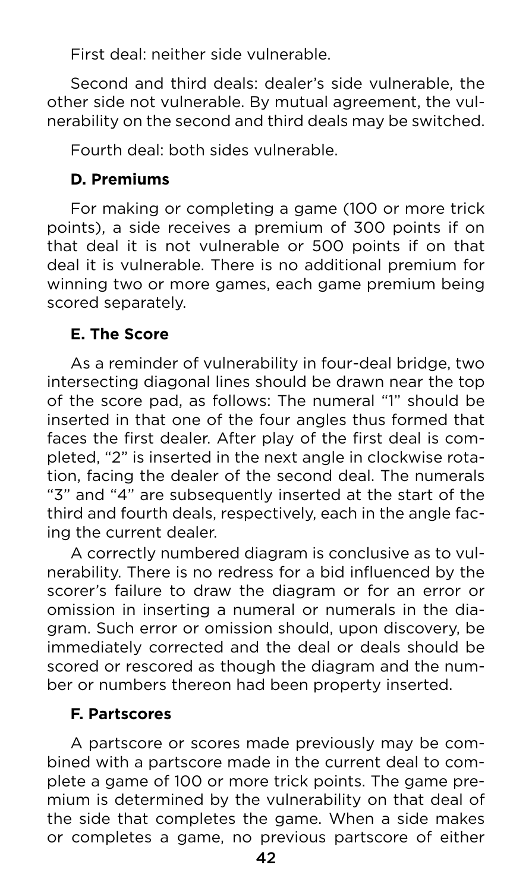First deal: neither side vulnerable.

Second and third deals: dealer's side vulnerable, the other side not vulnerable. By mutual agreement, the vulnerability on the second and third deals may be switched.

Fourth deal: both sides vulnerable.

### D. Premiums

For making or completing a game (100 or more trick points), a side receives a premium of 300 points if on that deal it is not vulnerable or 500 points if on that deal it is vulnerable. There is no additional premium for winning two or more games, each game premium being scored separately.

### E. The Score

As a reminder of vulnerability in four-deal bridge, two intersecting diagonal lines should be drawn near the top of the score pad, as follows: The numeral "1" should be inserted in that one of the four angles thus formed that faces the first dealer. After play of the first deal is completed, "2" is inserted in the next angle in clockwise rotation, facing the dealer of the second deal. The numerals "3" and "4" are subsequently inserted at the start of the third and fourth deals, respectively, each in the angle facing the current dealer.

A correctly numbered diagram is conclusive as to vulnerability. There is no redress for a bid influenced by the scorer's failure to draw the diagram or for an error or omission in inserting a numeral or numerals in the diagram. Such error or omission should, upon discovery, be immediately corrected and the deal or deals should be scored or rescored as though the diagram and the number or numbers thereon had been property inserted.

### F. Partscores

A partscore or scores made previously may be combined with a partscore made in the current deal to complete a game of 100 or more trick points. The game premium is determined by the vulnerability on that deal of the side that completes the game. When a side makes or completes a game, no previous partscore of either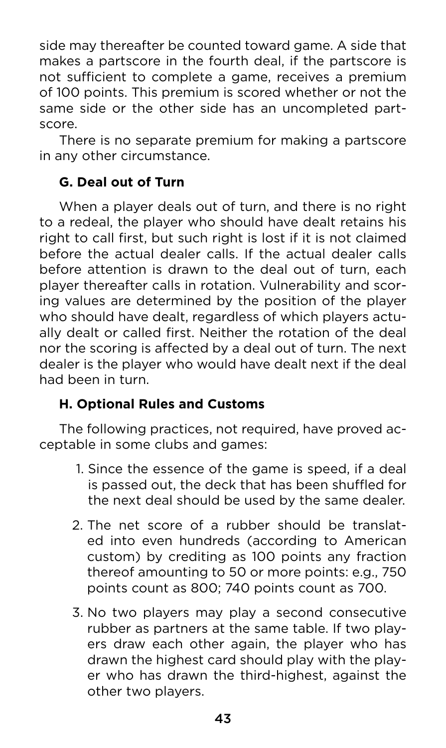side may thereafter be counted toward game. A side that makes a partscore in the fourth deal, if the partscore is not sufficient to complete a game, receives a premium of 100 points. This premium is scored whether or not the same side or the other side has an uncompleted partscore.

There is no separate premium for making a partscore in any other circumstance.

### G. Deal out of Turn

When a player deals out of turn, and there is no right to a redeal, the player who should have dealt retains his right to call first, but such right is lost if it is not claimed before the actual dealer calls. If the actual dealer calls before attention is drawn to the deal out of turn, each player thereafter calls in rotation. Vulnerability and scoring values are determined by the position of the player who should have dealt, regardless of which players actually dealt or called first. Neither the rotation of the deal nor the scoring is affected by a deal out of turn. The next dealer is the player who would have dealt next if the deal had been in turn.

### H. Optional Rules and Customs

The following practices, not required, have proved acceptable in some clubs and games:

1. Since the essence of the game is speed, if a deal is passed out, the deck that has been shuffled for the next deal should be used by the same dealer.
2. The net score of a rubber should be translated into even hundreds (according to American custom) by crediting as 100 points any fraction thereof amounting to 50 or more points: e.g., 750 points count as 800; 740 points count as 700.
3. No two players may play a second consecutive rubber as partners at the same table. If two players draw each other again, the player who has drawn the highest card should play with the player who has drawn the third-highest, against the other two players.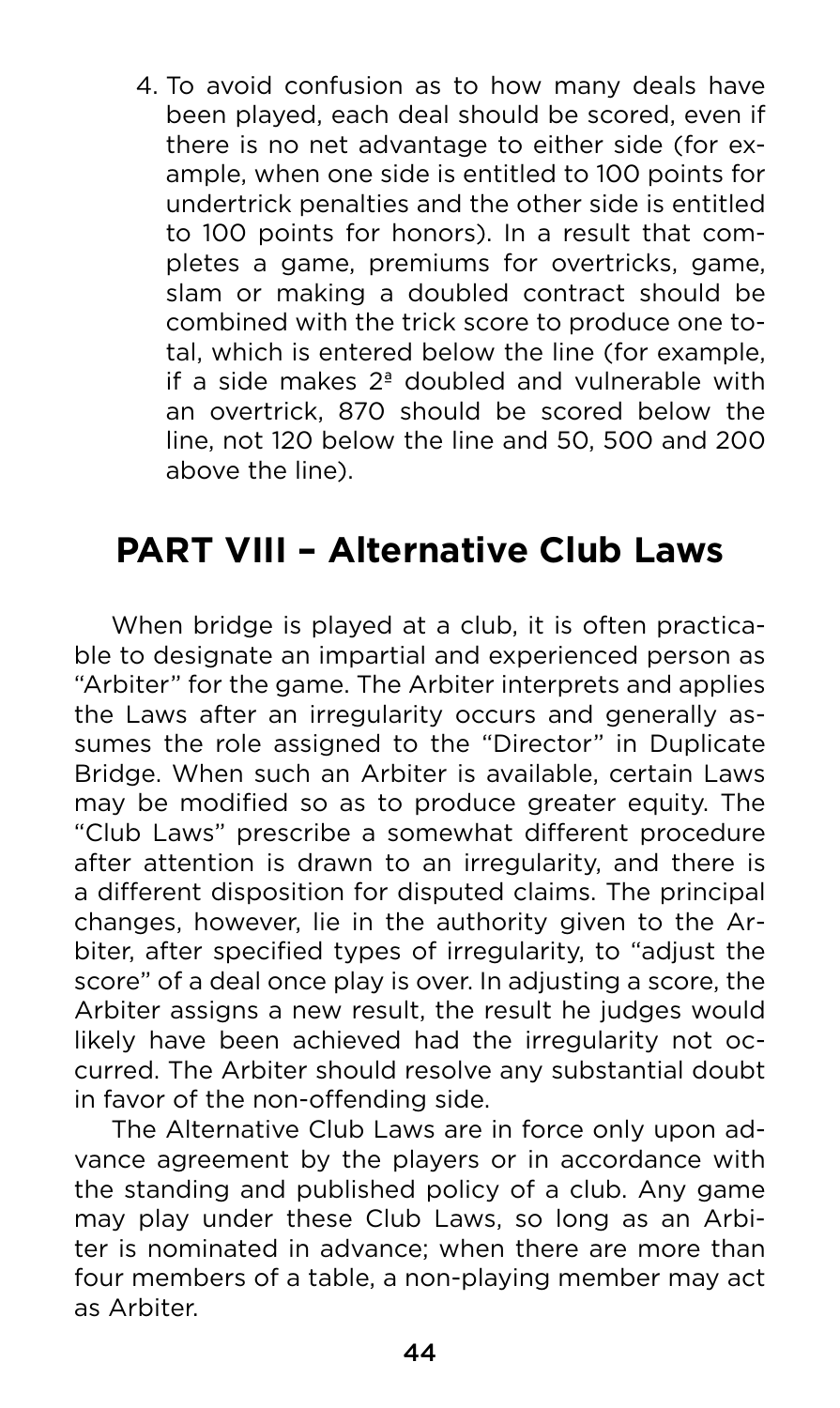4. To avoid confusion as to how many deals have been played, each deal should be scored, even if there is no net advantage to either side (for example, when one side is entitled to 100 points for undertrick penalties and the other side is entitled to 100 points for honors). In a result that completes a game, premiums for overtricks, game, slam or making a doubled contract should be combined with the trick score to produce one total, which is entered below the line (for example, if a side makes 2ª doubled and vulnerable with an overtrick, 870 should be scored below the line, not 120 below the line and 50, 500 and 200 above the line).

## PART VIII – Alternative Club Laws

When bridge is played at a club, it is often practicable to designate an impartial and experienced person as "Arbiter" for the game. The Arbiter interprets and applies the Laws after an irregularity occurs and generally assumes the role assigned to the "Director" in Duplicate Bridge. When such an Arbiter is available, certain Laws may be modified so as to produce greater equity. The "Club Laws" prescribe a somewhat different procedure after attention is drawn to an irregularity, and there is a different disposition for disputed claims. The principal changes, however, lie in the authority given to the Arbiter, after specified types of irregularity, to "adjust the score" of a deal once play is over. In adjusting a score, the Arbiter assigns a new result, the result he judges would likely have been achieved had the irregularity not occurred. The Arbiter should resolve any substantial doubt in favor of the non-offending side.

The Alternative Club Laws are in force only upon advance agreement by the players or in accordance with the standing and published policy of a club. Any game may play under these Club Laws, so long as an Arbiter is nominated in advance; when there are more than four members of a table, a non-playing member may act as Arbiter.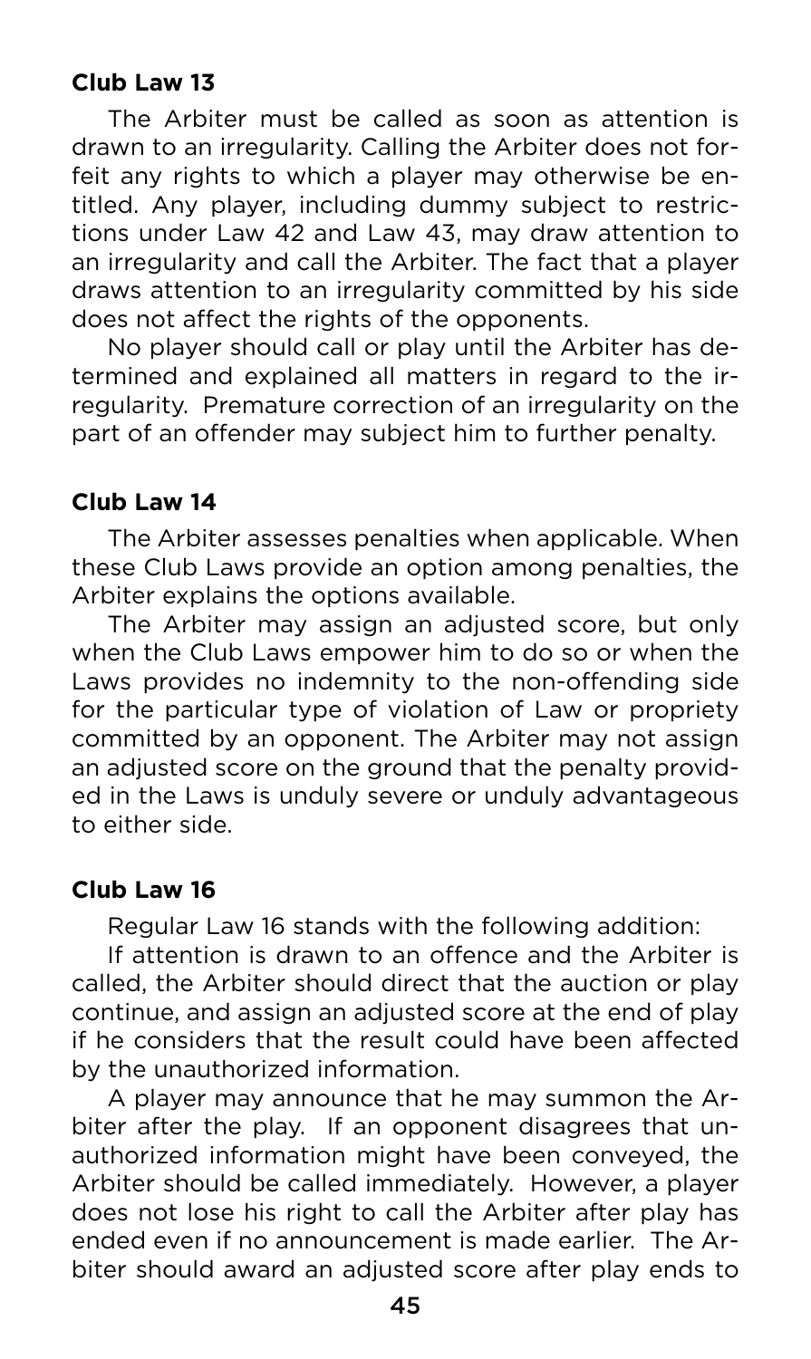**Club Law 13**

The Arbiter must be called as soon as attention is drawn to an irregularity. Calling the Arbiter does not forfeit any rights to which a player may otherwise be entitled. Any player, including dummy subject to restrictions under Law 42 and Law 43, may draw attention to an irregularity and call the Arbiter. The fact that a player draws attention to an irregularity committed by his side does not affect the rights of the opponents.

No player should call or play until the Arbiter has determined and explained all matters in regard to the irregularity. Premature correction of an irregularity on the part of an offender may subject him to further penalty.

**Club Law 14**

The Arbiter assesses penalties when applicable. When these Club Laws provide an option among penalties, the Arbiter explains the options available.

The Arbiter may assign an adjusted score, but only when the Club Laws empower him to do so or when the Laws provides no indemnity to the non-offending side for the particular type of violation of Law or propriety committed by an opponent. The Arbiter may not assign an adjusted score on the ground that the penalty provided in the Laws is unduly severe or unduly advantageous to either side.

**Club Law 16**

Regular Law 16 stands with the following addition:

If attention is drawn to an offence and the Arbiter is called, the Arbiter should direct that the auction or play continue, and assign an adjusted score at the end of play if he considers that the result could have been affected by the unauthorized information.

A player may announce that he may summon the Arbiter after the play. If an opponent disagrees that unauthorized information might have been conveyed, the Arbiter should be called immediately. However, a player does not lose his right to call the Arbiter after play has ended even if no announcement is made earlier. The Arbiter should award an adjusted score after play ends to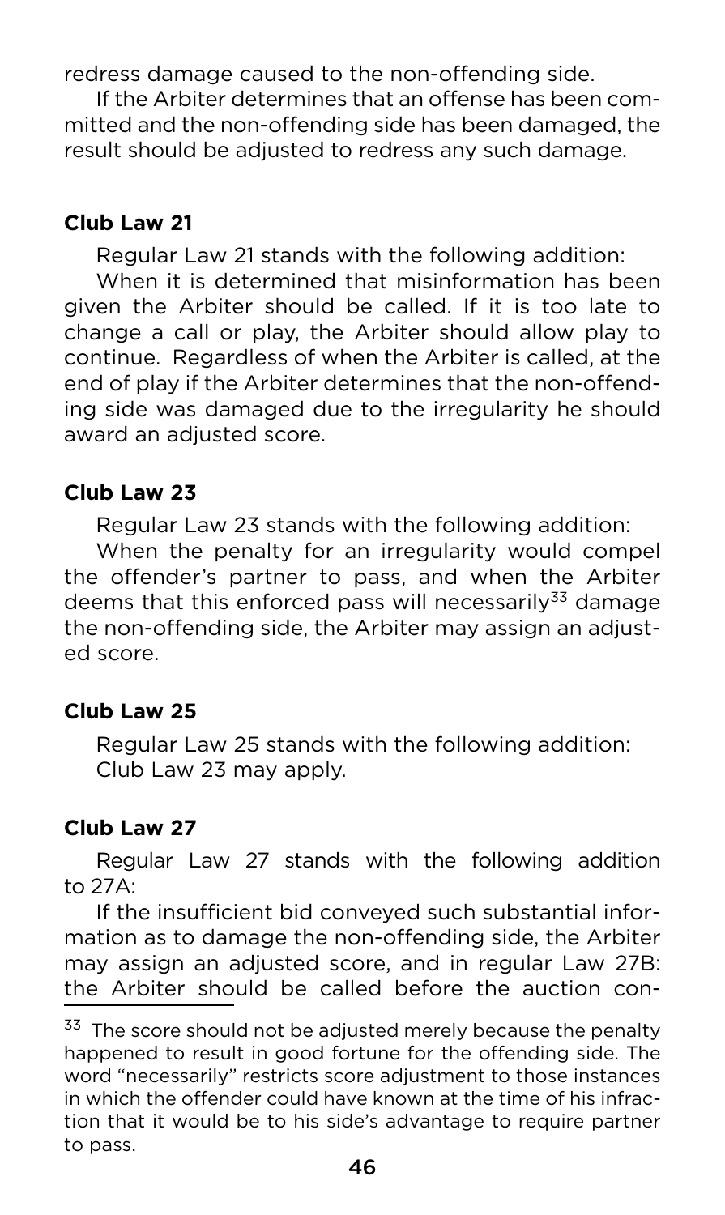redress damage caused to the non-offending side.

If the Arbiter determines that an offense has been committed and the non-offending side has been damaged, the result should be adjusted to redress any such damage.

**Club Law 21**

Regular Law 21 stands with the following addition:

When it is determined that misinformation has been given the Arbiter should be called. If it is too late to change a call or play, the Arbiter should allow play to continue. Regardless of when the Arbiter is called, at the end of play if the Arbiter determines that the non-offending side was damaged due to the irregularity he should award an adjusted score.

**Club Law 23**

Regular Law 23 stands with the following addition:

When the penalty for an irregularity would compel the offender's partner to pass, and when the Arbiter deems that this enforced pass will necessarily[33] damage the non-offending side, the Arbiter may assign an adjusted score.

**Club Law 25**

Regular Law 25 stands with the following addition:
Club Law 23 may apply.

**Club Law 27**

Regular Law 27 stands with the following addition to 27A:

If the insufficient bid conveyed such substantial information as to damage the non-offending side, the Arbiter may assign an adjusted score, and in regular Law 27B: the Arbiter should be called before the auction con-

[33] The score should not be adjusted merely because the penalty happened to result in good fortune for the offending side. The word "necessarily" restricts score adjustment to those instances in which the offender could have known at the time of his infraction that it would be to his side's advantage to require partner to pass.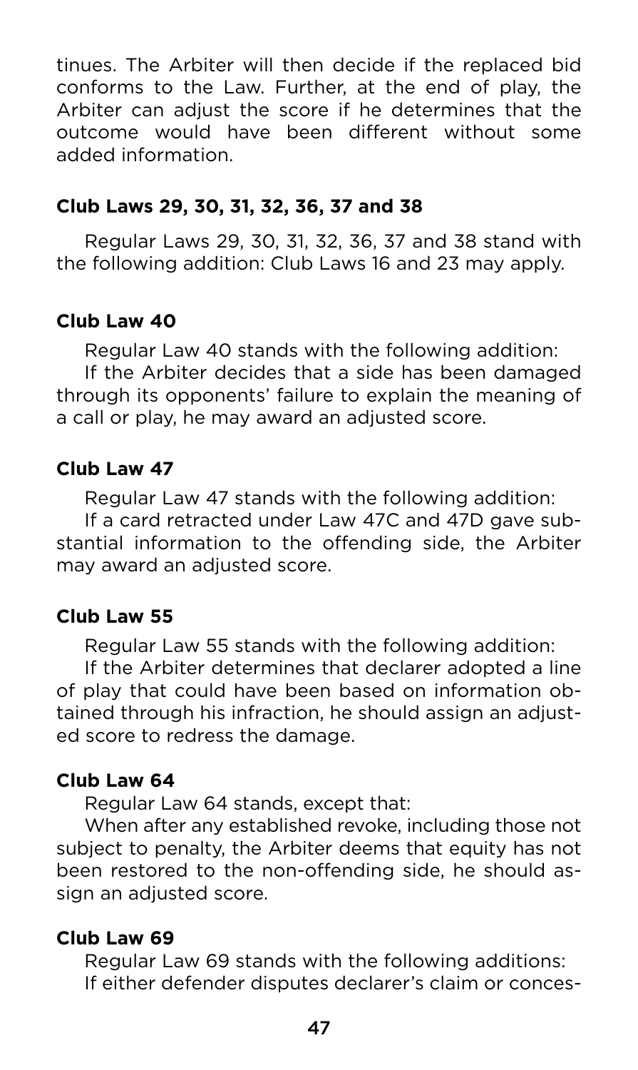tinues. The Arbiter will then decide if the replaced bid conforms to the Law. Further, at the end of play, the Arbiter can adjust the score if he determines that the outcome would have been different without some added information.

**Club Laws 29, 30, 31, 32, 36, 37 and 38**

Regular Laws 29, 30, 31, 32, 36, 37 and 38 stand with the following addition: Club Laws 16 and 23 may apply.

**Club Law 40**

Regular Law 40 stands with the following addition:

If the Arbiter decides that a side has been damaged through its opponents' failure to explain the meaning of a call or play, he may award an adjusted score.

**Club Law 47**

Regular Law 47 stands with the following addition:

If a card retracted under Law 47C and 47D gave substantial information to the offending side, the Arbiter may award an adjusted score.

**Club Law 55**

Regular Law 55 stands with the following addition:

If the Arbiter determines that declarer adopted a line of play that could have been based on information obtained through his infraction, he should assign an adjusted score to redress the damage.

**Club Law 64**

Regular Law 64 stands, except that:

When after any established revoke, including those not subject to penalty, the Arbiter deems that equity has not been restored to the non-offending side, he should assign an adjusted score.

**Club Law 69**

Regular Law 69 stands with the following additions:

If either defender disputes declarer's claim or conces-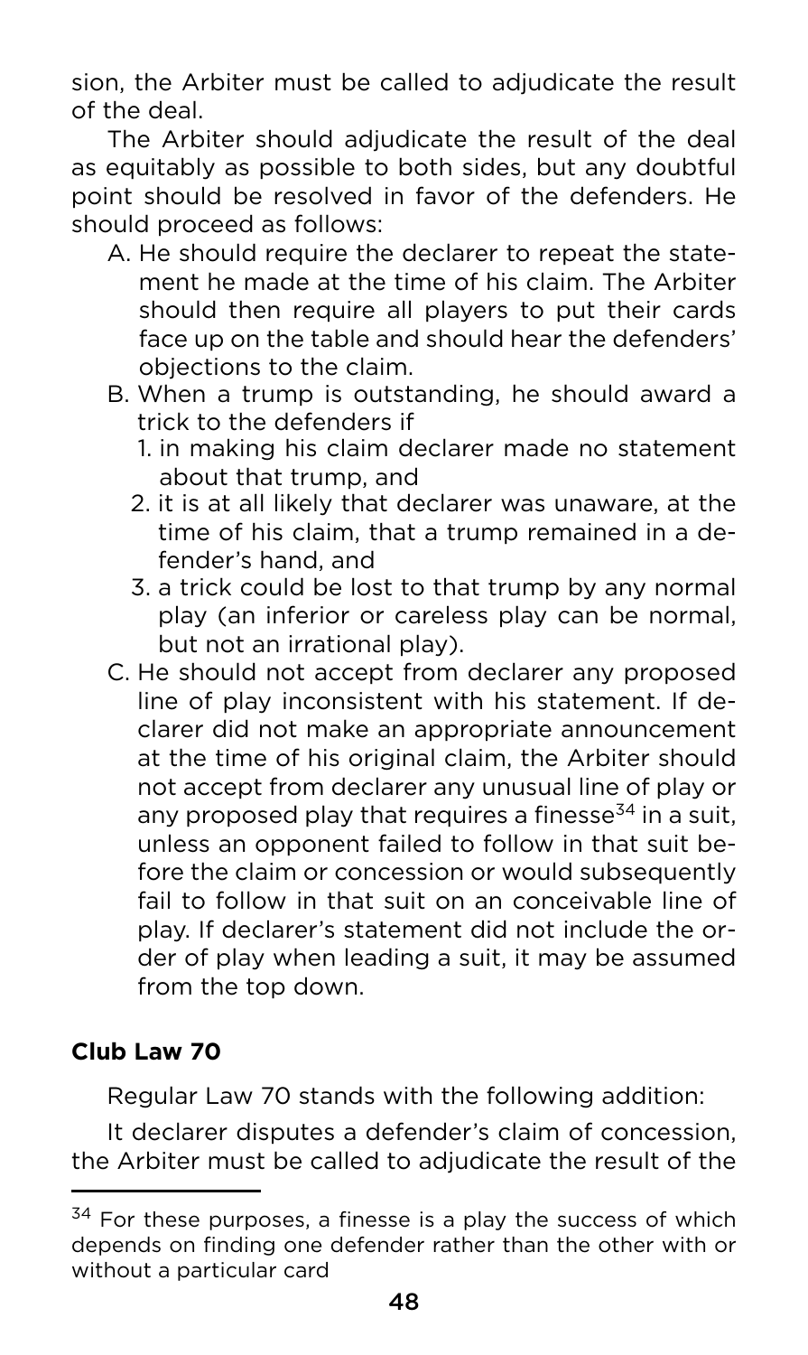sion, the Arbiter must be called to adjudicate the result of the deal.

The Arbiter should adjudicate the result of the deal as equitably as possible to both sides, but any doubtful point should be resolved in favor of the defenders. He should proceed as follows:

A. He should require the declarer to repeat the statement he made at the time of his claim. The Arbiter should then require all players to put their cards face up on the table and should hear the defenders' objections to the claim.
B. When a trump is outstanding, he should award a trick to the defenders if
   1. in making his claim declarer made no statement about that trump, and
   2. it is at all likely that declarer was unaware, at the time of his claim, that a trump remained in a defender's hand, and
   3. a trick could be lost to that trump by any normal play (an inferior or careless play can be normal, but not an irrational play).
C. He should not accept from declarer any proposed line of play inconsistent with his statement. If declarer did not make an appropriate announcement at the time of his original claim, the Arbiter should not accept from declarer any unusual line of play or any proposed play that requires a finesse[34] in a suit, unless an opponent failed to follow in that suit before the claim or concession or would subsequently fail to follow in that suit on an conceivable line of play. If declarer's statement did not include the order of play when leading a suit, it may be assumed from the top down.

**Club Law 70**

Regular Law 70 stands with the following addition:

It declarer disputes a defender's claim of concession, the Arbiter must be called to adjudicate the result of the

[34] For these purposes, a finesse is a play the success of which depends on finding one defender rather than the other with or without a particular card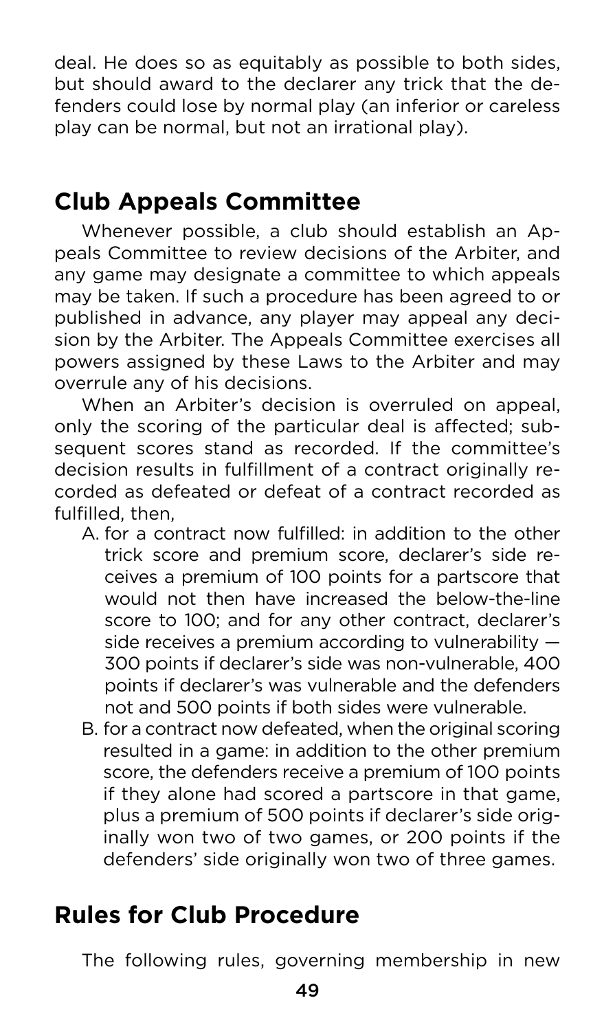deal. He does so as equitably as possible to both sides, but should award to the declarer any trick that the defenders could lose by normal play (an inferior or careless play can be normal, but not an irrational play).

## Club Appeals Committee

Whenever possible, a club should establish an Appeals Committee to review decisions of the Arbiter, and any game may designate a committee to which appeals may be taken. If such a procedure has been agreed to or published in advance, any player may appeal any decision by the Arbiter. The Appeals Committee exercises all powers assigned by these Laws to the Arbiter and may overrule any of his decisions.

When an Arbiter's decision is overruled on appeal, only the scoring of the particular deal is affected; subsequent scores stand as recorded. If the committee's decision results in fulfillment of a contract originally recorded as defeated or defeat of a contract recorded as fulfilled, then,

A. for a contract now fulfilled: in addition to the other trick score and premium score, declarer's side receives a premium of 100 points for a partscore that would not then have increased the below-the-line score to 100; and for any other contract, declarer's side receives a premium according to vulnerability — 300 points if declarer's side was non-vulnerable, 400 points if declarer's was vulnerable and the defenders not and 500 points if both sides were vulnerable.

B. for a contract now defeated, when the original scoring resulted in a game: in addition to the other premium score, the defenders receive a premium of 100 points if they alone had scored a partscore in that game, plus a premium of 500 points if declarer's side originally won two of two games, or 200 points if the defenders' side originally won two of three games.

## Rules for Club Procedure

The following rules, governing membership in new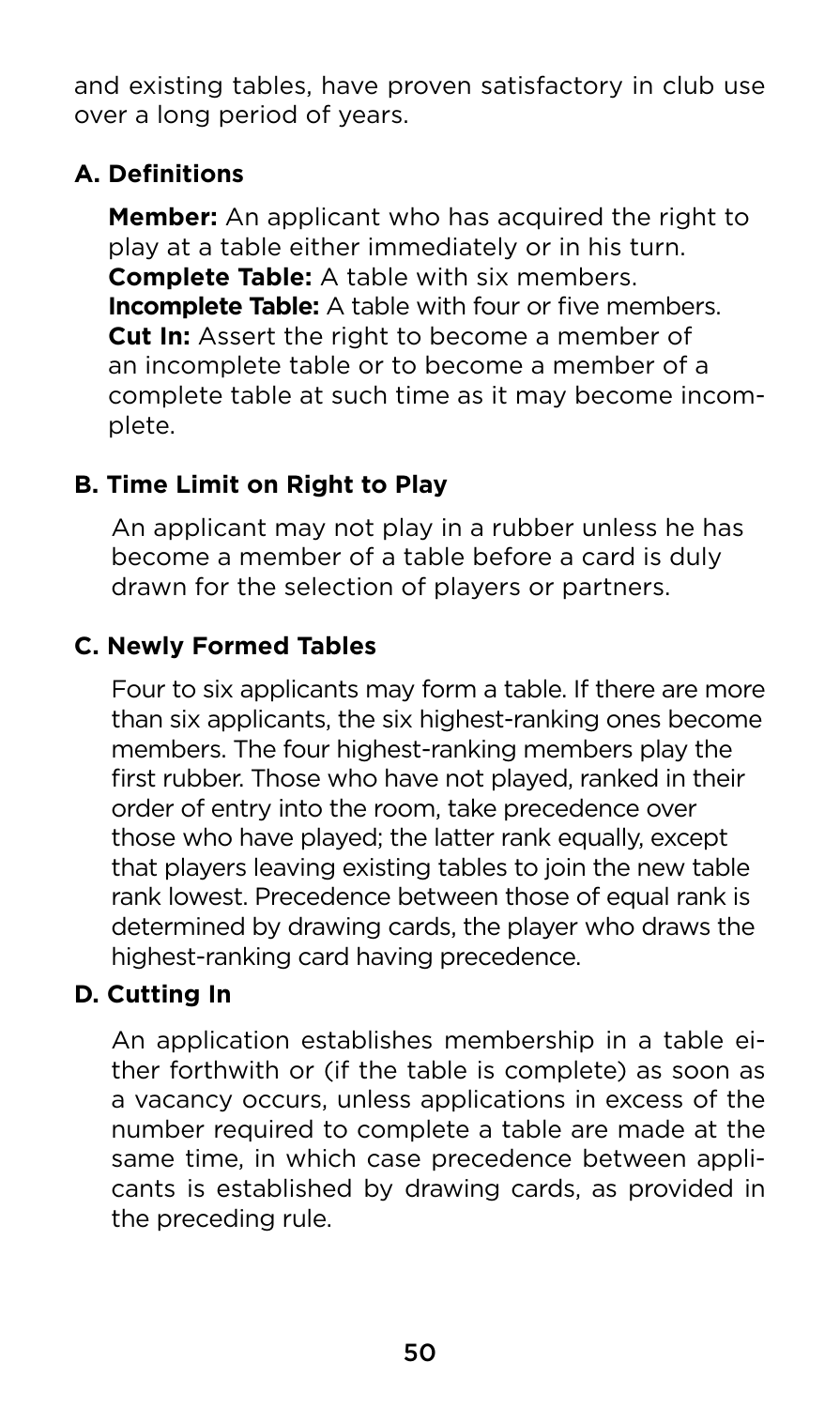and existing tables, have proven satisfactory in club use over a long period of years.

### A. Definitions

**Member:** An applicant who has acquired the right to play at a table either immediately or in his turn.
**Complete Table:** A table with six members.
**Incomplete Table:** A table with four or five members.
**Cut In:** Assert the right to become a member of an incomplete table or to become a member of a complete table at such time as it may become incomplete.

### B. Time Limit on Right to Play

An applicant may not play in a rubber unless he has become a member of a table before a card is duly drawn for the selection of players or partners.

### C. Newly Formed Tables

Four to six applicants may form a table. If there are more than six applicants, the six highest-ranking ones become members. The four highest-ranking members play the first rubber. Those who have not played, ranked in their order of entry into the room, take precedence over those who have played; the latter rank equally, except that players leaving existing tables to join the new table rank lowest. Precedence between those of equal rank is determined by drawing cards, the player who draws the highest-ranking card having precedence.

### D. Cutting In

An application establishes membership in a table either forthwith or (if the table is complete) as soon as a vacancy occurs, unless applications in excess of the number required to complete a table are made at the same time, in which case precedence between applicants is established by drawing cards, as provided in the preceding rule.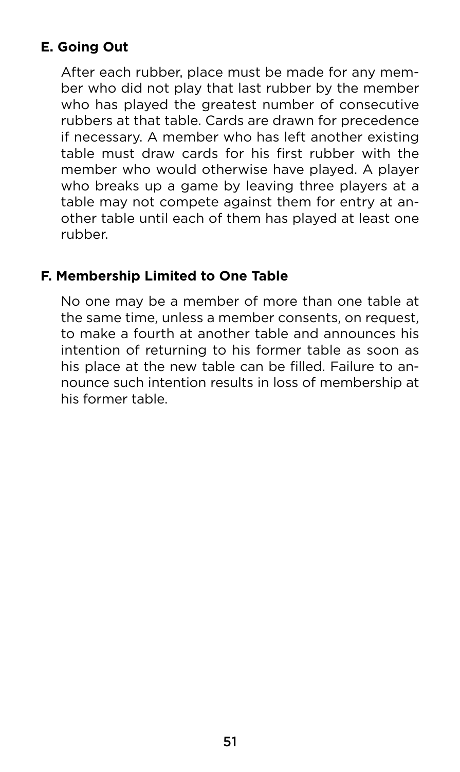### E. Going Out

After each rubber, place must be made for any member who did not play that last rubber by the member who has played the greatest number of consecutive rubbers at that table. Cards are drawn for precedence if necessary. A member who has left another existing table must draw cards for his first rubber with the member who would otherwise have played. A player who breaks up a game by leaving three players at a table may not compete against them for entry at another table until each of them has played at least one rubber.

### F. Membership Limited to One Table

No one may be a member of more than one table at the same time, unless a member consents, on request, to make a fourth at another table and announces his intention of returning to his former table as soon as his place at the new table can be filled. Failure to announce such intention results in loss of membership at his former table.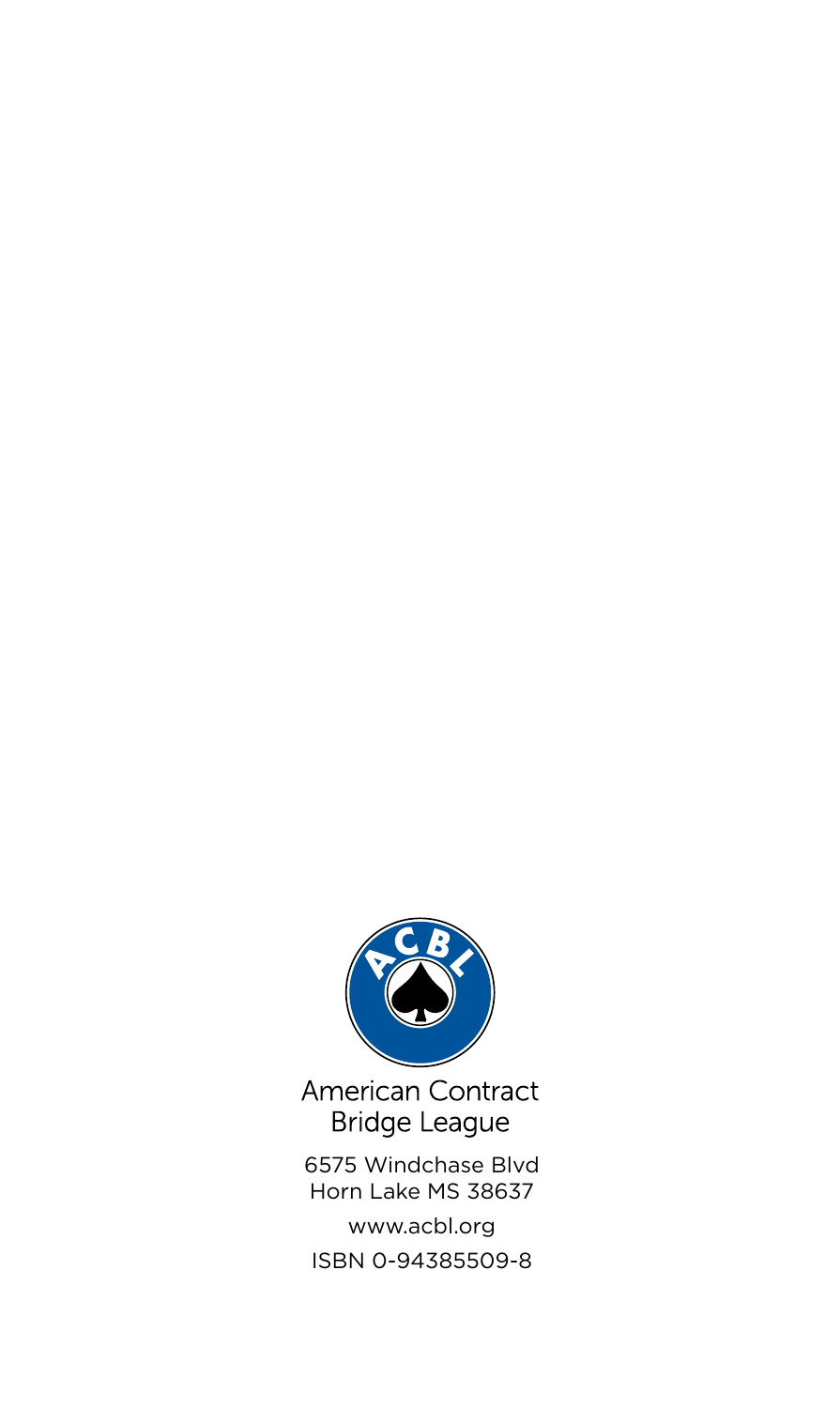American Contract
Bridge League

6575 Windchase Blvd
Horn Lake MS 38637

www.acbl.org

ISBN 0-94385509-8